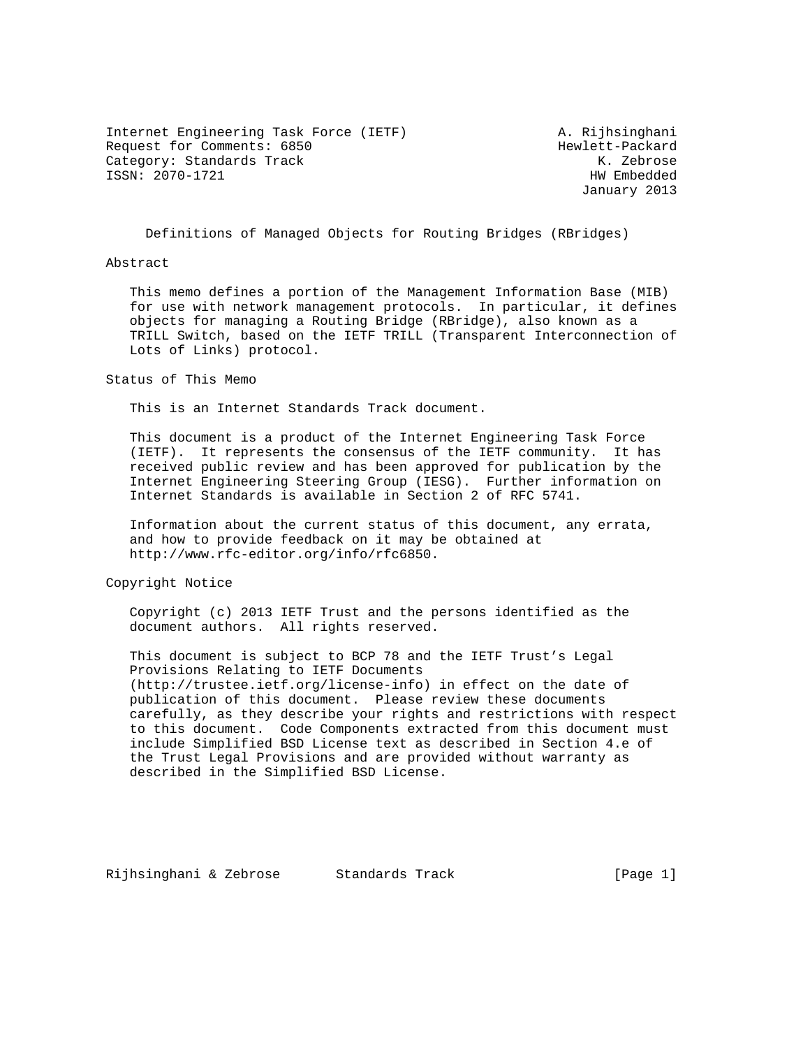Internet Engineering Task Force (IETF) A. Rijhsinghani
Request for Comments: 6850 Hewlett-Packard
Category: Standards Track K. Zebrose
ISSN: 2070-1721 HW Embedded
January 2013

# Definitions of Managed Objects for Routing Bridges (RBridges)

## Abstract

This memo defines a portion of the Management Information Base (MIB) for use with network management protocols. In particular, it defines objects for managing a Routing Bridge (RBridge), also known as a TRILL Switch, based on the IETF TRILL (Transparent Interconnection of Lots of Links) protocol.

## Status of This Memo

This is an Internet Standards Track document.

This document is a product of the Internet Engineering Task Force (IETF). It represents the consensus of the IETF community. It has received public review and has been approved for publication by the Internet Engineering Steering Group (IESG). Further information on Internet Standards is available in Section 2 of RFC 5741.

Information about the current status of this document, any errata, and how to provide feedback on it may be obtained at http://www.rfc-editor.org/info/rfc6850.

## Copyright Notice

Copyright (c) 2013 IETF Trust and the persons identified as the document authors. All rights reserved.

This document is subject to BCP 78 and the IETF Trust's Legal Provisions Relating to IETF Documents (http://trustee.ietf.org/license-info) in effect on the date of publication of this document. Please review these documents carefully, as they describe your rights and restrictions with respect to this document. Code Components extracted from this document must include Simplified BSD License text as described in Section 4.e of the Trust Legal Provisions and are provided without warranty as described in the Simplified BSD License.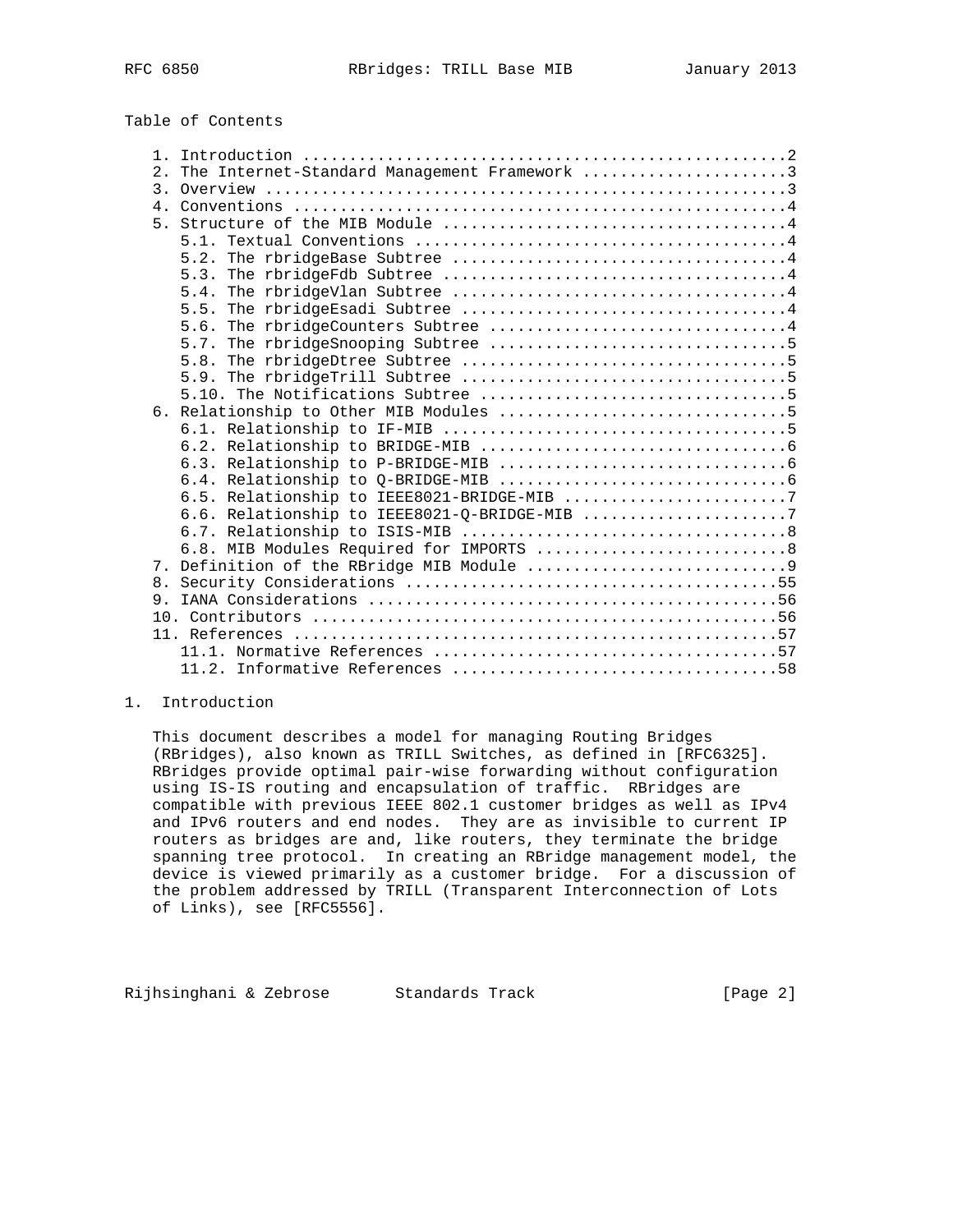Table of Contents

```
   1. Introduction ....................................................2
   2. The Internet-Standard Management Framework ......................3
   3. Overview ........................................................3
   4. Conventions .....................................................4
   5. Structure of the MIB Module .....................................4
      5.1. Textual Conventions ........................................4
      5.2. The rbridgeBase Subtree ....................................4
      5.3. The rbridgeFdb Subtree .....................................4
      5.4. The rbridgeVlan Subtree ....................................4
      5.5. The rbridgeEsadi Subtree ...................................4
      5.6. The rbridgeCounters Subtree ................................4
      5.7. The rbridgeSnooping Subtree ................................5
      5.8. The rbridgeDtree Subtree ...................................5
      5.9. The rbridgeTrill Subtree ...................................5
      5.10. The Notifications Subtree .................................5
   6. Relationship to Other MIB Modules ...............................5
      6.1. Relationship to IF-MIB .....................................5
      6.2. Relationship to BRIDGE-MIB .................................6
      6.3. Relationship to P-BRIDGE-MIB ...............................6
      6.4. Relationship to Q-BRIDGE-MIB ...............................6
      6.5. Relationship to IEEE8021-BRIDGE-MIB ........................7
      6.6. Relationship to IEEE8021-Q-BRIDGE-MIB ......................7
      6.7. Relationship to ISIS-MIB ...................................8
      6.8. MIB Modules Required for IMPORTS ...........................8
   7. Definition of the RBridge MIB Module ............................9
   8. Security Considerations ........................................55
   9. IANA Considerations ............................................56
   10. Contributors ..................................................56
   11. References ....................................................57
      11.1. Normative References .....................................57
      11.2. Informative References ...................................58
```

## 1. Introduction

This document describes a model for managing Routing Bridges (RBridges), also known as TRILL Switches, as defined in [RFC6325]. RBridges provide optimal pair-wise forwarding without configuration using IS-IS routing and encapsulation of traffic. RBridges are compatible with previous IEEE 802.1 customer bridges as well as IPv4 and IPv6 routers and end nodes. They are as invisible to current IP routers as bridges are and, like routers, they terminate the bridge spanning tree protocol. In creating an RBridge management model, the device is viewed primarily as a customer bridge. For a discussion of the problem addressed by TRILL (Transparent Interconnection of Lots of Links), see [RFC5556].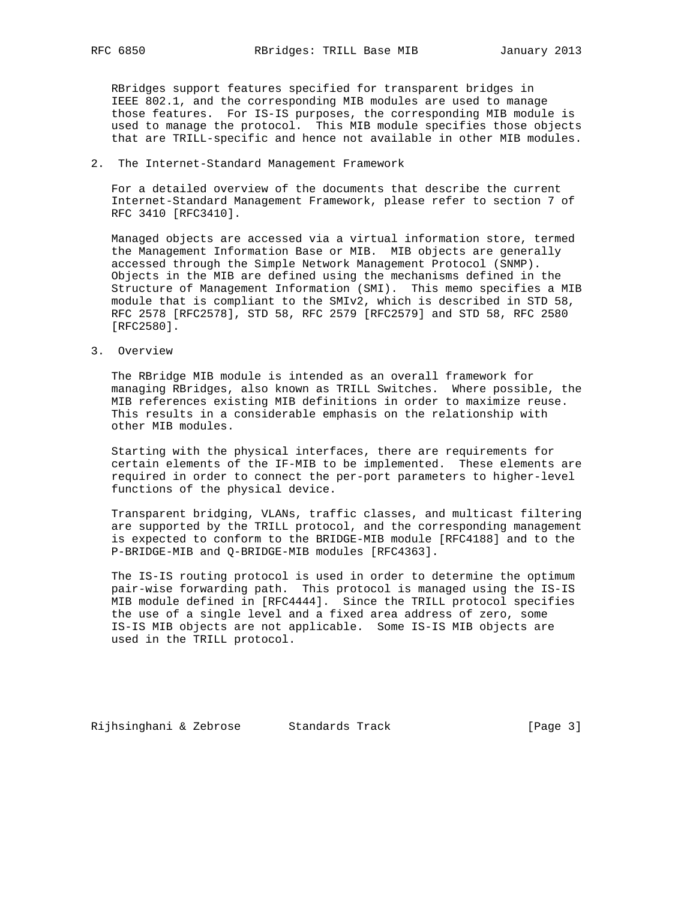RBridges support features specified for transparent bridges in IEEE 802.1, and the corresponding MIB modules are used to manage those features. For IS-IS purposes, the corresponding MIB module is used to manage the protocol. This MIB module specifies those objects that are TRILL-specific and hence not available in other MIB modules.

## 2. The Internet-Standard Management Framework

For a detailed overview of the documents that describe the current Internet-Standard Management Framework, please refer to section 7 of RFC 3410 [RFC3410].

Managed objects are accessed via a virtual information store, termed the Management Information Base or MIB. MIB objects are generally accessed through the Simple Network Management Protocol (SNMP). Objects in the MIB are defined using the mechanisms defined in the Structure of Management Information (SMI). This memo specifies a MIB module that is compliant to the SMIv2, which is described in STD 58, RFC 2578 [RFC2578], STD 58, RFC 2579 [RFC2579] and STD 58, RFC 2580 [RFC2580].

## 3. Overview

The RBridge MIB module is intended as an overall framework for managing RBridges, also known as TRILL Switches. Where possible, the MIB references existing MIB definitions in order to maximize reuse. This results in a considerable emphasis on the relationship with other MIB modules.

Starting with the physical interfaces, there are requirements for certain elements of the IF-MIB to be implemented. These elements are required in order to connect the per-port parameters to higher-level functions of the physical device.

Transparent bridging, VLANs, traffic classes, and multicast filtering are supported by the TRILL protocol, and the corresponding management is expected to conform to the BRIDGE-MIB module [RFC4188] and to the P-BRIDGE-MIB and Q-BRIDGE-MIB modules [RFC4363].

The IS-IS routing protocol is used in order to determine the optimum pair-wise forwarding path. This protocol is managed using the IS-IS MIB module defined in [RFC4444]. Since the TRILL protocol specifies the use of a single level and a fixed area address of zero, some IS-IS MIB objects are not applicable. Some IS-IS MIB objects are used in the TRILL protocol.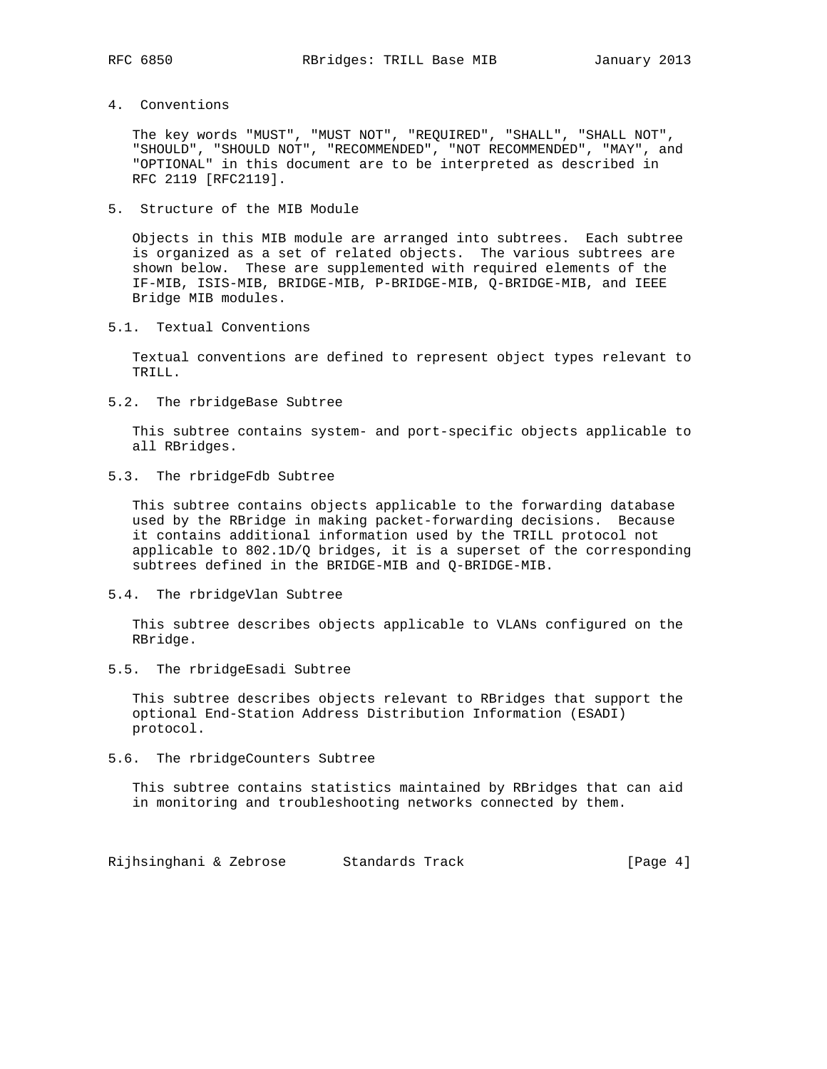## 4. Conventions

The key words "MUST", "MUST NOT", "REQUIRED", "SHALL", "SHALL NOT", "SHOULD", "SHOULD NOT", "RECOMMENDED", "NOT RECOMMENDED", "MAY", and "OPTIONAL" in this document are to be interpreted as described in RFC 2119 [RFC2119].

## 5. Structure of the MIB Module

Objects in this MIB module are arranged into subtrees. Each subtree is organized as a set of related objects. The various subtrees are shown below. These are supplemented with required elements of the IF-MIB, ISIS-MIB, BRIDGE-MIB, P-BRIDGE-MIB, Q-BRIDGE-MIB, and IEEE Bridge MIB modules.

### 5.1. Textual Conventions

Textual conventions are defined to represent object types relevant to TRILL.

### 5.2. The rbridgeBase Subtree

This subtree contains system- and port-specific objects applicable to all RBridges.

### 5.3. The rbridgeFdb Subtree

This subtree contains objects applicable to the forwarding database used by the RBridge in making packet-forwarding decisions. Because it contains additional information used by the TRILL protocol not applicable to 802.1D/Q bridges, it is a superset of the corresponding subtrees defined in the BRIDGE-MIB and Q-BRIDGE-MIB.

### 5.4. The rbridgeVlan Subtree

This subtree describes objects applicable to VLANs configured on the RBridge.

### 5.5. The rbridgeEsadi Subtree

This subtree describes objects relevant to RBridges that support the optional End-Station Address Distribution Information (ESADI) protocol.

### 5.6. The rbridgeCounters Subtree

This subtree contains statistics maintained by RBridges that can aid in monitoring and troubleshooting networks connected by them.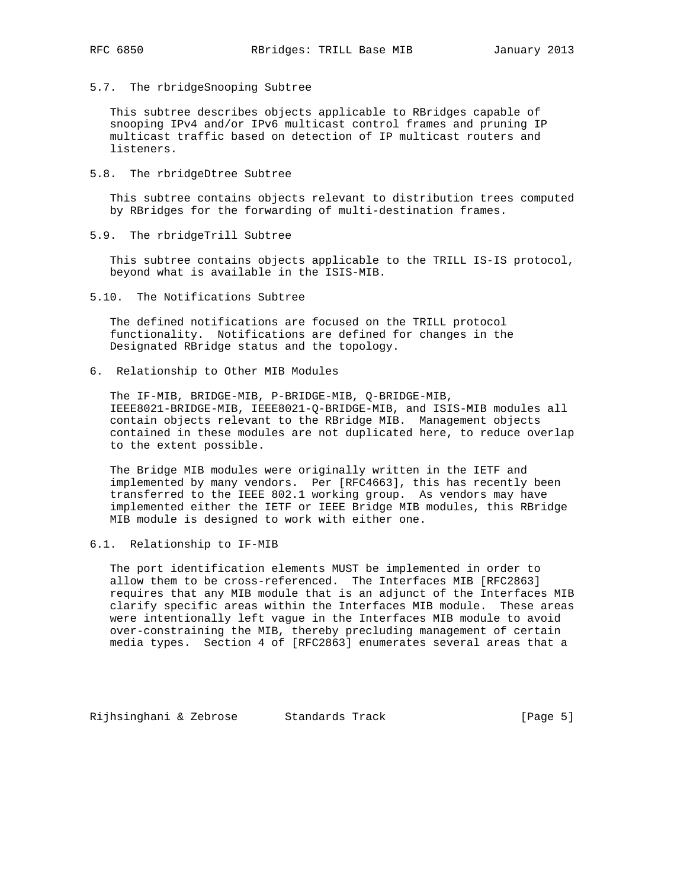## 5.7. The rbridgeSnooping Subtree

This subtree describes objects applicable to RBridges capable of snooping IPv4 and/or IPv6 multicast control frames and pruning IP multicast traffic based on detection of IP multicast routers and listeners.

## 5.8. The rbridgeDtree Subtree

This subtree contains objects relevant to distribution trees computed by RBridges for the forwarding of multi-destination frames.

## 5.9. The rbridgeTrill Subtree

This subtree contains objects applicable to the TRILL IS-IS protocol, beyond what is available in the ISIS-MIB.

## 5.10. The Notifications Subtree

The defined notifications are focused on the TRILL protocol functionality. Notifications are defined for changes in the Designated RBridge status and the topology.

# 6. Relationship to Other MIB Modules

The IF-MIB, BRIDGE-MIB, P-BRIDGE-MIB, Q-BRIDGE-MIB, IEEE8021-BRIDGE-MIB, IEEE8021-Q-BRIDGE-MIB, and ISIS-MIB modules all contain objects relevant to the RBridge MIB. Management objects contained in these modules are not duplicated here, to reduce overlap to the extent possible.

The Bridge MIB modules were originally written in the IETF and implemented by many vendors. Per [RFC4663], this has recently been transferred to the IEEE 802.1 working group. As vendors may have implemented either the IETF or IEEE Bridge MIB modules, this RBridge MIB module is designed to work with either one.

## 6.1. Relationship to IF-MIB

The port identification elements MUST be implemented in order to allow them to be cross-referenced. The Interfaces MIB [RFC2863] requires that any MIB module that is an adjunct of the Interfaces MIB clarify specific areas within the Interfaces MIB module. These areas were intentionally left vague in the Interfaces MIB module to avoid over-constraining the MIB, thereby precluding management of certain media types. Section 4 of [RFC2863] enumerates several areas that a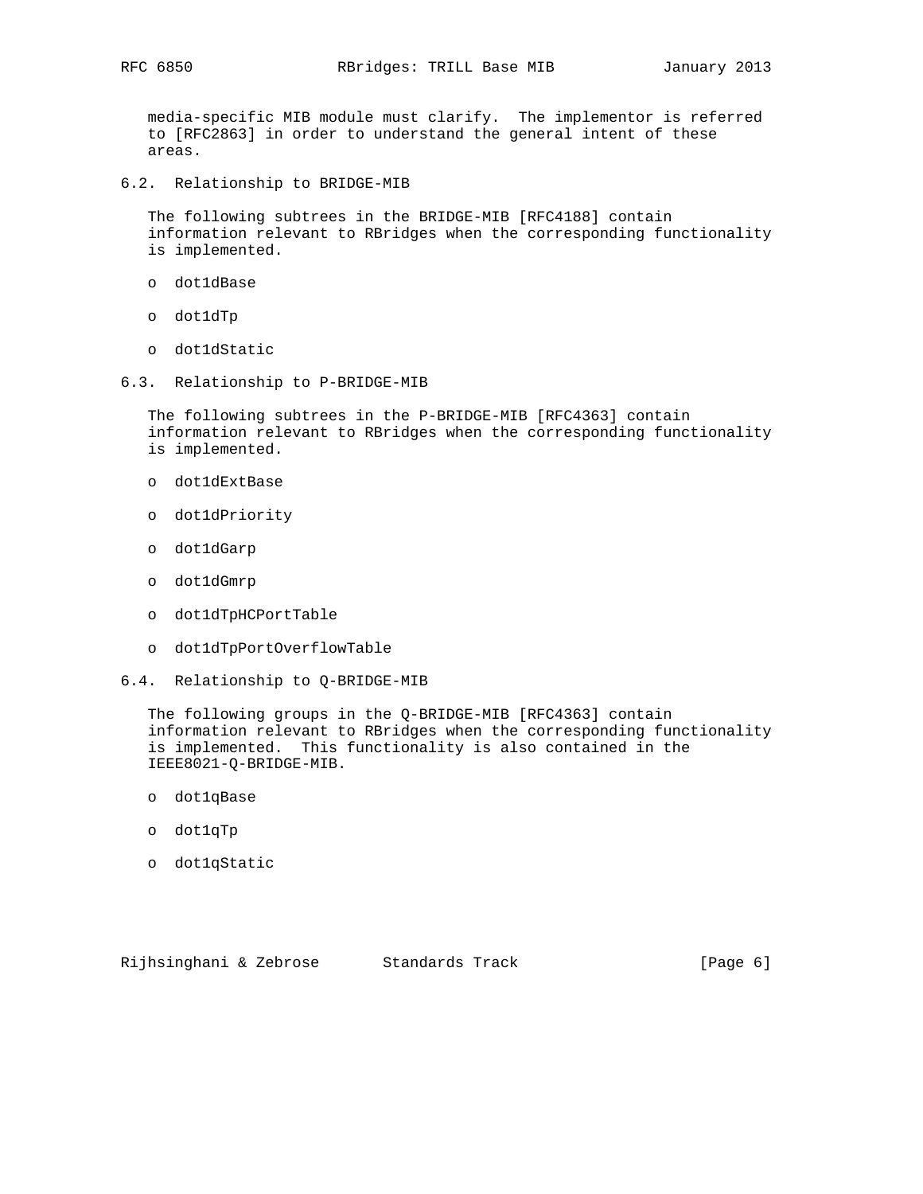media-specific MIB module must clarify. The implementor is referred to [RFC2863] in order to understand the general intent of these areas.

### 6.2. Relationship to BRIDGE-MIB

The following subtrees in the BRIDGE-MIB [RFC4188] contain information relevant to RBridges when the corresponding functionality is implemented.

- dot1dBase
- dot1dTp
- dot1dStatic

### 6.3. Relationship to P-BRIDGE-MIB

The following subtrees in the P-BRIDGE-MIB [RFC4363] contain information relevant to RBridges when the corresponding functionality is implemented.

- dot1dExtBase
- dot1dPriority
- dot1dGarp
- dot1dGmrp
- dot1dTpHCPortTable
- dot1dTpPortOverflowTable

### 6.4. Relationship to Q-BRIDGE-MIB

The following groups in the Q-BRIDGE-MIB [RFC4363] contain information relevant to RBridges when the corresponding functionality is implemented. This functionality is also contained in the IEEE8021-Q-BRIDGE-MIB.

- dot1qBase
- dot1qTp
- dot1qStatic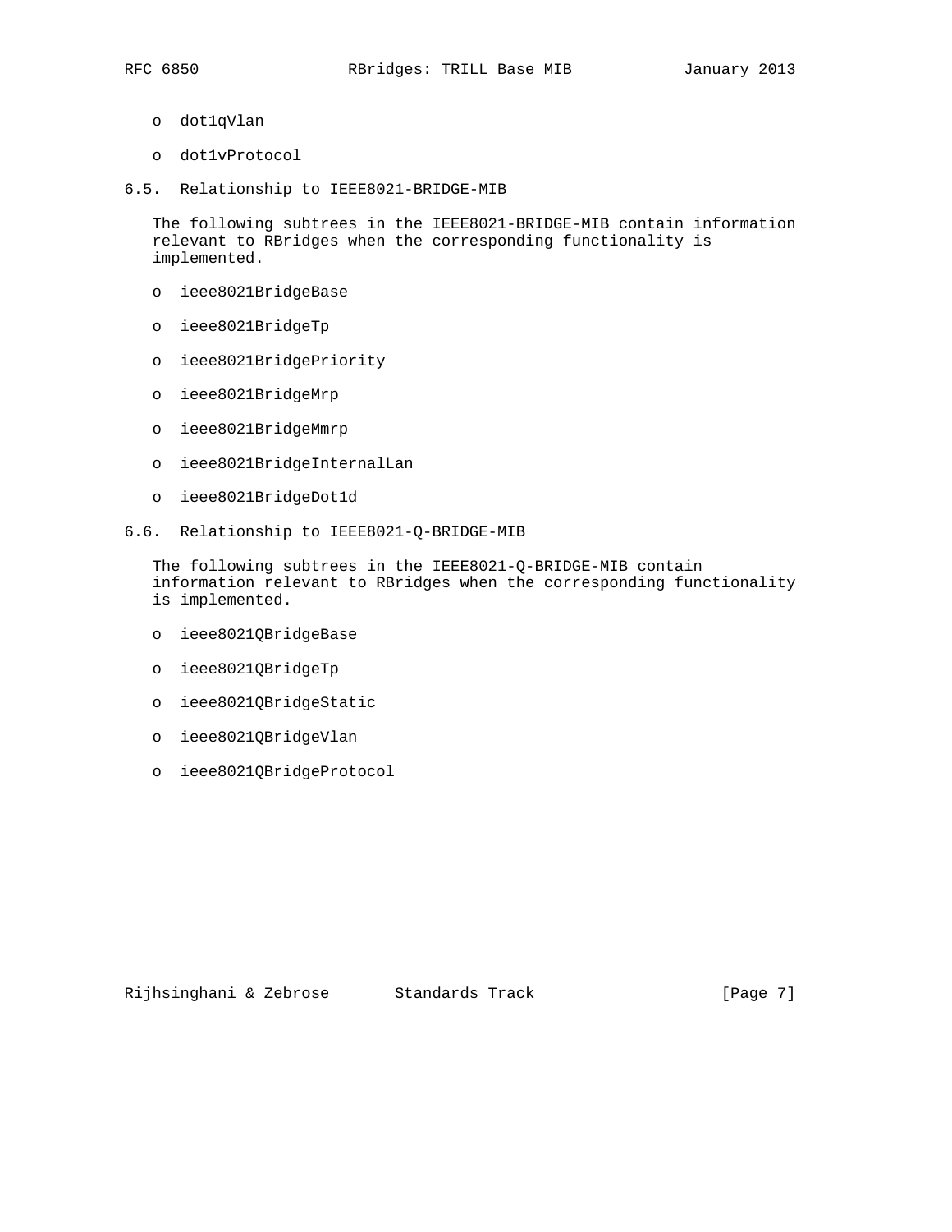- dot1qVlan
- dot1vProtocol

### 6.5. Relationship to IEEE8021-BRIDGE-MIB

The following subtrees in the IEEE8021-BRIDGE-MIB contain information relevant to RBridges when the corresponding functionality is implemented.

- ieee8021BridgeBase
- ieee8021BridgeTp
- ieee8021BridgePriority
- ieee8021BridgeMrp
- ieee8021BridgeMmrp
- ieee8021BridgeInternalLan
- ieee8021BridgeDot1d

### 6.6. Relationship to IEEE8021-Q-BRIDGE-MIB

The following subtrees in the IEEE8021-Q-BRIDGE-MIB contain information relevant to RBridges when the corresponding functionality is implemented.

- ieee8021QBridgeBase
- ieee8021QBridgeTp
- ieee8021QBridgeStatic
- ieee8021QBridgeVlan
- ieee8021QBridgeProtocol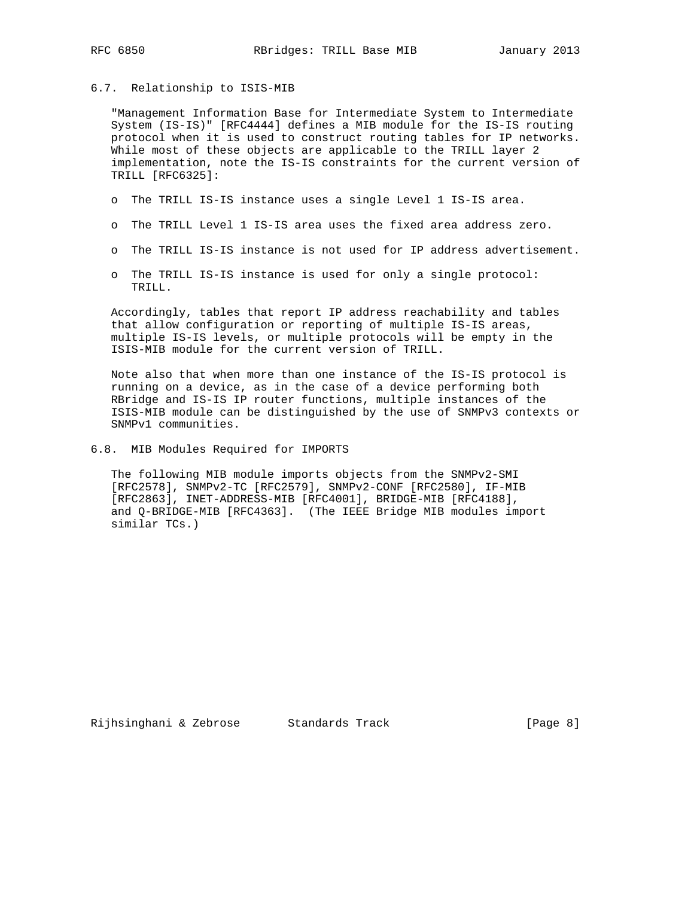## 6.7. Relationship to ISIS-MIB

"Management Information Base for Intermediate System to Intermediate System (IS-IS)" [RFC4444] defines a MIB module for the IS-IS routing protocol when it is used to construct routing tables for IP networks. While most of these objects are applicable to the TRILL layer 2 implementation, note the IS-IS constraints for the current version of TRILL [RFC6325]:

- The TRILL IS-IS instance uses a single Level 1 IS-IS area.
- The TRILL Level 1 IS-IS area uses the fixed area address zero.
- The TRILL IS-IS instance is not used for IP address advertisement.
- The TRILL IS-IS instance is used for only a single protocol: TRILL.

Accordingly, tables that report IP address reachability and tables that allow configuration or reporting of multiple IS-IS areas, multiple IS-IS levels, or multiple protocols will be empty in the ISIS-MIB module for the current version of TRILL.

Note also that when more than one instance of the IS-IS protocol is running on a device, as in the case of a device performing both RBridge and IS-IS IP router functions, multiple instances of the ISIS-MIB module can be distinguished by the use of SNMPv3 contexts or SNMPv1 communities.

## 6.8. MIB Modules Required for IMPORTS

The following MIB module imports objects from the SNMPv2-SMI [RFC2578], SNMPv2-TC [RFC2579], SNMPv2-CONF [RFC2580], IF-MIB [RFC2863], INET-ADDRESS-MIB [RFC4001], BRIDGE-MIB [RFC4188], and Q-BRIDGE-MIB [RFC4363]. (The IEEE Bridge MIB modules import similar TCs.)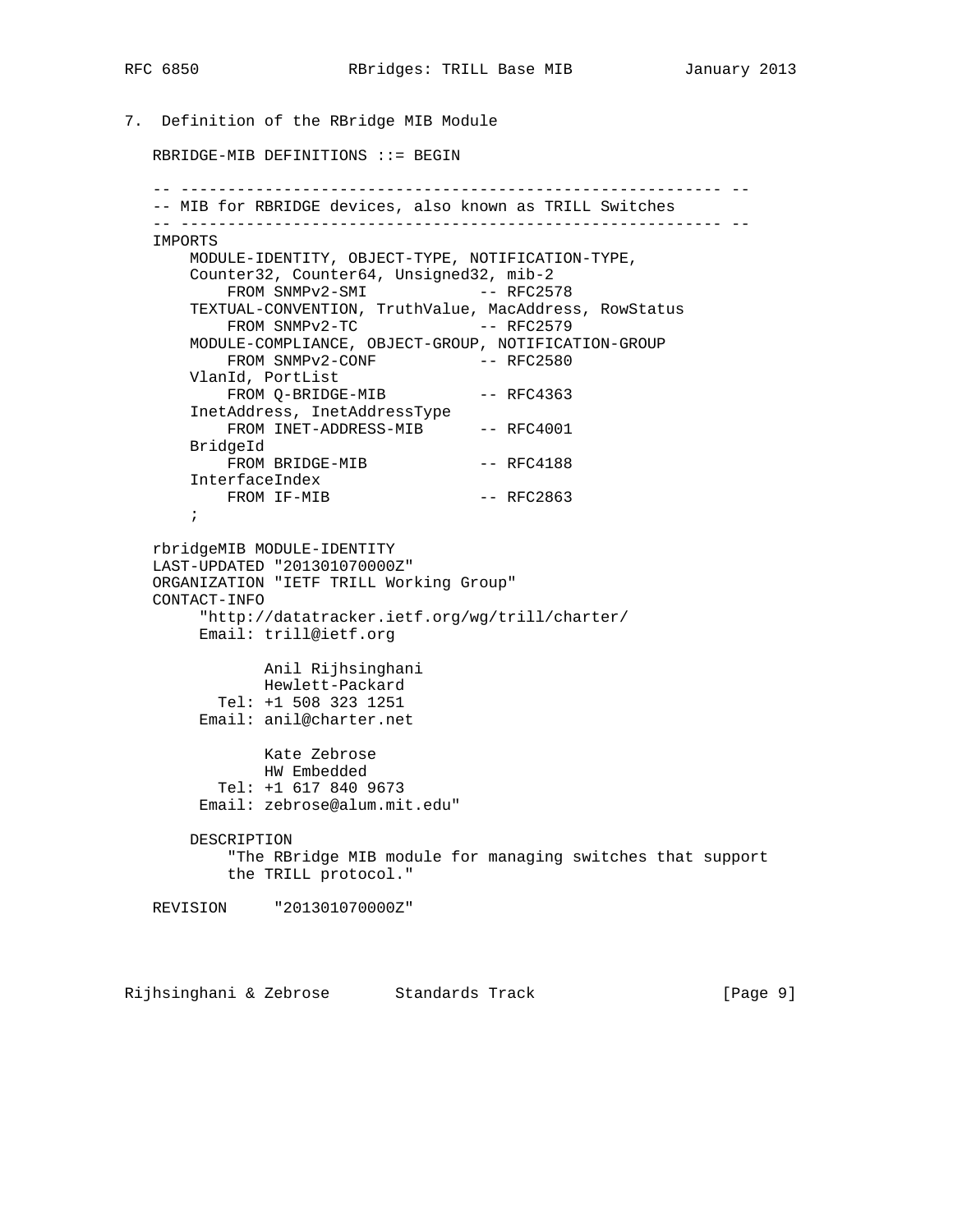## 7. Definition of the RBridge MIB Module

```
RBRIDGE-MIB DEFINITIONS ::= BEGIN

-- ---------------------------------------------------------- --
-- MIB for RBRIDGE devices, also known as TRILL Switches
-- ---------------------------------------------------------- --
IMPORTS
    MODULE-IDENTITY, OBJECT-TYPE, NOTIFICATION-TYPE,
    Counter32, Counter64, Unsigned32, mib-2
        FROM SNMPv2-SMI            -- RFC2578
    TEXTUAL-CONVENTION, TruthValue, MacAddress, RowStatus
        FROM SNMPv2-TC             -- RFC2579
    MODULE-COMPLIANCE, OBJECT-GROUP, NOTIFICATION-GROUP
        FROM SNMPv2-CONF           -- RFC2580
    VlanId, PortList
        FROM Q-BRIDGE-MIB          -- RFC4363
    InetAddress, InetAddressType
        FROM INET-ADDRESS-MIB      -- RFC4001
    BridgeId
        FROM BRIDGE-MIB            -- RFC4188
    InterfaceIndex
        FROM IF-MIB                -- RFC2863
    ;

rbridgeMIB MODULE-IDENTITY
LAST-UPDATED "201301070000Z"
ORGANIZATION "IETF TRILL Working Group"
CONTACT-INFO
     "http://datatracker.ietf.org/wg/trill/charter/
     Email: trill@ietf.org

           Anil Rijhsinghani
           Hewlett-Packard
       Tel: +1 508 323 1251
     Email: anil@charter.net

           Kate Zebrose
           HW Embedded
       Tel: +1 617 840 9673
     Email: zebrose@alum.mit.edu"

    DESCRIPTION
        "The RBridge MIB module for managing switches that support
        the TRILL protocol."

REVISION     "201301070000Z"
```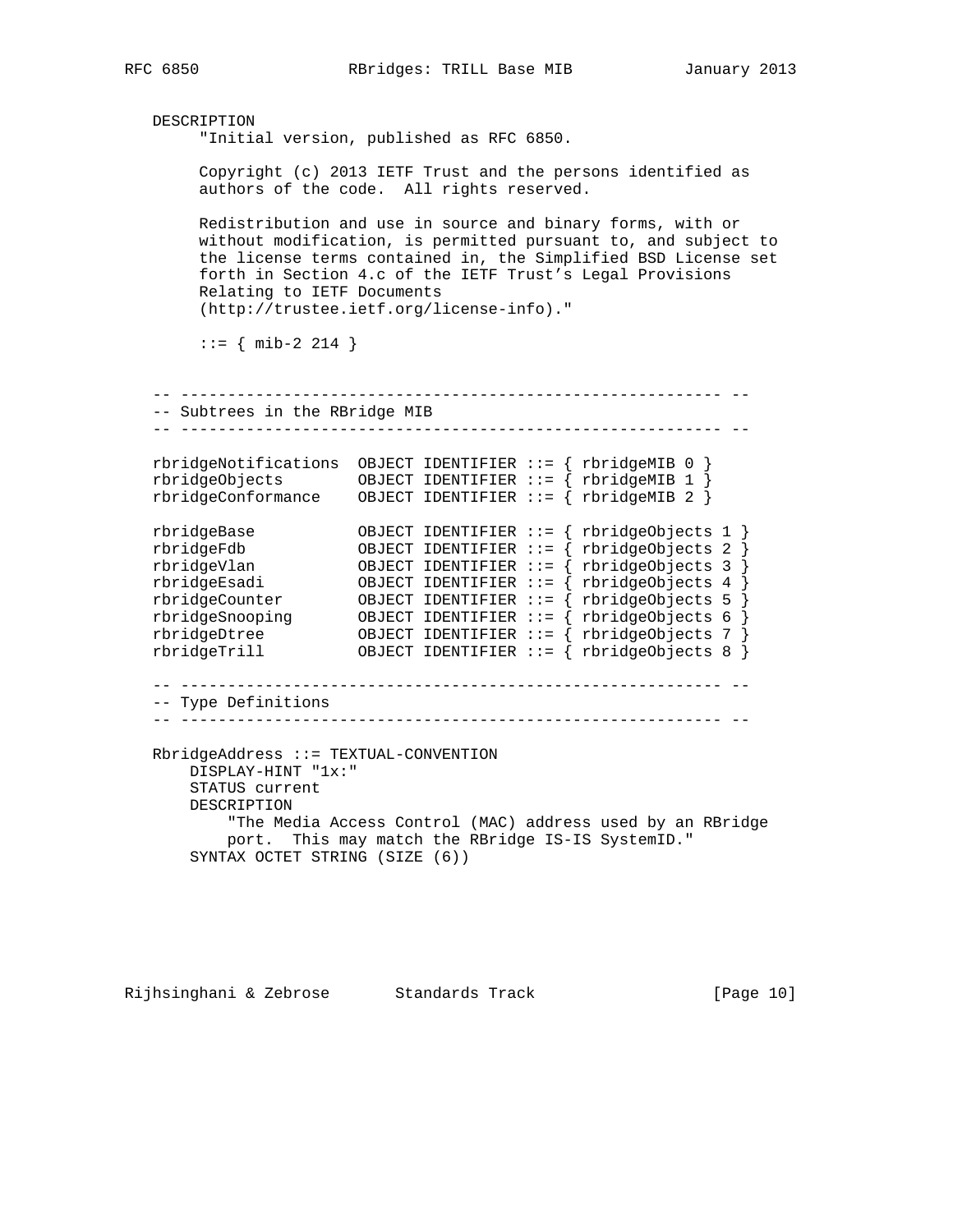```
   DESCRIPTION
        "Initial version, published as RFC 6850.

        Copyright (c) 2013 IETF Trust and the persons identified as
        authors of the code.  All rights reserved.

        Redistribution and use in source and binary forms, with or
        without modification, is permitted pursuant to, and subject to
        the license terms contained in, the Simplified BSD License set
        forth in Section 4.c of the IETF Trust's Legal Provisions
        Relating to IETF Documents
        (http://trustee.ietf.org/license-info)."

        ::= { mib-2 214 }


   -- ---------------------------------------------------------- --
   -- Subtrees in the RBridge MIB
   -- ---------------------------------------------------------- --

   rbridgeNotifications  OBJECT IDENTIFIER ::= { rbridgeMIB 0 }
   rbridgeObjects        OBJECT IDENTIFIER ::= { rbridgeMIB 1 }
   rbridgeConformance    OBJECT IDENTIFIER ::= { rbridgeMIB 2 }

   rbridgeBase           OBJECT IDENTIFIER ::= { rbridgeObjects 1 }
   rbridgeFdb            OBJECT IDENTIFIER ::= { rbridgeObjects 2 }
   rbridgeVlan           OBJECT IDENTIFIER ::= { rbridgeObjects 3 }
   rbridgeEsadi          OBJECT IDENTIFIER ::= { rbridgeObjects 4 }
   rbridgeCounter        OBJECT IDENTIFIER ::= { rbridgeObjects 5 }
   rbridgeSnooping       OBJECT IDENTIFIER ::= { rbridgeObjects 6 }
   rbridgeDtree          OBJECT IDENTIFIER ::= { rbridgeObjects 7 }
   rbridgeTrill          OBJECT IDENTIFIER ::= { rbridgeObjects 8 }

   -- ---------------------------------------------------------- --
   -- Type Definitions
   -- ---------------------------------------------------------- --

   RbridgeAddress ::= TEXTUAL-CONVENTION
       DISPLAY-HINT "1x:"
       STATUS current
       DESCRIPTION
           "The Media Access Control (MAC) address used by an RBridge
           port.  This may match the RBridge IS-IS SystemID."
       SYNTAX OCTET STRING (SIZE (6))
```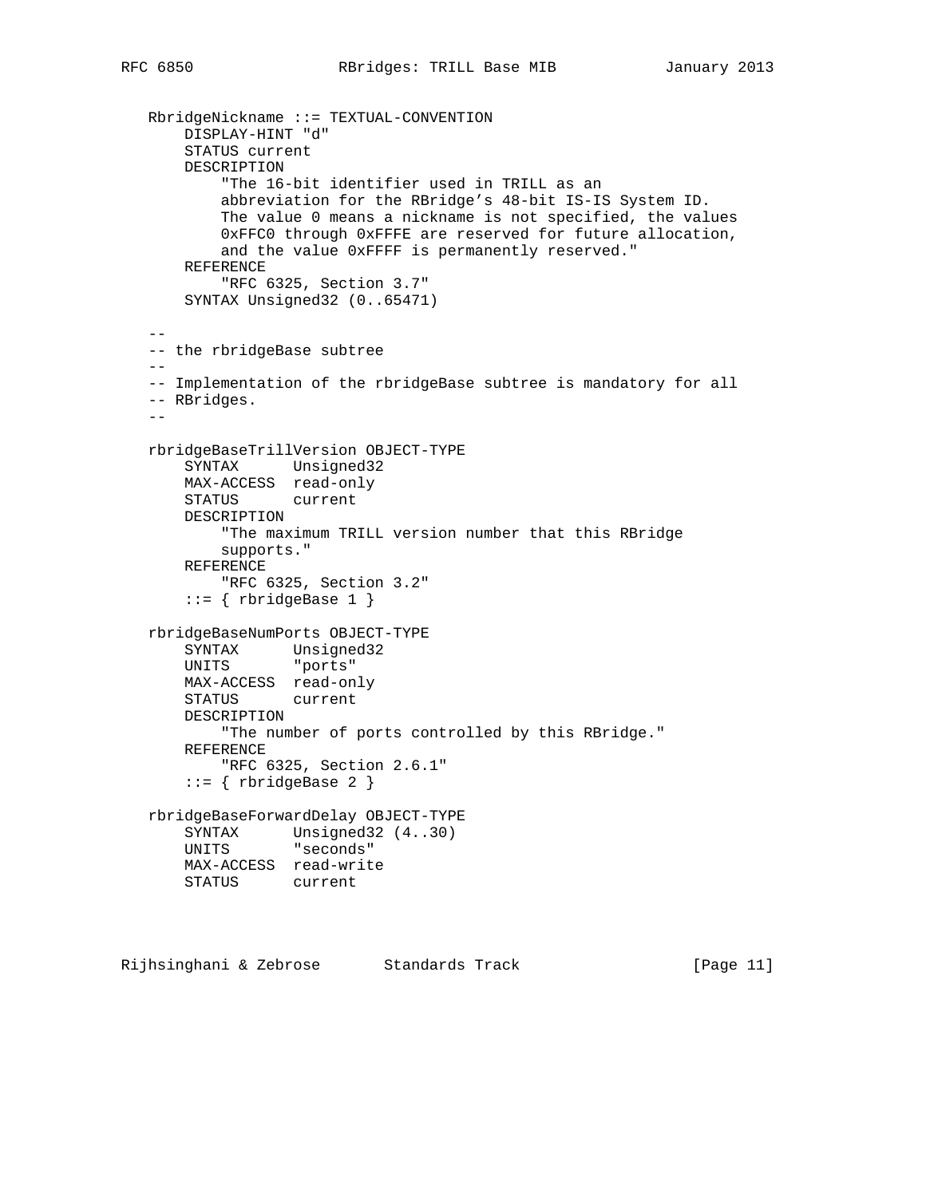```
   RbridgeNickname ::= TEXTUAL-CONVENTION
       DISPLAY-HINT "d"
       STATUS current
       DESCRIPTION
           "The 16-bit identifier used in TRILL as an
           abbreviation for the RBridge's 48-bit IS-IS System ID.
           The value 0 means a nickname is not specified, the values
           0xFFC0 through 0xFFFE are reserved for future allocation,
           and the value 0xFFFF is permanently reserved."
       REFERENCE
           "RFC 6325, Section 3.7"
       SYNTAX Unsigned32 (0..65471)

   --
   -- the rbridgeBase subtree
   --
   -- Implementation of the rbridgeBase subtree is mandatory for all
   -- RBridges.
   --

   rbridgeBaseTrillVersion OBJECT-TYPE
       SYNTAX      Unsigned32
       MAX-ACCESS  read-only
       STATUS      current
       DESCRIPTION
           "The maximum TRILL version number that this RBridge
           supports."
       REFERENCE
           "RFC 6325, Section 3.2"
       ::= { rbridgeBase 1 }

   rbridgeBaseNumPorts OBJECT-TYPE
       SYNTAX      Unsigned32
       UNITS       "ports"
       MAX-ACCESS  read-only
       STATUS      current
       DESCRIPTION
           "The number of ports controlled by this RBridge."
       REFERENCE
           "RFC 6325, Section 2.6.1"
       ::= { rbridgeBase 2 }

   rbridgeBaseForwardDelay OBJECT-TYPE
       SYNTAX      Unsigned32 (4..30)
       UNITS       "seconds"
       MAX-ACCESS  read-write
       STATUS      current
```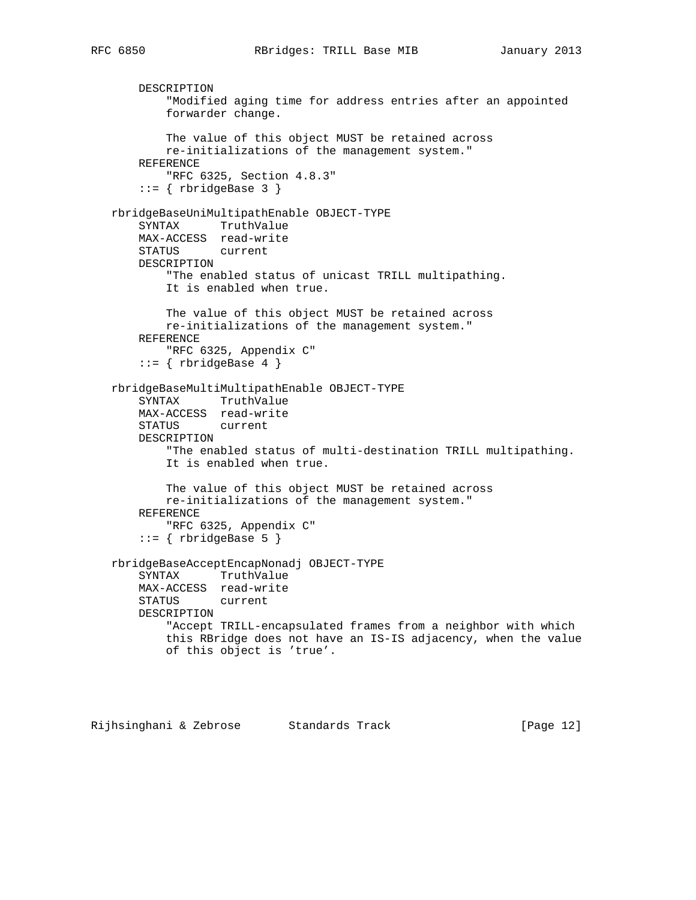```
       DESCRIPTION
           "Modified aging time for address entries after an appointed
           forwarder change.

           The value of this object MUST be retained across
           re-initializations of the management system."
       REFERENCE
           "RFC 6325, Section 4.8.3"
       ::= { rbridgeBase 3 }

   rbridgeBaseUniMultipathEnable OBJECT-TYPE
       SYNTAX      TruthValue
       MAX-ACCESS  read-write
       STATUS      current
       DESCRIPTION
           "The enabled status of unicast TRILL multipathing.
           It is enabled when true.

           The value of this object MUST be retained across
           re-initializations of the management system."
       REFERENCE
           "RFC 6325, Appendix C"
       ::= { rbridgeBase 4 }

   rbridgeBaseMultiMultipathEnable OBJECT-TYPE
       SYNTAX      TruthValue
       MAX-ACCESS  read-write
       STATUS      current
       DESCRIPTION
           "The enabled status of multi-destination TRILL multipathing.
           It is enabled when true.

           The value of this object MUST be retained across
           re-initializations of the management system."
       REFERENCE
           "RFC 6325, Appendix C"
       ::= { rbridgeBase 5 }

   rbridgeBaseAcceptEncapNonadj OBJECT-TYPE
       SYNTAX      TruthValue
       MAX-ACCESS  read-write
       STATUS      current
       DESCRIPTION
           "Accept TRILL-encapsulated frames from a neighbor with which
           this RBridge does not have an IS-IS adjacency, when the value
           of this object is 'true'.
```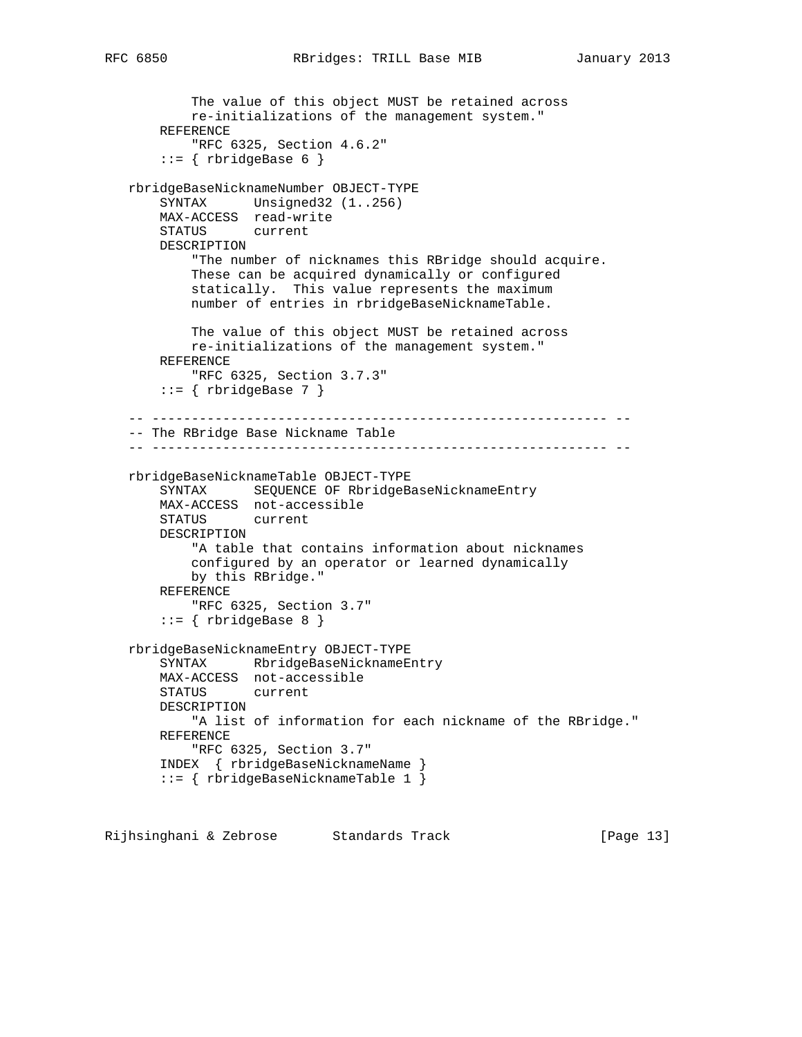```
          The value of this object MUST be retained across
          re-initializations of the management system."
      REFERENCE
          "RFC 6325, Section 4.6.2"
      ::= { rbridgeBase 6 }

  rbridgeBaseNicknameNumber OBJECT-TYPE
      SYNTAX      Unsigned32 (1..256)
      MAX-ACCESS  read-write
      STATUS      current
      DESCRIPTION
          "The number of nicknames this RBridge should acquire.
          These can be acquired dynamically or configured
          statically.  This value represents the maximum
          number of entries in rbridgeBaseNicknameTable.

          The value of this object MUST be retained across
          re-initializations of the management system."
      REFERENCE
          "RFC 6325, Section 3.7.3"
      ::= { rbridgeBase 7 }

  -- ---------------------------------------------------------- --
  -- The RBridge Base Nickname Table
  -- ---------------------------------------------------------- --

  rbridgeBaseNicknameTable OBJECT-TYPE
      SYNTAX      SEQUENCE OF RbridgeBaseNicknameEntry
      MAX-ACCESS  not-accessible
      STATUS      current
      DESCRIPTION
          "A table that contains information about nicknames
          configured by an operator or learned dynamically
          by this RBridge."
      REFERENCE
          "RFC 6325, Section 3.7"
      ::= { rbridgeBase 8 }

  rbridgeBaseNicknameEntry OBJECT-TYPE
      SYNTAX      RbridgeBaseNicknameEntry
      MAX-ACCESS  not-accessible
      STATUS      current
      DESCRIPTION
          "A list of information for each nickname of the RBridge."
      REFERENCE
          "RFC 6325, Section 3.7"
      INDEX  { rbridgeBaseNicknameName }
      ::= { rbridgeBaseNicknameTable 1 }
```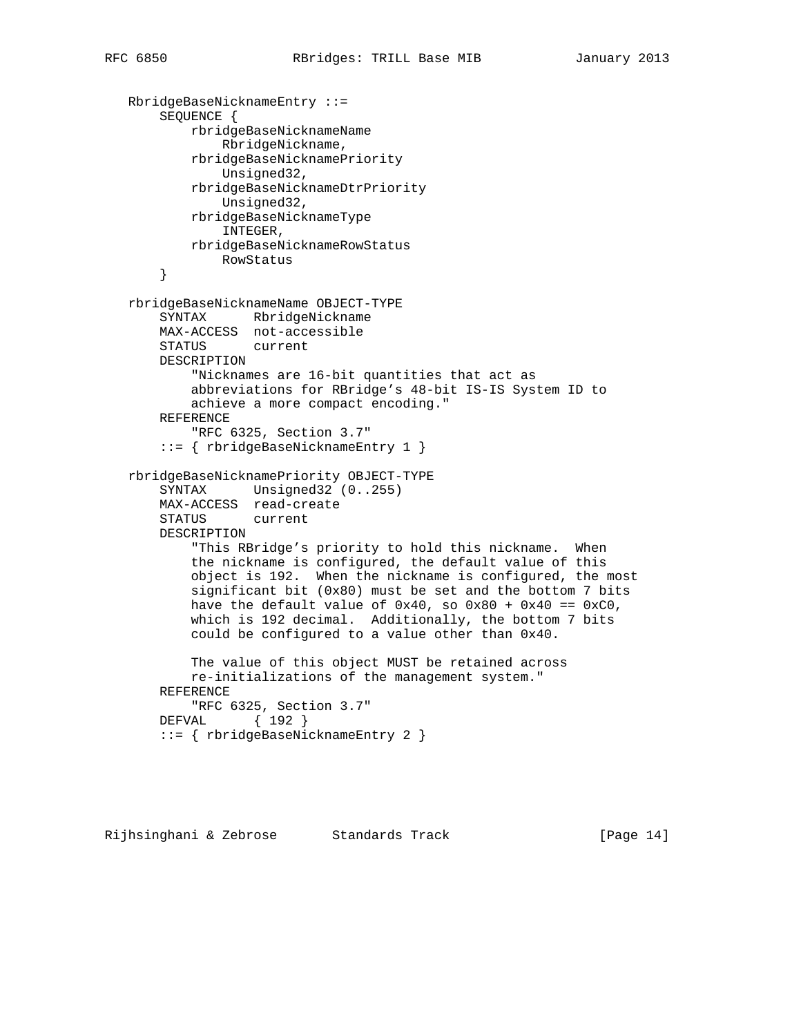```
   RbridgeBaseNicknameEntry ::=
       SEQUENCE {
           rbridgeBaseNicknameName
               RbridgeNickname,
           rbridgeBaseNicknamePriority
               Unsigned32,
           rbridgeBaseNicknameDtrPriority
               Unsigned32,
           rbridgeBaseNicknameType
               INTEGER,
           rbridgeBaseNicknameRowStatus
               RowStatus
       }

   rbridgeBaseNicknameName OBJECT-TYPE
       SYNTAX      RbridgeNickname
       MAX-ACCESS  not-accessible
       STATUS      current
       DESCRIPTION
           "Nicknames are 16-bit quantities that act as
           abbreviations for RBridge's 48-bit IS-IS System ID to
           achieve a more compact encoding."
       REFERENCE
           "RFC 6325, Section 3.7"
       ::= { rbridgeBaseNicknameEntry 1 }

   rbridgeBaseNicknamePriority OBJECT-TYPE
       SYNTAX      Unsigned32 (0..255)
       MAX-ACCESS  read-create
       STATUS      current
       DESCRIPTION
           "This RBridge's priority to hold this nickname.  When
           the nickname is configured, the default value of this
           object is 192.  When the nickname is configured, the most
           significant bit (0x80) must be set and the bottom 7 bits
           have the default value of 0x40, so 0x80 + 0x40 == 0xC0,
           which is 192 decimal.  Additionally, the bottom 7 bits
           could be configured to a value other than 0x40.

           The value of this object MUST be retained across
           re-initializations of the management system."
       REFERENCE
           "RFC 6325, Section 3.7"
       DEFVAL      { 192 }
       ::= { rbridgeBaseNicknameEntry 2 }
```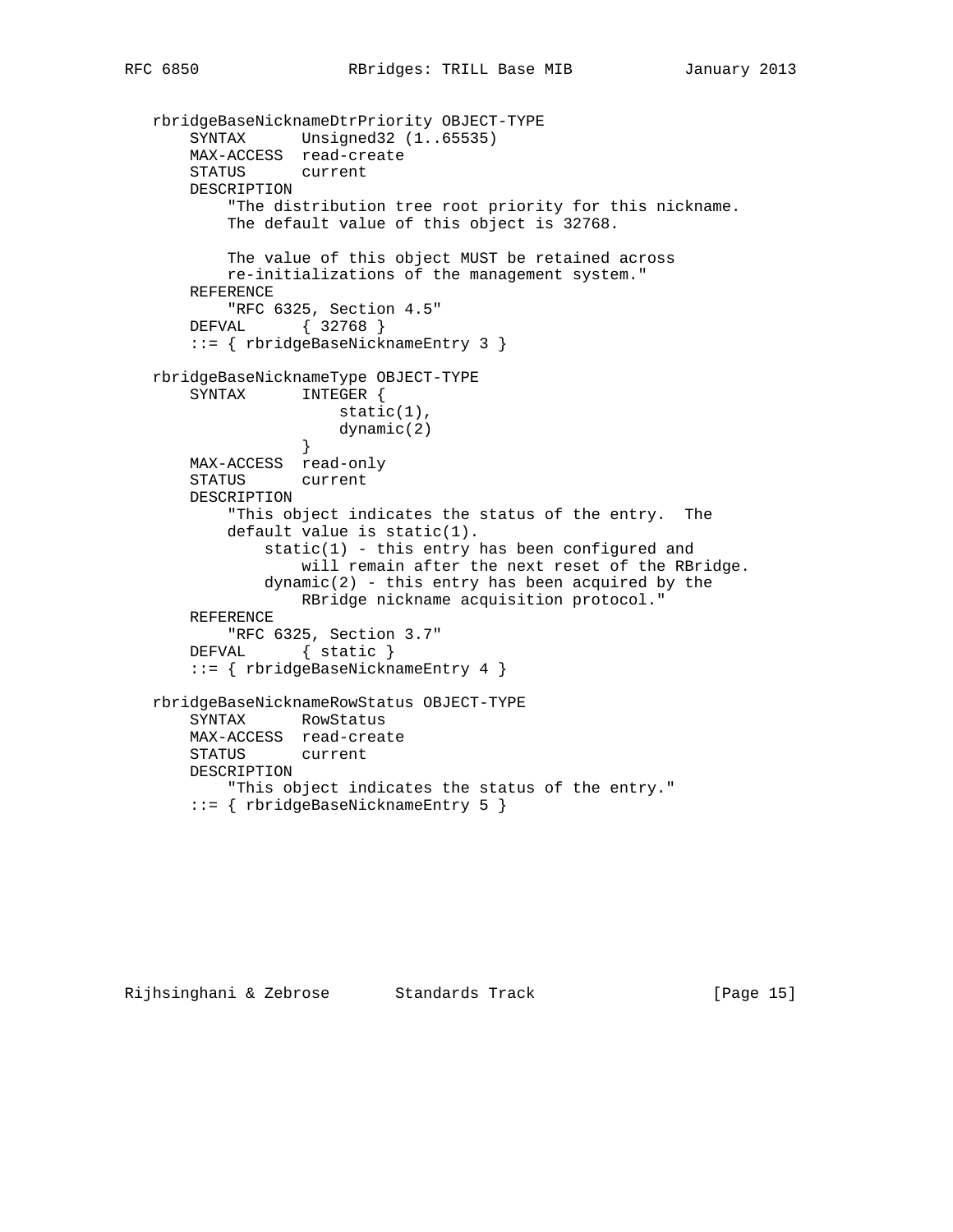```
   rbridgeBaseNicknameDtrPriority OBJECT-TYPE
       SYNTAX      Unsigned32 (1..65535)
       MAX-ACCESS  read-create
       STATUS      current
       DESCRIPTION
           "The distribution tree root priority for this nickname.
           The default value of this object is 32768.

           The value of this object MUST be retained across
           re-initializations of the management system."
       REFERENCE
           "RFC 6325, Section 4.5"
       DEFVAL      { 32768 }
       ::= { rbridgeBaseNicknameEntry 3 }

   rbridgeBaseNicknameType OBJECT-TYPE
       SYNTAX      INTEGER {
                       static(1),
                       dynamic(2)
                   }
       MAX-ACCESS  read-only
       STATUS      current
       DESCRIPTION
           "This object indicates the status of the entry.  The
           default value is static(1).
               static(1) - this entry has been configured and
                   will remain after the next reset of the RBridge.
               dynamic(2) - this entry has been acquired by the
                   RBridge nickname acquisition protocol."
       REFERENCE
           "RFC 6325, Section 3.7"
       DEFVAL      { static }
       ::= { rbridgeBaseNicknameEntry 4 }

   rbridgeBaseNicknameRowStatus OBJECT-TYPE
       SYNTAX      RowStatus
       MAX-ACCESS  read-create
       STATUS      current
       DESCRIPTION
           "This object indicates the status of the entry."
       ::= { rbridgeBaseNicknameEntry 5 }
```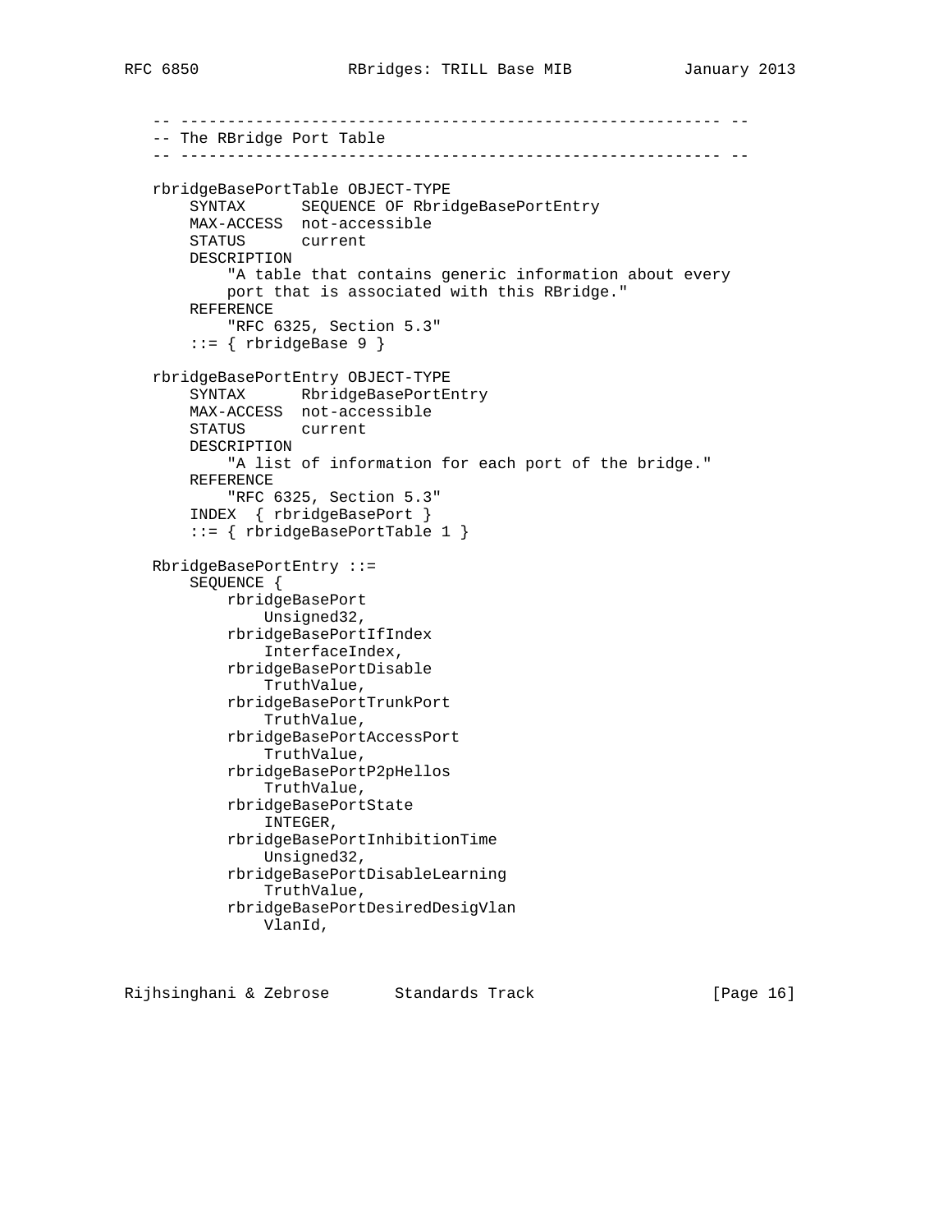```
   -- ---------------------------------------------------------- --
   -- The RBridge Port Table
   -- ---------------------------------------------------------- --

   rbridgeBasePortTable OBJECT-TYPE
       SYNTAX      SEQUENCE OF RbridgeBasePortEntry
       MAX-ACCESS  not-accessible
       STATUS      current
       DESCRIPTION
           "A table that contains generic information about every
           port that is associated with this RBridge."
       REFERENCE
           "RFC 6325, Section 5.3"
       ::= { rbridgeBase 9 }

   rbridgeBasePortEntry OBJECT-TYPE
       SYNTAX      RbridgeBasePortEntry
       MAX-ACCESS  not-accessible
       STATUS      current
       DESCRIPTION
           "A list of information for each port of the bridge."
       REFERENCE
           "RFC 6325, Section 5.3"
       INDEX  { rbridgeBasePort }
       ::= { rbridgeBasePortTable 1 }

   RbridgeBasePortEntry ::=
       SEQUENCE {
           rbridgeBasePort
               Unsigned32,
           rbridgeBasePortIfIndex
               InterfaceIndex,
           rbridgeBasePortDisable
               TruthValue,
           rbridgeBasePortTrunkPort
               TruthValue,
           rbridgeBasePortAccessPort
               TruthValue,
           rbridgeBasePortP2pHellos
               TruthValue,
           rbridgeBasePortState
               INTEGER,
           rbridgeBasePortInhibitionTime
               Unsigned32,
           rbridgeBasePortDisableLearning
               TruthValue,
           rbridgeBasePortDesiredDesigVlan
               VlanId,
```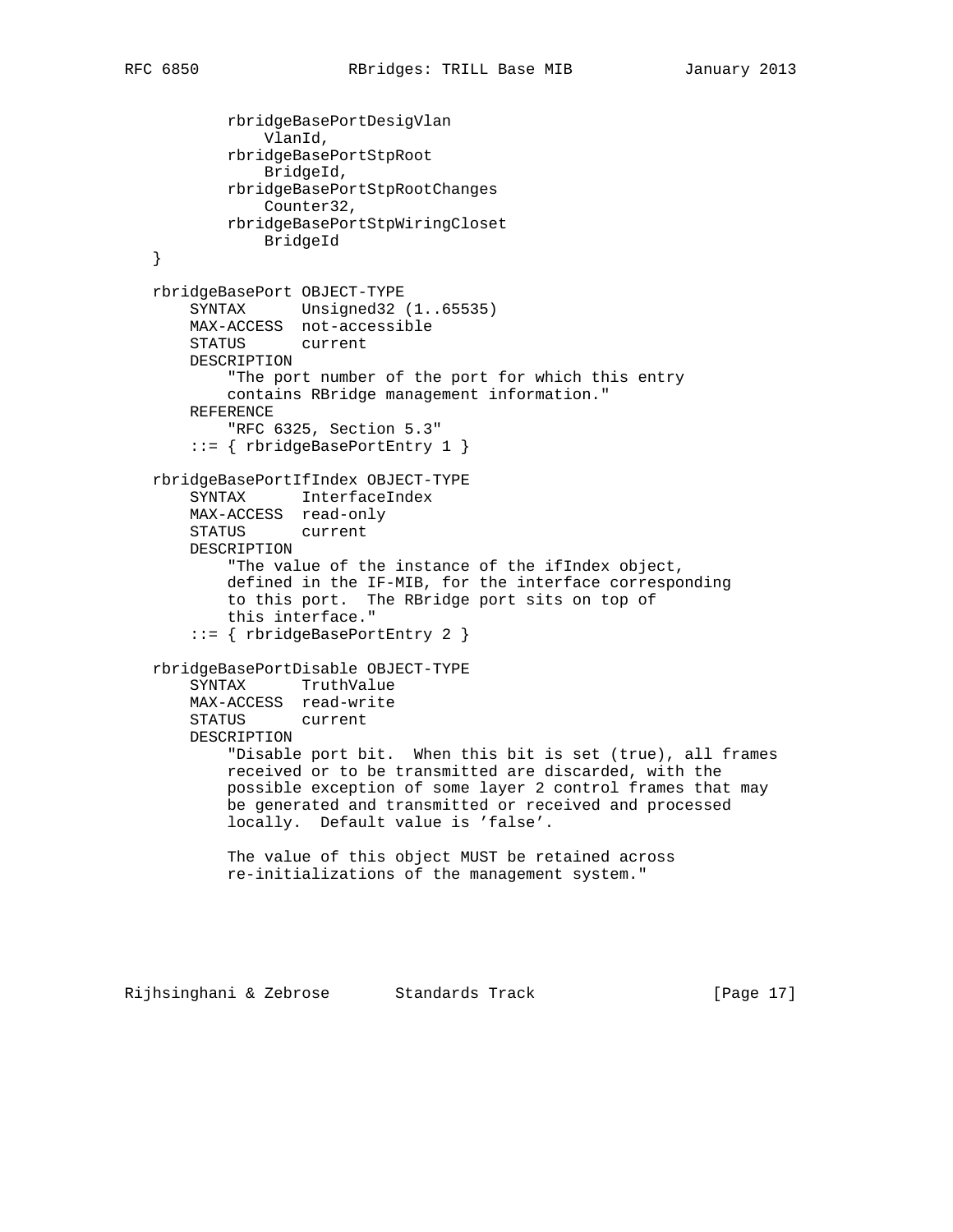```
          rbridgeBasePortDesigVlan
              VlanId,
          rbridgeBasePortStpRoot
              BridgeId,
          rbridgeBasePortStpRootChanges
              Counter32,
          rbridgeBasePortStpWiringCloset
              BridgeId
  }

  rbridgeBasePort OBJECT-TYPE
      SYNTAX      Unsigned32 (1..65535)
      MAX-ACCESS  not-accessible
      STATUS      current
      DESCRIPTION
          "The port number of the port for which this entry
          contains RBridge management information."
      REFERENCE
          "RFC 6325, Section 5.3"
      ::= { rbridgeBasePortEntry 1 }

  rbridgeBasePortIfIndex OBJECT-TYPE
      SYNTAX      InterfaceIndex
      MAX-ACCESS  read-only
      STATUS      current
      DESCRIPTION
          "The value of the instance of the ifIndex object,
          defined in the IF-MIB, for the interface corresponding
          to this port.  The RBridge port sits on top of
          this interface."
      ::= { rbridgeBasePortEntry 2 }

  rbridgeBasePortDisable OBJECT-TYPE
      SYNTAX      TruthValue
      MAX-ACCESS  read-write
      STATUS      current
      DESCRIPTION
          "Disable port bit.  When this bit is set (true), all frames
          received or to be transmitted are discarded, with the
          possible exception of some layer 2 control frames that may
          be generated and transmitted or received and processed
          locally.  Default value is 'false'.

          The value of this object MUST be retained across
          re-initializations of the management system."
```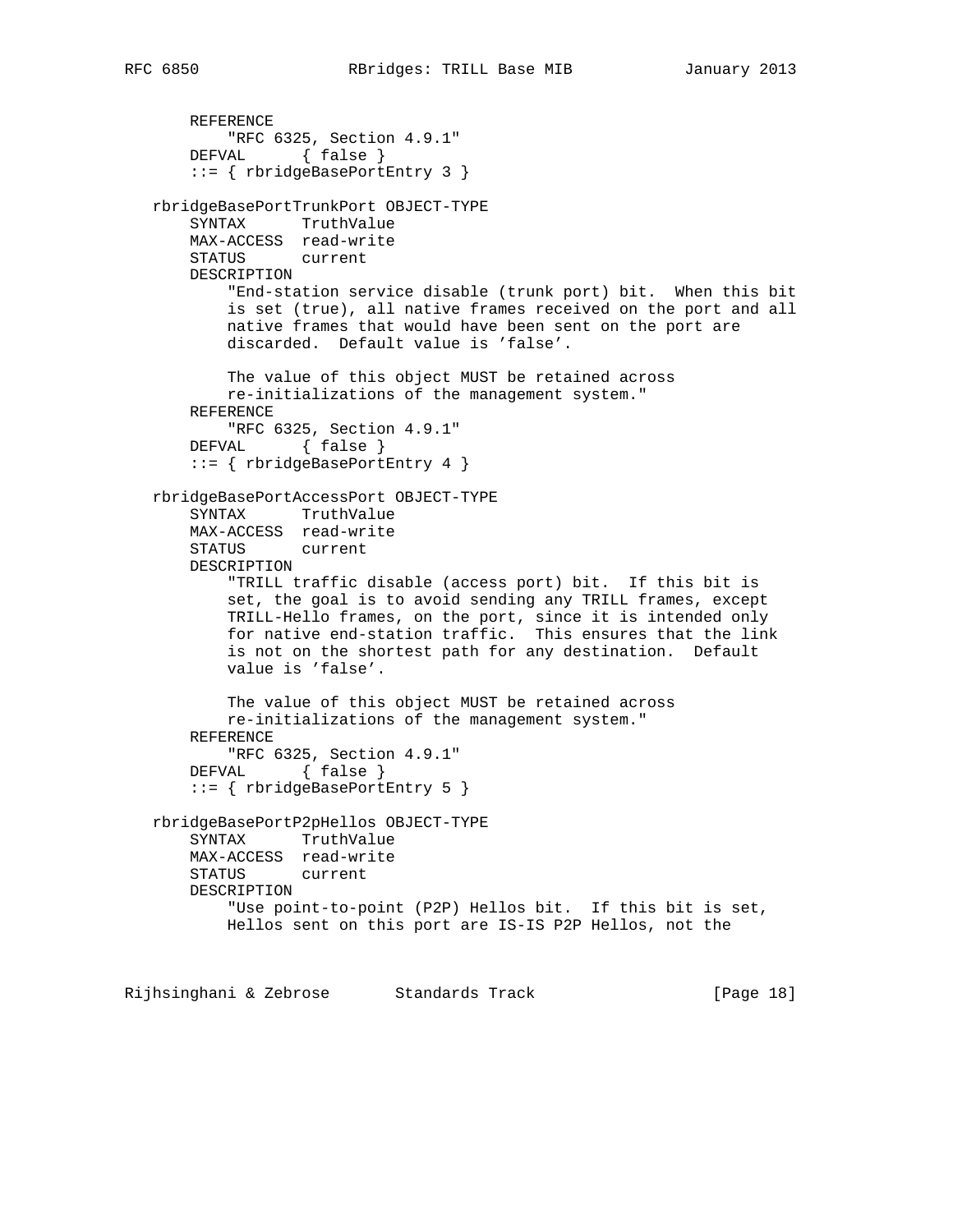```
       REFERENCE
           "RFC 6325, Section 4.9.1"
       DEFVAL      { false }
       ::= { rbridgeBasePortEntry 3 }

   rbridgeBasePortTrunkPort OBJECT-TYPE
       SYNTAX      TruthValue
       MAX-ACCESS  read-write
       STATUS      current
       DESCRIPTION
           "End-station service disable (trunk port) bit.  When this bit
           is set (true), all native frames received on the port and all
           native frames that would have been sent on the port are
           discarded.  Default value is 'false'.

           The value of this object MUST be retained across
           re-initializations of the management system."
       REFERENCE
           "RFC 6325, Section 4.9.1"
       DEFVAL      { false }
       ::= { rbridgeBasePortEntry 4 }

   rbridgeBasePortAccessPort OBJECT-TYPE
       SYNTAX      TruthValue
       MAX-ACCESS  read-write
       STATUS      current
       DESCRIPTION
           "TRILL traffic disable (access port) bit.  If this bit is
           set, the goal is to avoid sending any TRILL frames, except
           TRILL-Hello frames, on the port, since it is intended only
           for native end-station traffic.  This ensures that the link
           is not on the shortest path for any destination.  Default
           value is 'false'.

           The value of this object MUST be retained across
           re-initializations of the management system."
       REFERENCE
           "RFC 6325, Section 4.9.1"
       DEFVAL      { false }
       ::= { rbridgeBasePortEntry 5 }

   rbridgeBasePortP2pHellos OBJECT-TYPE
       SYNTAX      TruthValue
       MAX-ACCESS  read-write
       STATUS      current
       DESCRIPTION
           "Use point-to-point (P2P) Hellos bit.  If this bit is set,
           Hellos sent on this port are IS-IS P2P Hellos, not the
```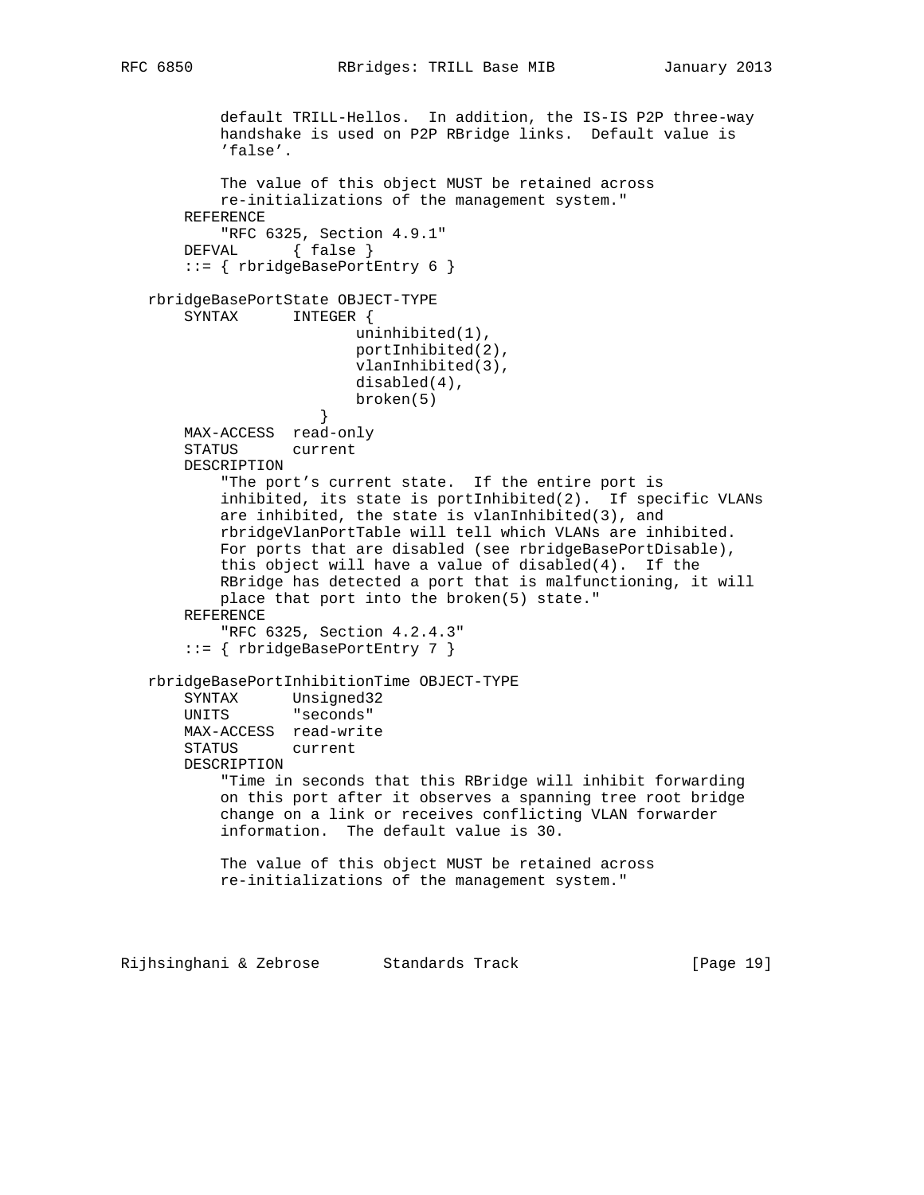```
          default TRILL-Hellos.  In addition, the IS-IS P2P three-way
          handshake is used on P2P RBridge links.  Default value is
          'false'.

          The value of this object MUST be retained across
          re-initializations of the management system."
      REFERENCE
          "RFC 6325, Section 4.9.1"
      DEFVAL      { false }
      ::= { rbridgeBasePortEntry 6 }

  rbridgeBasePortState OBJECT-TYPE
      SYNTAX      INTEGER {
                      uninhibited(1),
                      portInhibited(2),
                      vlanInhibited(3),
                      disabled(4),
                      broken(5)
                  }
      MAX-ACCESS  read-only
      STATUS      current
      DESCRIPTION
          "The port's current state.  If the entire port is
          inhibited, its state is portInhibited(2).  If specific VLANs
          are inhibited, the state is vlanInhibited(3), and
          rbridgeVlanPortTable will tell which VLANs are inhibited.
          For ports that are disabled (see rbridgeBasePortDisable),
          this object will have a value of disabled(4).  If the
          RBridge has detected a port that is malfunctioning, it will
          place that port into the broken(5) state."
      REFERENCE
          "RFC 6325, Section 4.2.4.3"
      ::= { rbridgeBasePortEntry 7 }

  rbridgeBasePortInhibitionTime OBJECT-TYPE
      SYNTAX      Unsigned32
      UNITS       "seconds"
      MAX-ACCESS  read-write
      STATUS      current
      DESCRIPTION
          "Time in seconds that this RBridge will inhibit forwarding
          on this port after it observes a spanning tree root bridge
          change on a link or receives conflicting VLAN forwarder
          information.  The default value is 30.

          The value of this object MUST be retained across
          re-initializations of the management system."
```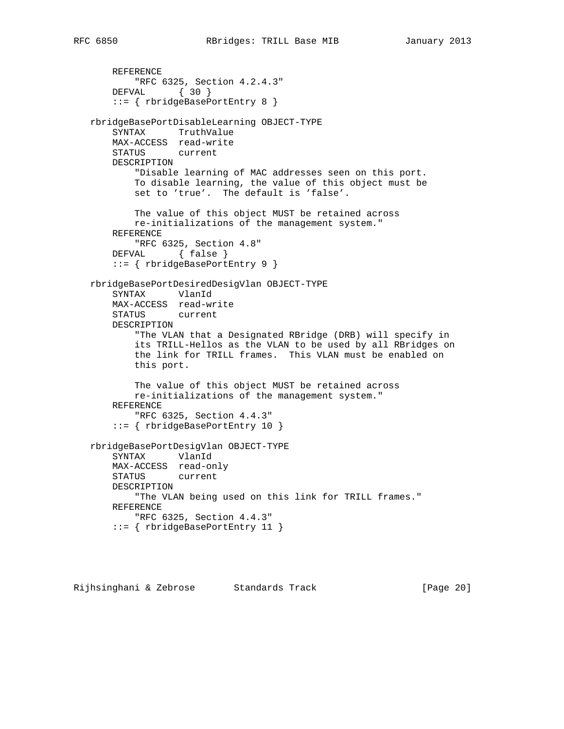```
       REFERENCE
           "RFC 6325, Section 4.2.4.3"
       DEFVAL      { 30 }
       ::= { rbridgeBasePortEntry 8 }

   rbridgeBasePortDisableLearning OBJECT-TYPE
       SYNTAX      TruthValue
       MAX-ACCESS  read-write
       STATUS      current
       DESCRIPTION
           "Disable learning of MAC addresses seen on this port.
           To disable learning, the value of this object must be
           set to 'true'.  The default is 'false'.

           The value of this object MUST be retained across
           re-initializations of the management system."
       REFERENCE
           "RFC 6325, Section 4.8"
       DEFVAL      { false }
       ::= { rbridgeBasePortEntry 9 }

   rbridgeBasePortDesiredDesigVlan OBJECT-TYPE
       SYNTAX      VlanId
       MAX-ACCESS  read-write
       STATUS      current
       DESCRIPTION
           "The VLAN that a Designated RBridge (DRB) will specify in
           its TRILL-Hellos as the VLAN to be used by all RBridges on
           the link for TRILL frames.  This VLAN must be enabled on
           this port.

           The value of this object MUST be retained across
           re-initializations of the management system."
       REFERENCE
           "RFC 6325, Section 4.4.3"
       ::= { rbridgeBasePortEntry 10 }

   rbridgeBasePortDesigVlan OBJECT-TYPE
       SYNTAX      VlanId
       MAX-ACCESS  read-only
       STATUS      current
       DESCRIPTION
           "The VLAN being used on this link for TRILL frames."
       REFERENCE
           "RFC 6325, Section 4.4.3"
       ::= { rbridgeBasePortEntry 11 }
```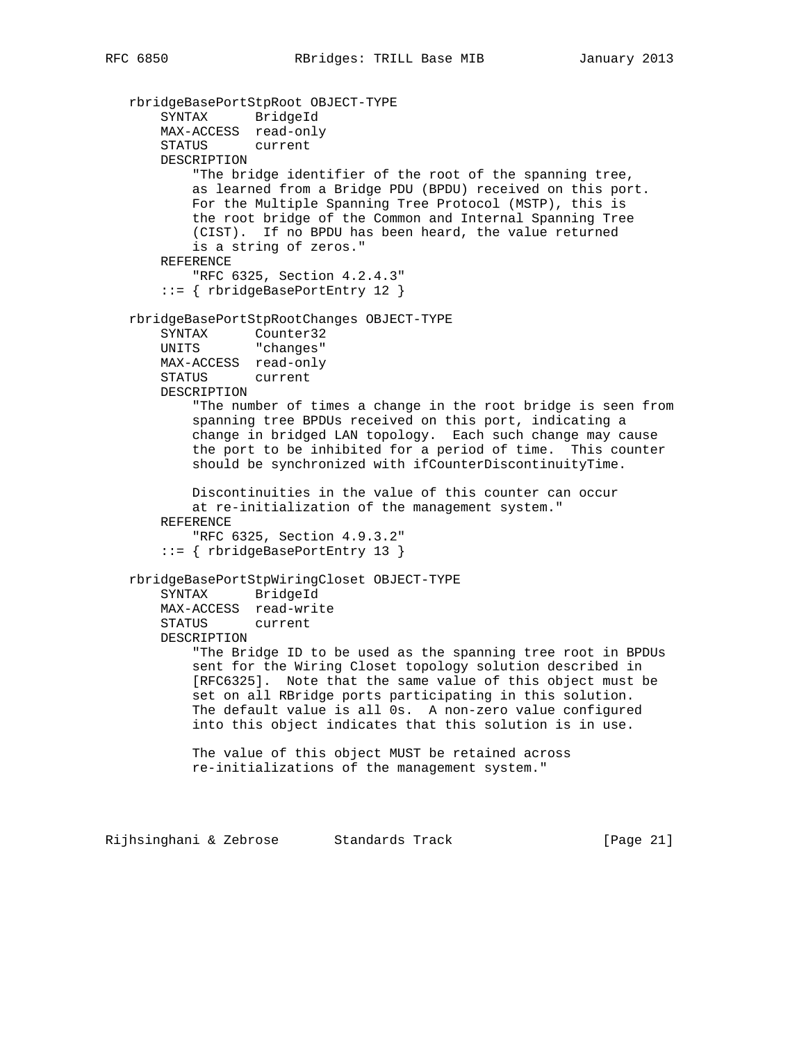```
   rbridgeBasePortStpRoot OBJECT-TYPE
       SYNTAX      BridgeId
       MAX-ACCESS  read-only
       STATUS      current
       DESCRIPTION
           "The bridge identifier of the root of the spanning tree,
           as learned from a Bridge PDU (BPDU) received on this port.
           For the Multiple Spanning Tree Protocol (MSTP), this is
           the root bridge of the Common and Internal Spanning Tree
           (CIST).  If no BPDU has been heard, the value returned
           is a string of zeros."
       REFERENCE
           "RFC 6325, Section 4.2.4.3"
       ::= { rbridgeBasePortEntry 12 }

   rbridgeBasePortStpRootChanges OBJECT-TYPE
       SYNTAX      Counter32
       UNITS       "changes"
       MAX-ACCESS  read-only
       STATUS      current
       DESCRIPTION
           "The number of times a change in the root bridge is seen from
           spanning tree BPDUs received on this port, indicating a
           change in bridged LAN topology.  Each such change may cause
           the port to be inhibited for a period of time.  This counter
           should be synchronized with ifCounterDiscontinuityTime.

           Discontinuities in the value of this counter can occur
           at re-initialization of the management system."
       REFERENCE
           "RFC 6325, Section 4.9.3.2"
       ::= { rbridgeBasePortEntry 13 }

   rbridgeBasePortStpWiringCloset OBJECT-TYPE
       SYNTAX      BridgeId
       MAX-ACCESS  read-write
       STATUS      current
       DESCRIPTION
           "The Bridge ID to be used as the spanning tree root in BPDUs
           sent for the Wiring Closet topology solution described in
           [RFC6325].  Note that the same value of this object must be
           set on all RBridge ports participating in this solution.
           The default value is all 0s.  A non-zero value configured
           into this object indicates that this solution is in use.

           The value of this object MUST be retained across
           re-initializations of the management system."
```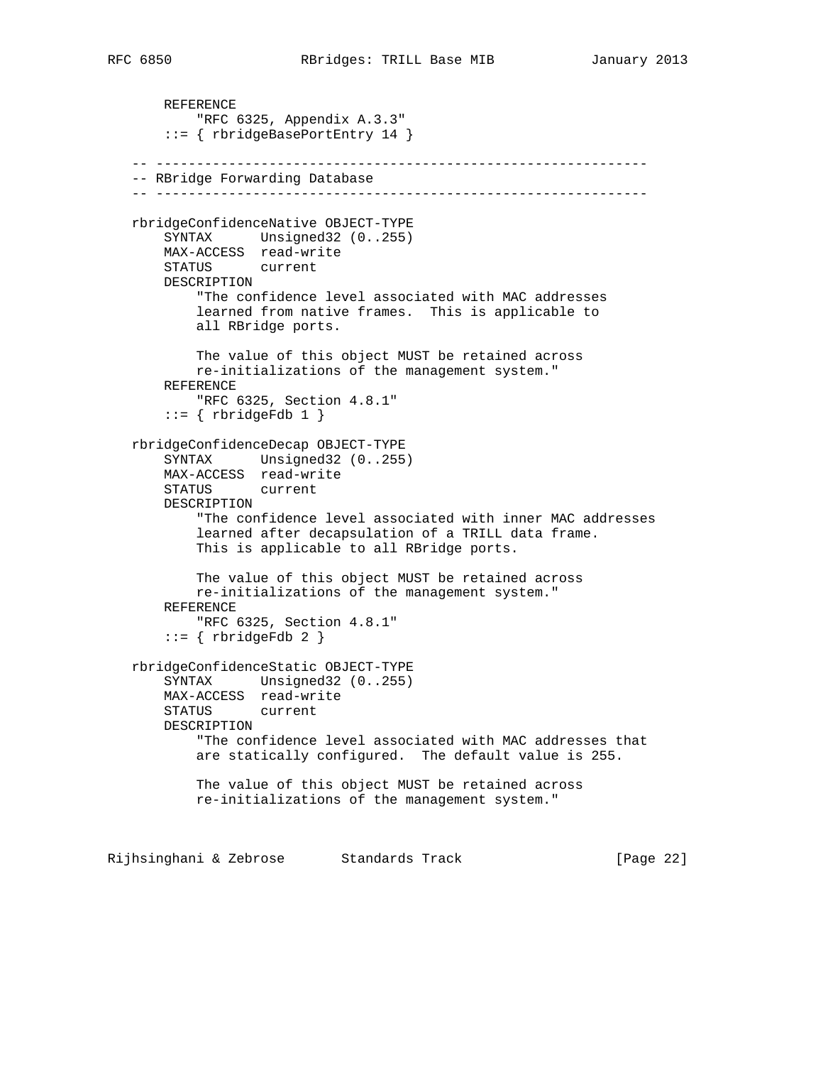```
       REFERENCE
           "RFC 6325, Appendix A.3.3"
       ::= { rbridgeBasePortEntry 14 }

   -- ----------------------------------------------------------
   -- RBridge Forwarding Database
   -- ----------------------------------------------------------

   rbridgeConfidenceNative OBJECT-TYPE
       SYNTAX      Unsigned32 (0..255)
       MAX-ACCESS  read-write
       STATUS      current
       DESCRIPTION
           "The confidence level associated with MAC addresses
           learned from native frames.  This is applicable to
           all RBridge ports.

           The value of this object MUST be retained across
           re-initializations of the management system."
       REFERENCE
           "RFC 6325, Section 4.8.1"
       ::= { rbridgeFdb 1 }

   rbridgeConfidenceDecap OBJECT-TYPE
       SYNTAX      Unsigned32 (0..255)
       MAX-ACCESS  read-write
       STATUS      current
       DESCRIPTION
           "The confidence level associated with inner MAC addresses
           learned after decapsulation of a TRILL data frame.
           This is applicable to all RBridge ports.

           The value of this object MUST be retained across
           re-initializations of the management system."
       REFERENCE
           "RFC 6325, Section 4.8.1"
       ::= { rbridgeFdb 2 }

   rbridgeConfidenceStatic OBJECT-TYPE
       SYNTAX      Unsigned32 (0..255)
       MAX-ACCESS  read-write
       STATUS      current
       DESCRIPTION
           "The confidence level associated with MAC addresses that
           are statically configured.  The default value is 255.

           The value of this object MUST be retained across
           re-initializations of the management system."
```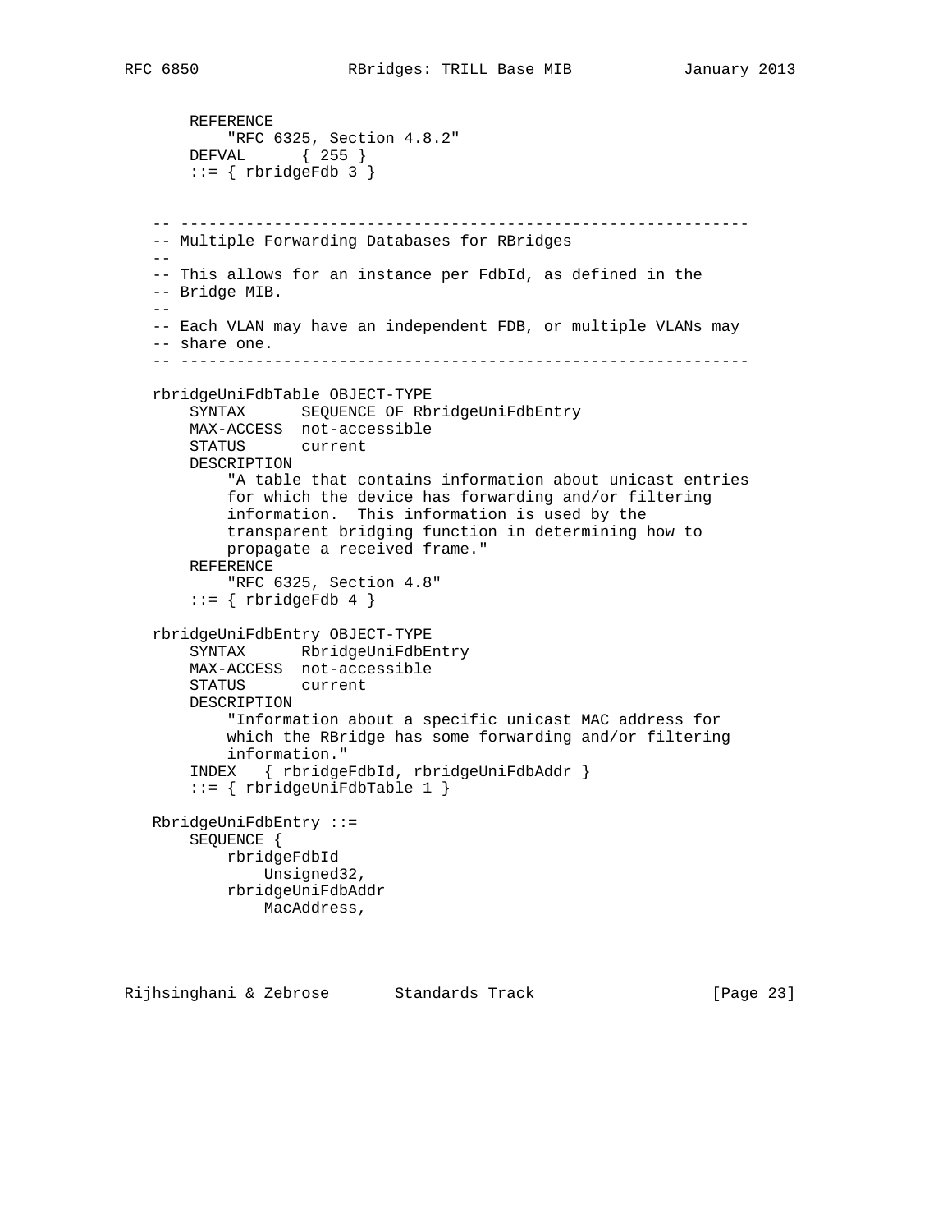```
      REFERENCE
          "RFC 6325, Section 4.8.2"
      DEFVAL      { 255 }
      ::= { rbridgeFdb 3 }


  -- ---------------------------------------------------------------
  -- Multiple Forwarding Databases for RBridges
  --
  -- This allows for an instance per FdbId, as defined in the
  -- Bridge MIB.
  --
  -- Each VLAN may have an independent FDB, or multiple VLANs may
  -- share one.
  -- ---------------------------------------------------------------

  rbridgeUniFdbTable OBJECT-TYPE
      SYNTAX      SEQUENCE OF RbridgeUniFdbEntry
      MAX-ACCESS  not-accessible
      STATUS      current
      DESCRIPTION
          "A table that contains information about unicast entries
          for which the device has forwarding and/or filtering
          information.  This information is used by the
          transparent bridging function in determining how to
          propagate a received frame."
      REFERENCE
          "RFC 6325, Section 4.8"
      ::= { rbridgeFdb 4 }

  rbridgeUniFdbEntry OBJECT-TYPE
      SYNTAX      RbridgeUniFdbEntry
      MAX-ACCESS  not-accessible
      STATUS      current
      DESCRIPTION
          "Information about a specific unicast MAC address for
          which the RBridge has some forwarding and/or filtering
          information."
      INDEX   { rbridgeFdbId, rbridgeUniFdbAddr }
      ::= { rbridgeUniFdbTable 1 }

  RbridgeUniFdbEntry ::=
      SEQUENCE {
          rbridgeFdbId
              Unsigned32,
          rbridgeUniFdbAddr
              MacAddress,
```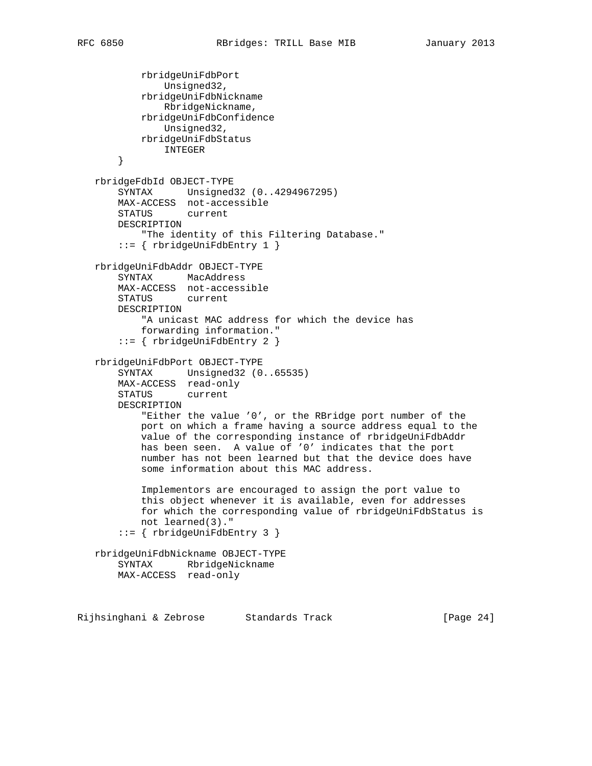```
           rbridgeUniFdbPort
               Unsigned32,
           rbridgeUniFdbNickname
               RbridgeNickname,
           rbridgeUniFdbConfidence
               Unsigned32,
           rbridgeUniFdbStatus
               INTEGER
       }

   rbridgeFdbId OBJECT-TYPE
       SYNTAX      Unsigned32 (0..4294967295)
       MAX-ACCESS  not-accessible
       STATUS      current
       DESCRIPTION
           "The identity of this Filtering Database."
       ::= { rbridgeUniFdbEntry 1 }

   rbridgeUniFdbAddr OBJECT-TYPE
       SYNTAX      MacAddress
       MAX-ACCESS  not-accessible
       STATUS      current
       DESCRIPTION
           "A unicast MAC address for which the device has
           forwarding information."
       ::= { rbridgeUniFdbEntry 2 }

   rbridgeUniFdbPort OBJECT-TYPE
       SYNTAX      Unsigned32 (0..65535)
       MAX-ACCESS  read-only
       STATUS      current
       DESCRIPTION
           "Either the value '0', or the RBridge port number of the
           port on which a frame having a source address equal to the
           value of the corresponding instance of rbridgeUniFdbAddr
           has been seen.  A value of '0' indicates that the port
           number has not been learned but that the device does have
           some information about this MAC address.

           Implementors are encouraged to assign the port value to
           this object whenever it is available, even for addresses
           for which the corresponding value of rbridgeUniFdbStatus is
           not learned(3)."
       ::= { rbridgeUniFdbEntry 3 }

   rbridgeUniFdbNickname OBJECT-TYPE
       SYNTAX      RbridgeNickname
       MAX-ACCESS  read-only
```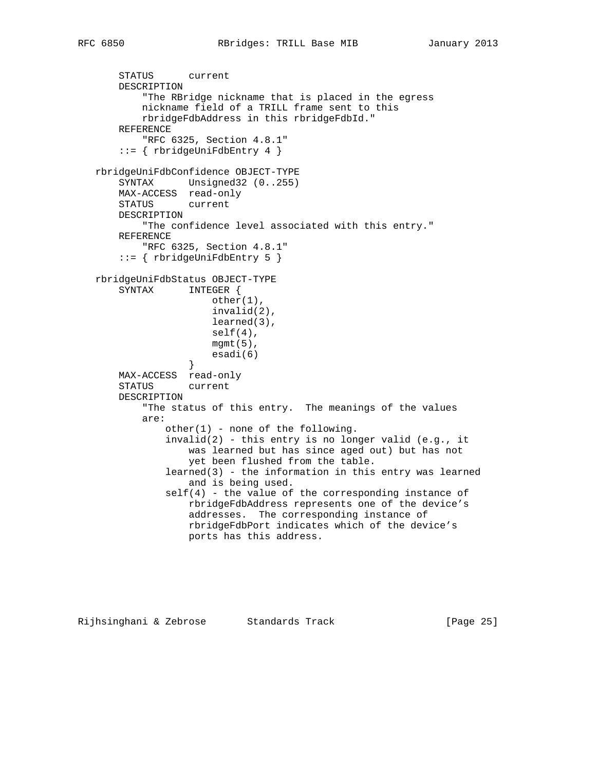```
       STATUS      current
       DESCRIPTION
           "The RBridge nickname that is placed in the egress
           nickname field of a TRILL frame sent to this
           rbridgeFdbAddress in this rbridgeFdbId."
       REFERENCE
           "RFC 6325, Section 4.8.1"
       ::= { rbridgeUniFdbEntry 4 }

   rbridgeUniFdbConfidence OBJECT-TYPE
       SYNTAX      Unsigned32 (0..255)
       MAX-ACCESS  read-only
       STATUS      current
       DESCRIPTION
           "The confidence level associated with this entry."
       REFERENCE
           "RFC 6325, Section 4.8.1"
       ::= { rbridgeUniFdbEntry 5 }

   rbridgeUniFdbStatus OBJECT-TYPE
       SYNTAX      INTEGER {
                       other(1),
                       invalid(2),
                       learned(3),
                       self(4),
                       mgmt(5),
                       esadi(6)
                   }
       MAX-ACCESS  read-only
       STATUS      current
       DESCRIPTION
           "The status of this entry.  The meanings of the values
           are:
               other(1) - none of the following.
               invalid(2) - this entry is no longer valid (e.g., it
                   was learned but has since aged out) but has not
                   yet been flushed from the table.
               learned(3) - the information in this entry was learned
                   and is being used.
               self(4) - the value of the corresponding instance of
                   rbridgeFdbAddress represents one of the device's
                   addresses.  The corresponding instance of
                   rbridgeFdbPort indicates which of the device's
                   ports has this address.
```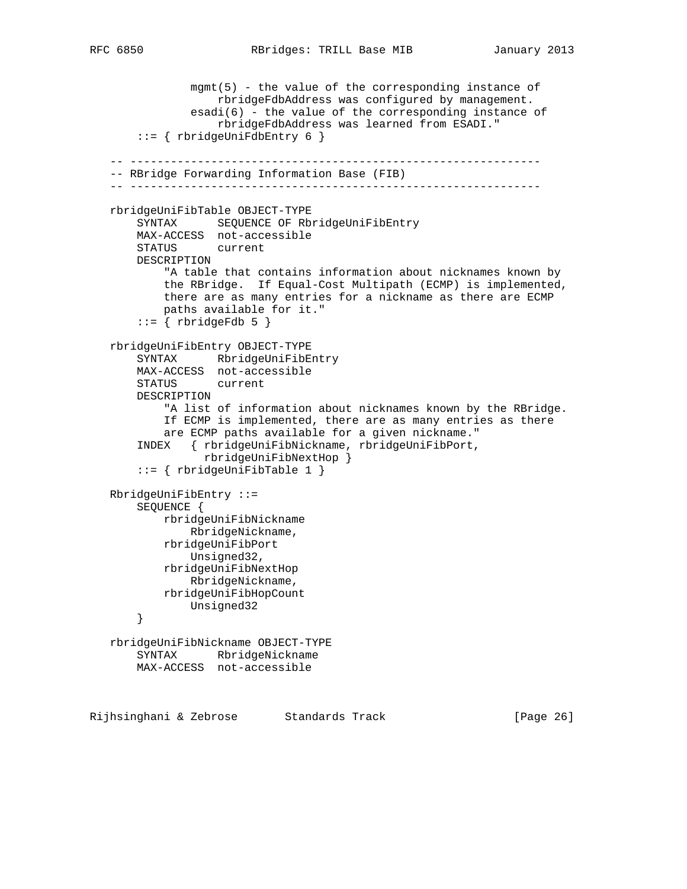```
              mgmt(5) - the value of the corresponding instance of
                  rbridgeFdbAddress was configured by management.
              esadi(6) - the value of the corresponding instance of
                  rbridgeFdbAddress was learned from ESADI."
       ::= { rbridgeUniFdbEntry 6 }

   -- ---------------------------------------------------------------
   -- RBridge Forwarding Information Base (FIB)
   -- ---------------------------------------------------------------

   rbridgeUniFibTable OBJECT-TYPE
       SYNTAX      SEQUENCE OF RbridgeUniFibEntry
       MAX-ACCESS  not-accessible
       STATUS      current
       DESCRIPTION
           "A table that contains information about nicknames known by
           the RBridge.  If Equal-Cost Multipath (ECMP) is implemented,
           there are as many entries for a nickname as there are ECMP
           paths available for it."
       ::= { rbridgeFdb 5 }

   rbridgeUniFibEntry OBJECT-TYPE
       SYNTAX      RbridgeUniFibEntry
       MAX-ACCESS  not-accessible
       STATUS      current
       DESCRIPTION
           "A list of information about nicknames known by the RBridge.
           If ECMP is implemented, there are as many entries as there
           are ECMP paths available for a given nickname."
       INDEX   { rbridgeUniFibNickname, rbridgeUniFibPort,
                 rbridgeUniFibNextHop }
       ::= { rbridgeUniFibTable 1 }

   RbridgeUniFibEntry ::=
       SEQUENCE {
           rbridgeUniFibNickname
               RbridgeNickname,
           rbridgeUniFibPort
               Unsigned32,
           rbridgeUniFibNextHop
               RbridgeNickname,
           rbridgeUniFibHopCount
               Unsigned32
       }

   rbridgeUniFibNickname OBJECT-TYPE
       SYNTAX      RbridgeNickname
       MAX-ACCESS  not-accessible
```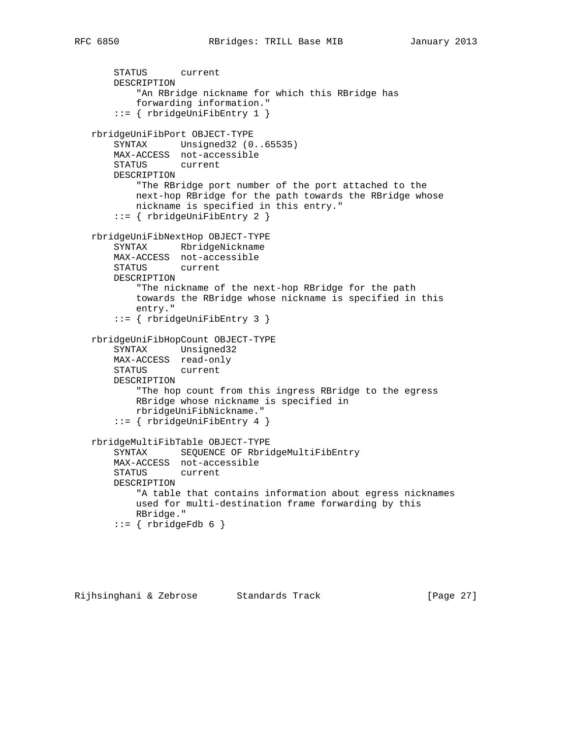```
       STATUS      current
       DESCRIPTION
           "An RBridge nickname for which this RBridge has
           forwarding information."
       ::= { rbridgeUniFibEntry 1 }

   rbridgeUniFibPort OBJECT-TYPE
       SYNTAX      Unsigned32 (0..65535)
       MAX-ACCESS  not-accessible
       STATUS      current
       DESCRIPTION
           "The RBridge port number of the port attached to the
           next-hop RBridge for the path towards the RBridge whose
           nickname is specified in this entry."
       ::= { rbridgeUniFibEntry 2 }

   rbridgeUniFibNextHop OBJECT-TYPE
       SYNTAX      RbridgeNickname
       MAX-ACCESS  not-accessible
       STATUS      current
       DESCRIPTION
           "The nickname of the next-hop RBridge for the path
           towards the RBridge whose nickname is specified in this
           entry."
       ::= { rbridgeUniFibEntry 3 }

   rbridgeUniFibHopCount OBJECT-TYPE
       SYNTAX      Unsigned32
       MAX-ACCESS  read-only
       STATUS      current
       DESCRIPTION
           "The hop count from this ingress RBridge to the egress
           RBridge whose nickname is specified in
           rbridgeUniFibNickname."
       ::= { rbridgeUniFibEntry 4 }

   rbridgeMultiFibTable OBJECT-TYPE
       SYNTAX      SEQUENCE OF RbridgeMultiFibEntry
       MAX-ACCESS  not-accessible
       STATUS      current
       DESCRIPTION
           "A table that contains information about egress nicknames
           used for multi-destination frame forwarding by this
           RBridge."
       ::= { rbridgeFdb 6 }
```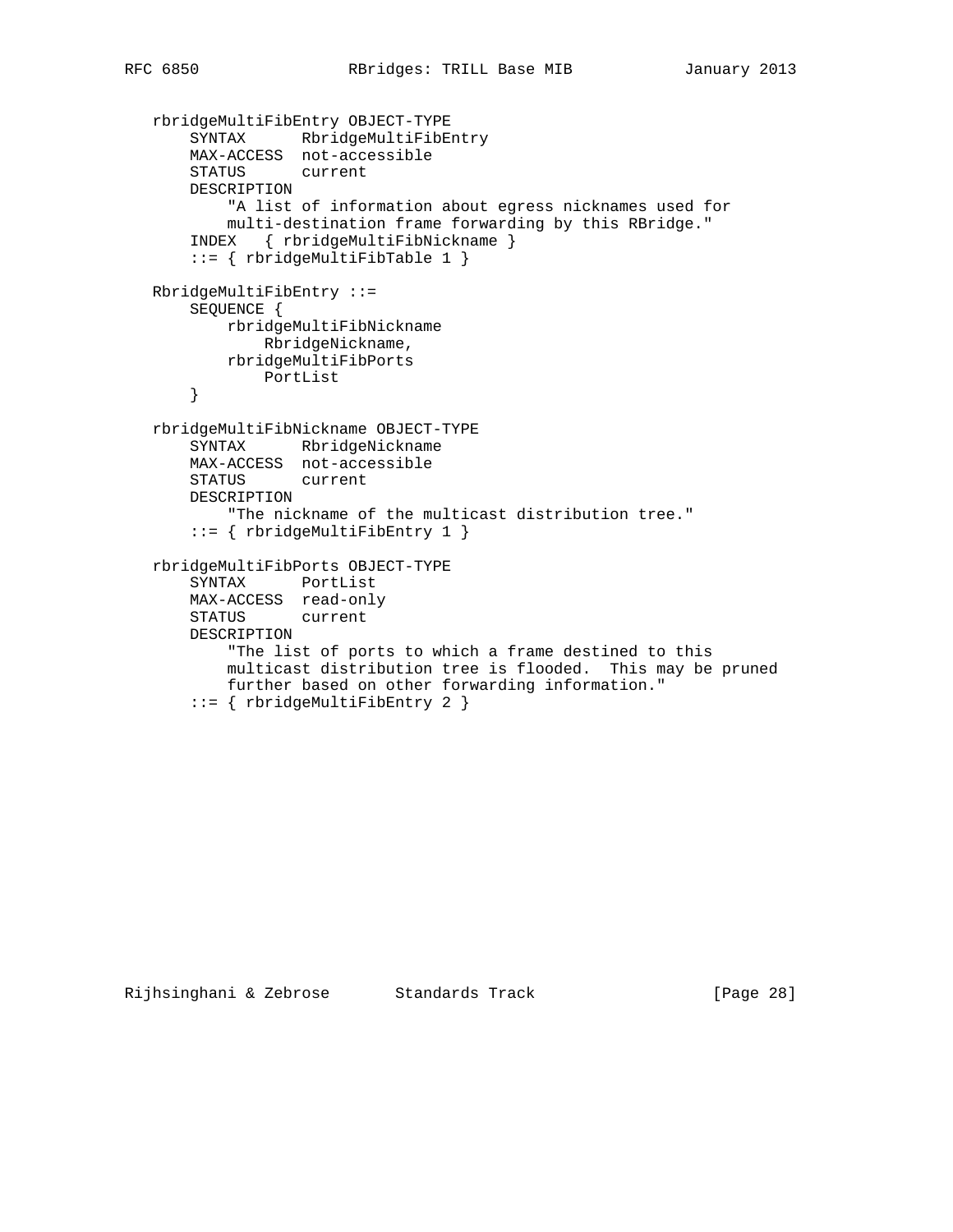```
   rbridgeMultiFibEntry OBJECT-TYPE
       SYNTAX      RbridgeMultiFibEntry
       MAX-ACCESS  not-accessible
       STATUS      current
       DESCRIPTION
           "A list of information about egress nicknames used for
           multi-destination frame forwarding by this RBridge."
       INDEX   { rbridgeMultiFibNickname }
       ::= { rbridgeMultiFibTable 1 }

   RbridgeMultiFibEntry ::=
       SEQUENCE {
           rbridgeMultiFibNickname
               RbridgeNickname,
           rbridgeMultiFibPorts
               PortList
       }

   rbridgeMultiFibNickname OBJECT-TYPE
       SYNTAX      RbridgeNickname
       MAX-ACCESS  not-accessible
       STATUS      current
       DESCRIPTION
           "The nickname of the multicast distribution tree."
       ::= { rbridgeMultiFibEntry 1 }

   rbridgeMultiFibPorts OBJECT-TYPE
       SYNTAX      PortList
       MAX-ACCESS  read-only
       STATUS      current
       DESCRIPTION
           "The list of ports to which a frame destined to this
           multicast distribution tree is flooded.  This may be pruned
           further based on other forwarding information."
       ::= { rbridgeMultiFibEntry 2 }
```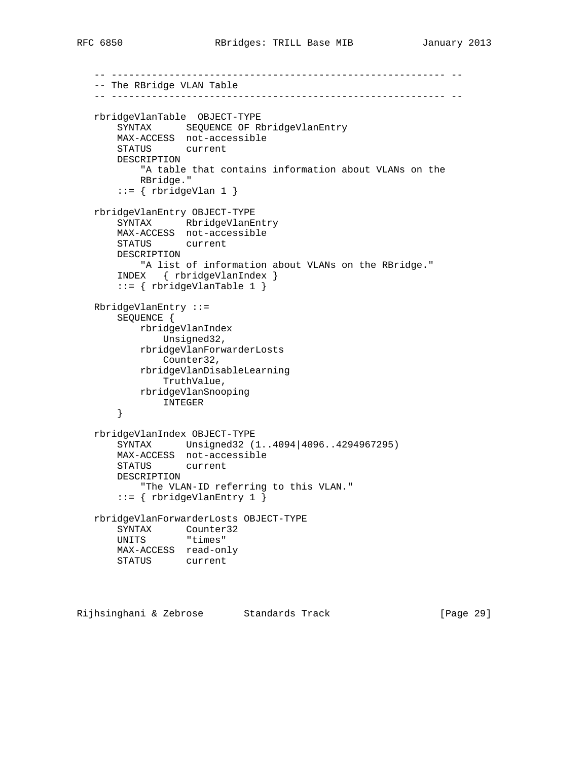```
   -- ---------------------------------------------------------- --
   -- The RBridge VLAN Table
   -- ---------------------------------------------------------- --

   rbridgeVlanTable  OBJECT-TYPE
       SYNTAX      SEQUENCE OF RbridgeVlanEntry
       MAX-ACCESS  not-accessible
       STATUS      current
       DESCRIPTION
           "A table that contains information about VLANs on the
           RBridge."
       ::= { rbridgeVlan 1 }

   rbridgeVlanEntry OBJECT-TYPE
       SYNTAX      RbridgeVlanEntry
       MAX-ACCESS  not-accessible
       STATUS      current
       DESCRIPTION
           "A list of information about VLANs on the RBridge."
       INDEX   { rbridgeVlanIndex }
       ::= { rbridgeVlanTable 1 }

   RbridgeVlanEntry ::=
       SEQUENCE {
           rbridgeVlanIndex
               Unsigned32,
           rbridgeVlanForwarderLosts
               Counter32,
           rbridgeVlanDisableLearning
               TruthValue,
           rbridgeVlanSnooping
               INTEGER
       }

   rbridgeVlanIndex OBJECT-TYPE
       SYNTAX      Unsigned32 (1..4094|4096..4294967295)
       MAX-ACCESS  not-accessible
       STATUS      current
       DESCRIPTION
           "The VLAN-ID referring to this VLAN."
       ::= { rbridgeVlanEntry 1 }

   rbridgeVlanForwarderLosts OBJECT-TYPE
       SYNTAX      Counter32
       UNITS       "times"
       MAX-ACCESS  read-only
       STATUS      current
```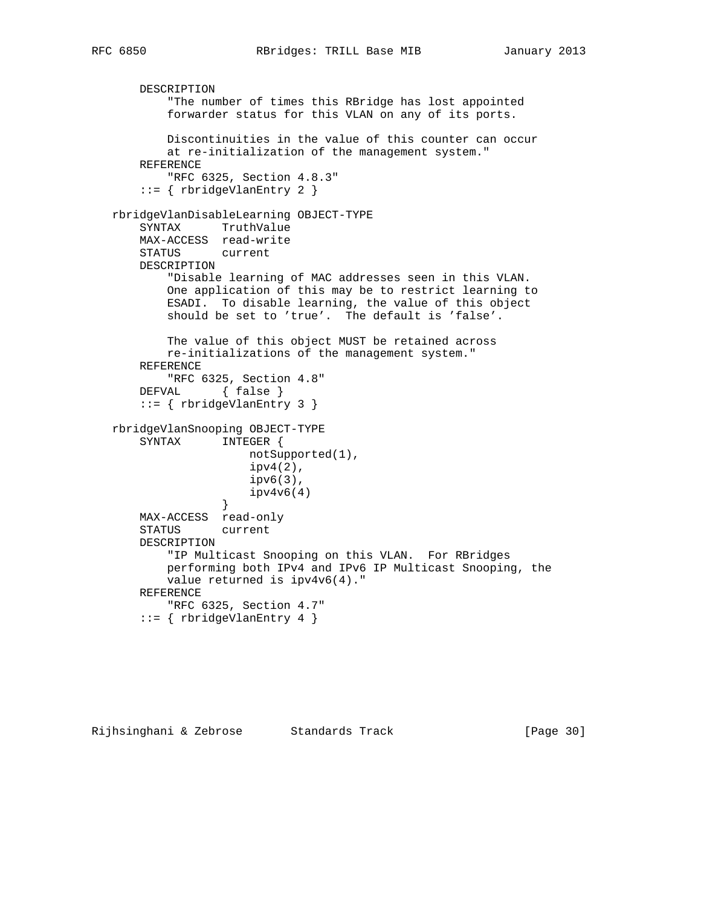```
       DESCRIPTION
           "The number of times this RBridge has lost appointed
           forwarder status for this VLAN on any of its ports.

           Discontinuities in the value of this counter can occur
           at re-initialization of the management system."
       REFERENCE
           "RFC 6325, Section 4.8.3"
       ::= { rbridgeVlanEntry 2 }

   rbridgeVlanDisableLearning OBJECT-TYPE
       SYNTAX      TruthValue
       MAX-ACCESS  read-write
       STATUS      current
       DESCRIPTION
           "Disable learning of MAC addresses seen in this VLAN.
           One application of this may be to restrict learning to
           ESADI.  To disable learning, the value of this object
           should be set to 'true'.  The default is 'false'.

           The value of this object MUST be retained across
           re-initializations of the management system."
       REFERENCE
           "RFC 6325, Section 4.8"
       DEFVAL      { false }
       ::= { rbridgeVlanEntry 3 }

   rbridgeVlanSnooping OBJECT-TYPE
       SYNTAX      INTEGER {
                       notSupported(1),
                       ipv4(2),
                       ipv6(3),
                       ipv4v6(4)
                   }
       MAX-ACCESS  read-only
       STATUS      current
       DESCRIPTION
           "IP Multicast Snooping on this VLAN.  For RBridges
           performing both IPv4 and IPv6 IP Multicast Snooping, the
           value returned is ipv4v6(4)."
       REFERENCE
           "RFC 6325, Section 4.7"
       ::= { rbridgeVlanEntry 4 }
```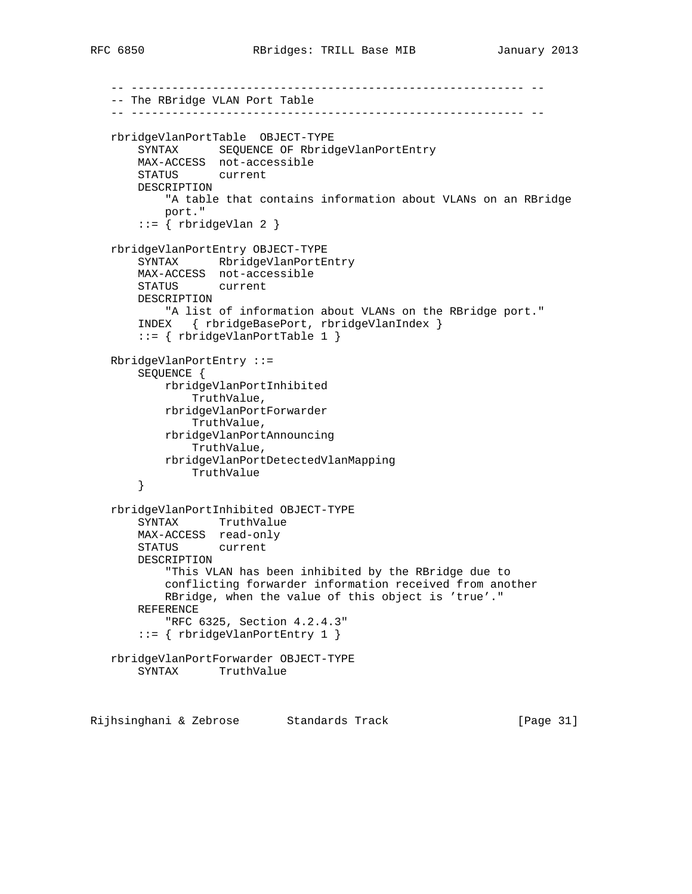```
   -- ---------------------------------------------------------- --
   -- The RBridge VLAN Port Table
   -- ---------------------------------------------------------- --

   rbridgeVlanPortTable  OBJECT-TYPE
       SYNTAX      SEQUENCE OF RbridgeVlanPortEntry
       MAX-ACCESS  not-accessible
       STATUS      current
       DESCRIPTION
           "A table that contains information about VLANs on an RBridge
           port."
       ::= { rbridgeVlan 2 }

   rbridgeVlanPortEntry OBJECT-TYPE
       SYNTAX      RbridgeVlanPortEntry
       MAX-ACCESS  not-accessible
       STATUS      current
       DESCRIPTION
           "A list of information about VLANs on the RBridge port."
       INDEX   { rbridgeBasePort, rbridgeVlanIndex }
       ::= { rbridgeVlanPortTable 1 }

   RbridgeVlanPortEntry ::=
       SEQUENCE {
           rbridgeVlanPortInhibited
               TruthValue,
           rbridgeVlanPortForwarder
               TruthValue,
           rbridgeVlanPortAnnouncing
               TruthValue,
           rbridgeVlanPortDetectedVlanMapping
               TruthValue
       }

   rbridgeVlanPortInhibited OBJECT-TYPE
       SYNTAX      TruthValue
       MAX-ACCESS  read-only
       STATUS      current
       DESCRIPTION
           "This VLAN has been inhibited by the RBridge due to
           conflicting forwarder information received from another
           RBridge, when the value of this object is 'true'."
       REFERENCE
           "RFC 6325, Section 4.2.4.3"
       ::= { rbridgeVlanPortEntry 1 }

   rbridgeVlanPortForwarder OBJECT-TYPE
       SYNTAX      TruthValue
```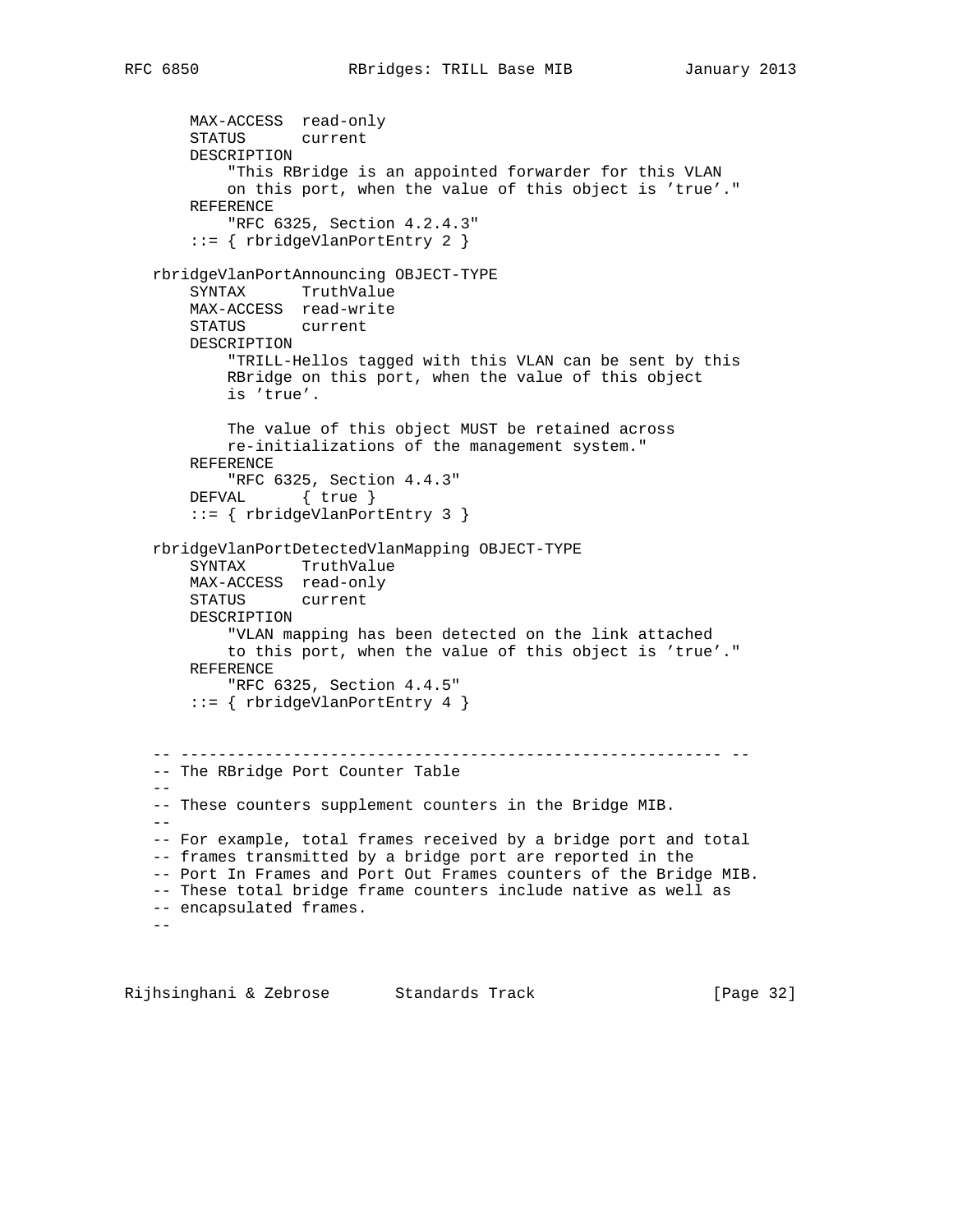```
       MAX-ACCESS  read-only
       STATUS      current
       DESCRIPTION
           "This RBridge is an appointed forwarder for this VLAN
           on this port, when the value of this object is 'true'."
       REFERENCE
           "RFC 6325, Section 4.2.4.3"
       ::= { rbridgeVlanPortEntry 2 }

   rbridgeVlanPortAnnouncing OBJECT-TYPE
       SYNTAX      TruthValue
       MAX-ACCESS  read-write
       STATUS      current
       DESCRIPTION
           "TRILL-Hellos tagged with this VLAN can be sent by this
           RBridge on this port, when the value of this object
           is 'true'.

           The value of this object MUST be retained across
           re-initializations of the management system."
       REFERENCE
           "RFC 6325, Section 4.4.3"
       DEFVAL      { true }
       ::= { rbridgeVlanPortEntry 3 }

   rbridgeVlanPortDetectedVlanMapping OBJECT-TYPE
       SYNTAX      TruthValue
       MAX-ACCESS  read-only
       STATUS      current
       DESCRIPTION
           "VLAN mapping has been detected on the link attached
           to this port, when the value of this object is 'true'."
       REFERENCE
           "RFC 6325, Section 4.4.5"
       ::= { rbridgeVlanPortEntry 4 }


   -- ---------------------------------------------------------- --
   -- The RBridge Port Counter Table
   --
   -- These counters supplement counters in the Bridge MIB.
   --
   -- For example, total frames received by a bridge port and total
   -- frames transmitted by a bridge port are reported in the
   -- Port In Frames and Port Out Frames counters of the Bridge MIB.
   -- These total bridge frame counters include native as well as
   -- encapsulated frames.
   --
```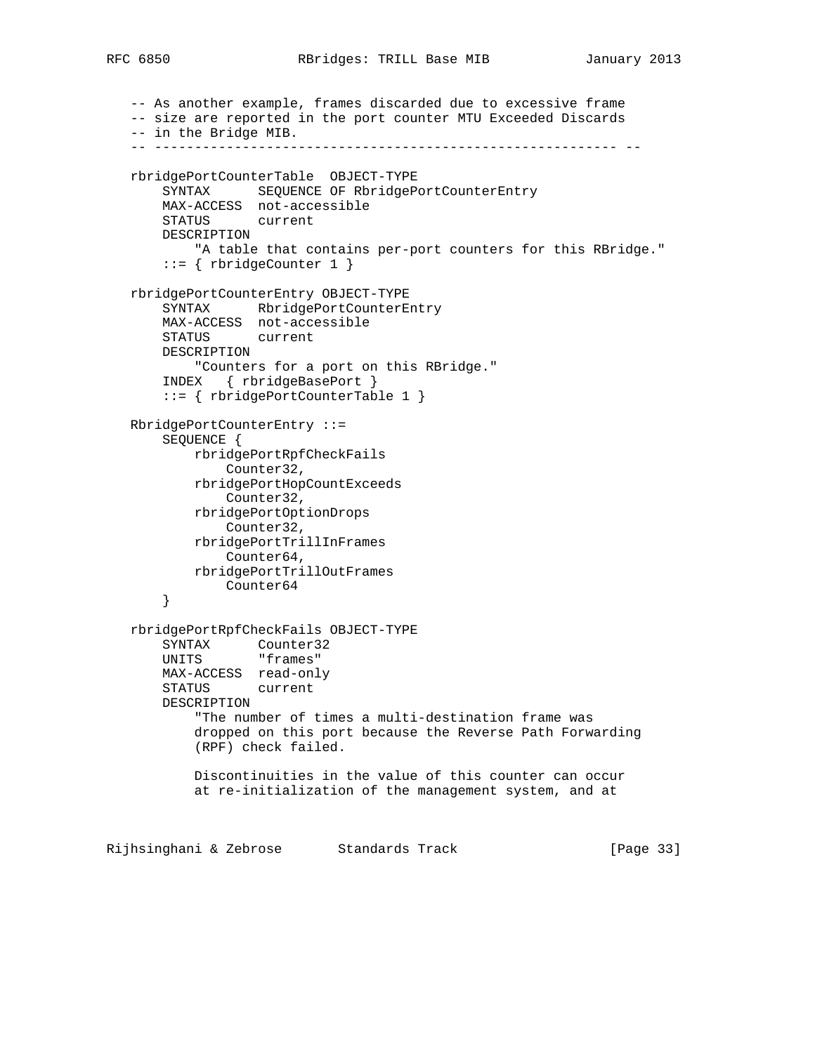```
   -- As another example, frames discarded due to excessive frame
   -- size are reported in the port counter MTU Exceeded Discards
   -- in the Bridge MIB.
   -- ---------------------------------------------------------- --

   rbridgePortCounterTable  OBJECT-TYPE
       SYNTAX      SEQUENCE OF RbridgePortCounterEntry
       MAX-ACCESS  not-accessible
       STATUS      current
       DESCRIPTION
           "A table that contains per-port counters for this RBridge."
       ::= { rbridgeCounter 1 }

   rbridgePortCounterEntry OBJECT-TYPE
       SYNTAX      RbridgePortCounterEntry
       MAX-ACCESS  not-accessible
       STATUS      current
       DESCRIPTION
           "Counters for a port on this RBridge."
       INDEX   { rbridgeBasePort }
       ::= { rbridgePortCounterTable 1 }

   RbridgePortCounterEntry ::=
       SEQUENCE {
           rbridgePortRpfCheckFails
               Counter32,
           rbridgePortHopCountExceeds
               Counter32,
           rbridgePortOptionDrops
               Counter32,
           rbridgePortTrillInFrames
               Counter64,
           rbridgePortTrillOutFrames
               Counter64
       }

   rbridgePortRpfCheckFails OBJECT-TYPE
       SYNTAX      Counter32
       UNITS       "frames"
       MAX-ACCESS  read-only
       STATUS      current
       DESCRIPTION
           "The number of times a multi-destination frame was
           dropped on this port because the Reverse Path Forwarding
           (RPF) check failed.

           Discontinuities in the value of this counter can occur
           at re-initialization of the management system, and at
```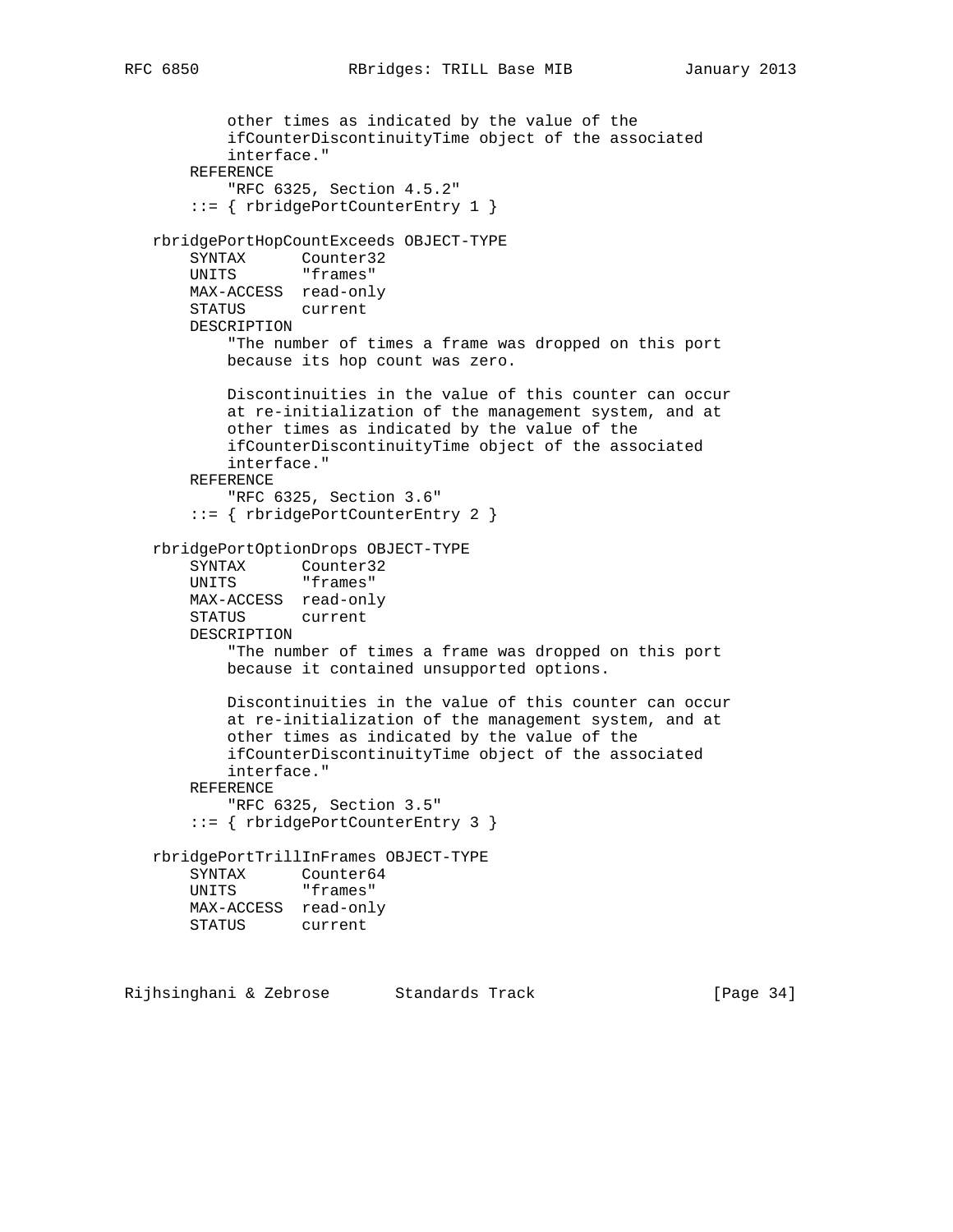```
           other times as indicated by the value of the
           ifCounterDiscontinuityTime object of the associated
           interface."
       REFERENCE
           "RFC 6325, Section 4.5.2"
       ::= { rbridgePortCounterEntry 1 }

   rbridgePortHopCountExceeds OBJECT-TYPE
       SYNTAX      Counter32
       UNITS       "frames"
       MAX-ACCESS  read-only
       STATUS      current
       DESCRIPTION
           "The number of times a frame was dropped on this port
           because its hop count was zero.

           Discontinuities in the value of this counter can occur
           at re-initialization of the management system, and at
           other times as indicated by the value of the
           ifCounterDiscontinuityTime object of the associated
           interface."
       REFERENCE
           "RFC 6325, Section 3.6"
       ::= { rbridgePortCounterEntry 2 }

   rbridgePortOptionDrops OBJECT-TYPE
       SYNTAX      Counter32
       UNITS       "frames"
       MAX-ACCESS  read-only
       STATUS      current
       DESCRIPTION
           "The number of times a frame was dropped on this port
           because it contained unsupported options.

           Discontinuities in the value of this counter can occur
           at re-initialization of the management system, and at
           other times as indicated by the value of the
           ifCounterDiscontinuityTime object of the associated
           interface."
       REFERENCE
           "RFC 6325, Section 3.5"
       ::= { rbridgePortCounterEntry 3 }

   rbridgePortTrillInFrames OBJECT-TYPE
       SYNTAX      Counter64
       UNITS       "frames"
       MAX-ACCESS  read-only
       STATUS      current
```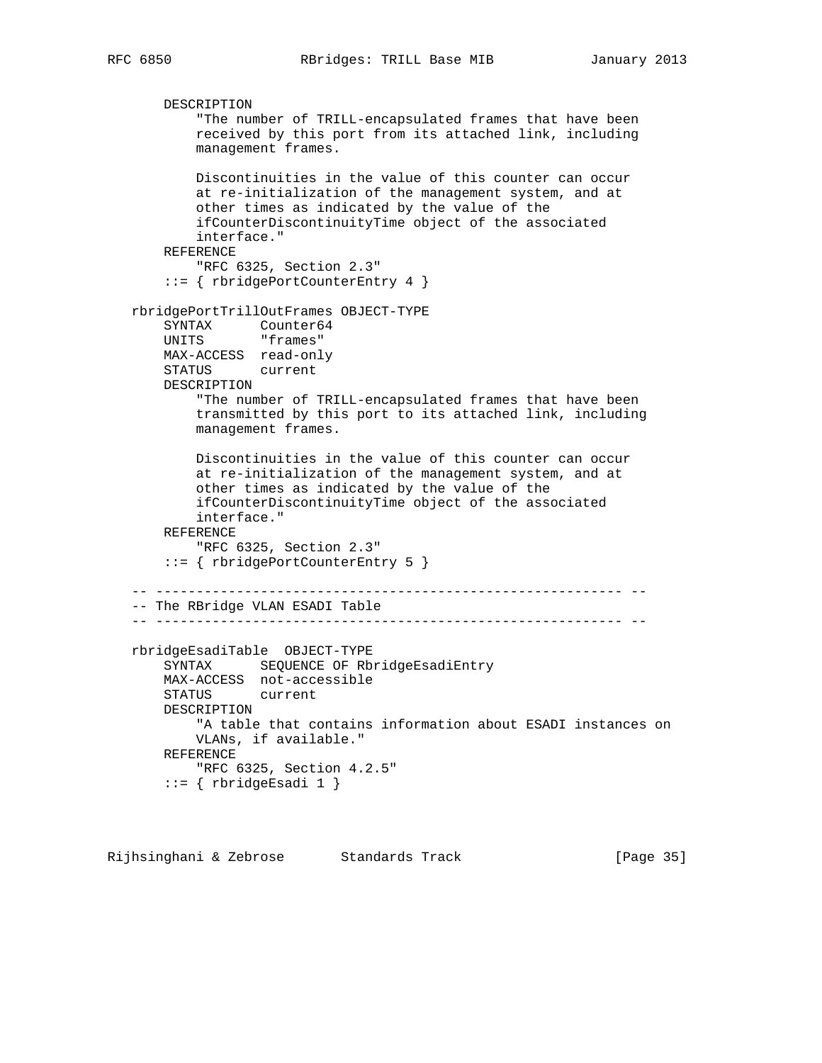```
       DESCRIPTION
           "The number of TRILL-encapsulated frames that have been
           received by this port from its attached link, including
           management frames.

           Discontinuities in the value of this counter can occur
           at re-initialization of the management system, and at
           other times as indicated by the value of the
           ifCounterDiscontinuityTime object of the associated
           interface."
       REFERENCE
           "RFC 6325, Section 2.3"
       ::= { rbridgePortCounterEntry 4 }

   rbridgePortTrillOutFrames OBJECT-TYPE
       SYNTAX      Counter64
       UNITS       "frames"
       MAX-ACCESS  read-only
       STATUS      current
       DESCRIPTION
           "The number of TRILL-encapsulated frames that have been
           transmitted by this port to its attached link, including
           management frames.

           Discontinuities in the value of this counter can occur
           at re-initialization of the management system, and at
           other times as indicated by the value of the
           ifCounterDiscontinuityTime object of the associated
           interface."
       REFERENCE
           "RFC 6325, Section 2.3"
       ::= { rbridgePortCounterEntry 5 }

   -- ---------------------------------------------------------- --
   -- The RBridge VLAN ESADI Table
   -- ---------------------------------------------------------- --

   rbridgeEsadiTable  OBJECT-TYPE
       SYNTAX      SEQUENCE OF RbridgeEsadiEntry
       MAX-ACCESS  not-accessible
       STATUS      current
       DESCRIPTION
           "A table that contains information about ESADI instances on
           VLANs, if available."
       REFERENCE
           "RFC 6325, Section 4.2.5"
       ::= { rbridgeEsadi 1 }
```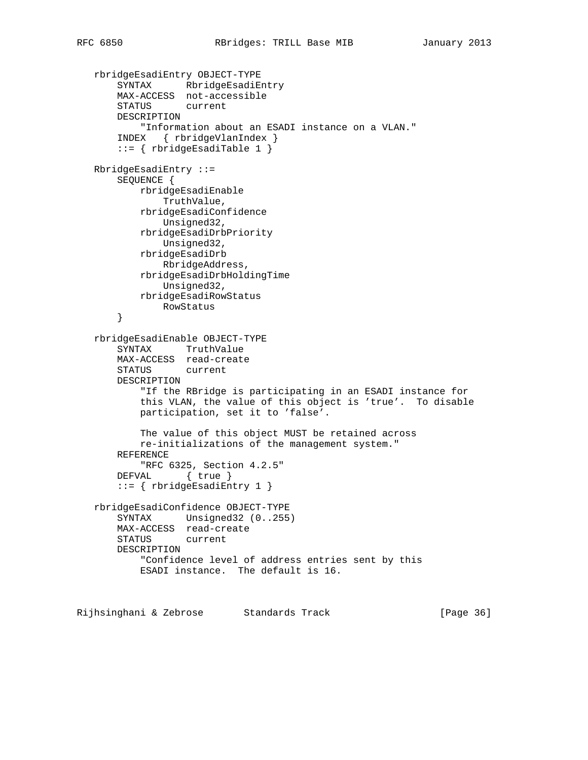```
   rbridgeEsadiEntry OBJECT-TYPE
       SYNTAX      RbridgeEsadiEntry
       MAX-ACCESS  not-accessible
       STATUS      current
       DESCRIPTION
           "Information about an ESADI instance on a VLAN."
       INDEX   { rbridgeVlanIndex }
       ::= { rbridgeEsadiTable 1 }

   RbridgeEsadiEntry ::=
       SEQUENCE {
           rbridgeEsadiEnable
               TruthValue,
           rbridgeEsadiConfidence
               Unsigned32,
           rbridgeEsadiDrbPriority
               Unsigned32,
           rbridgeEsadiDrb
               RbridgeAddress,
           rbridgeEsadiDrbHoldingTime
               Unsigned32,
           rbridgeEsadiRowStatus
               RowStatus
       }

   rbridgeEsadiEnable OBJECT-TYPE
       SYNTAX      TruthValue
       MAX-ACCESS  read-create
       STATUS      current
       DESCRIPTION
           "If the RBridge is participating in an ESADI instance for
           this VLAN, the value of this object is 'true'.  To disable
           participation, set it to 'false'.

           The value of this object MUST be retained across
           re-initializations of the management system."
       REFERENCE
           "RFC 6325, Section 4.2.5"
       DEFVAL      { true }
       ::= { rbridgeEsadiEntry 1 }

   rbridgeEsadiConfidence OBJECT-TYPE
       SYNTAX      Unsigned32 (0..255)
       MAX-ACCESS  read-create
       STATUS      current
       DESCRIPTION
           "Confidence level of address entries sent by this
           ESADI instance.  The default is 16.
```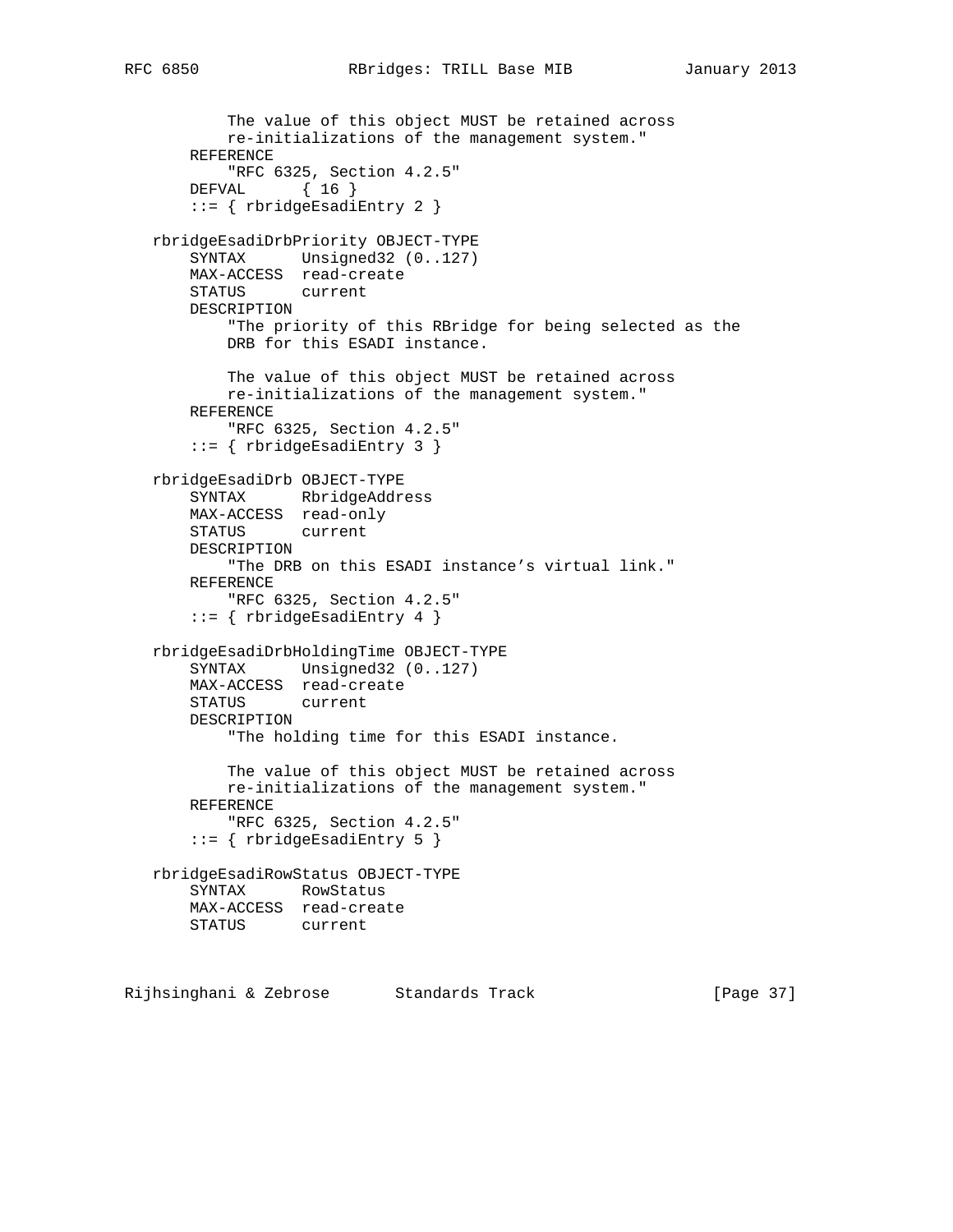```
           The value of this object MUST be retained across
           re-initializations of the management system."
       REFERENCE
           "RFC 6325, Section 4.2.5"
       DEFVAL      { 16 }
       ::= { rbridgeEsadiEntry 2 }

   rbridgeEsadiDrbPriority OBJECT-TYPE
       SYNTAX      Unsigned32 (0..127)
       MAX-ACCESS  read-create
       STATUS      current
       DESCRIPTION
           "The priority of this RBridge for being selected as the
           DRB for this ESADI instance.

           The value of this object MUST be retained across
           re-initializations of the management system."
       REFERENCE
           "RFC 6325, Section 4.2.5"
       ::= { rbridgeEsadiEntry 3 }

   rbridgeEsadiDrb OBJECT-TYPE
       SYNTAX      RbridgeAddress
       MAX-ACCESS  read-only
       STATUS      current
       DESCRIPTION
           "The DRB on this ESADI instance's virtual link."
       REFERENCE
           "RFC 6325, Section 4.2.5"
       ::= { rbridgeEsadiEntry 4 }

   rbridgeEsadiDrbHoldingTime OBJECT-TYPE
       SYNTAX      Unsigned32 (0..127)
       MAX-ACCESS  read-create
       STATUS      current
       DESCRIPTION
           "The holding time for this ESADI instance.

           The value of this object MUST be retained across
           re-initializations of the management system."
       REFERENCE
           "RFC 6325, Section 4.2.5"
       ::= { rbridgeEsadiEntry 5 }

   rbridgeEsadiRowStatus OBJECT-TYPE
       SYNTAX      RowStatus
       MAX-ACCESS  read-create
       STATUS      current
```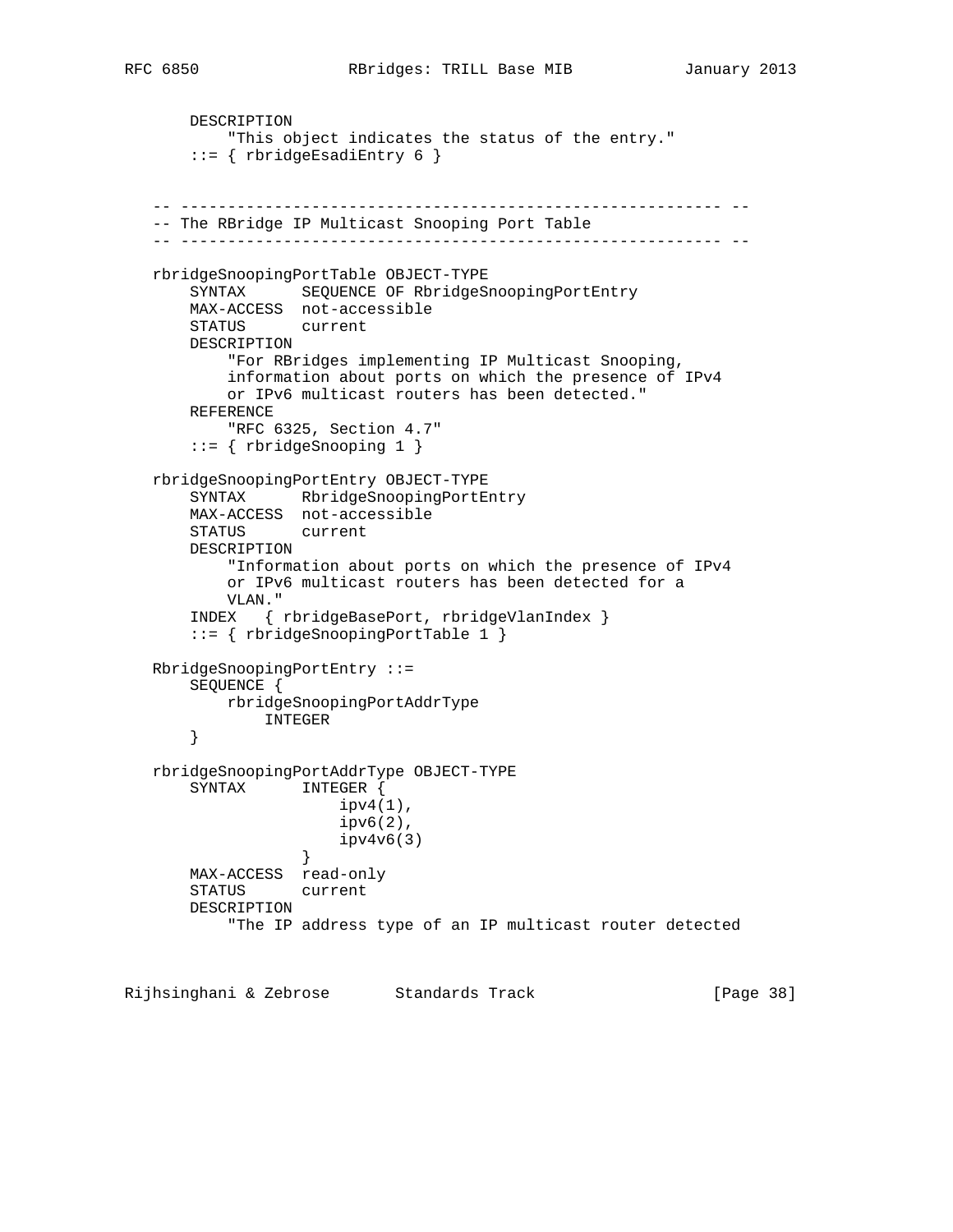```
    DESCRIPTION
        "This object indicates the status of the entry."
    ::= { rbridgeEsadiEntry 6 }


-- ---------------------------------------------------------- --
-- The RBridge IP Multicast Snooping Port Table
-- ---------------------------------------------------------- --

rbridgeSnoopingPortTable OBJECT-TYPE
    SYNTAX      SEQUENCE OF RbridgeSnoopingPortEntry
    MAX-ACCESS  not-accessible
    STATUS      current
    DESCRIPTION
        "For RBridges implementing IP Multicast Snooping,
        information about ports on which the presence of IPv4
        or IPv6 multicast routers has been detected."
    REFERENCE
        "RFC 6325, Section 4.7"
    ::= { rbridgeSnooping 1 }

rbridgeSnoopingPortEntry OBJECT-TYPE
    SYNTAX      RbridgeSnoopingPortEntry
    MAX-ACCESS  not-accessible
    STATUS      current
    DESCRIPTION
        "Information about ports on which the presence of IPv4
        or IPv6 multicast routers has been detected for a
        VLAN."
    INDEX   { rbridgeBasePort, rbridgeVlanIndex }
    ::= { rbridgeSnoopingPortTable 1 }

RbridgeSnoopingPortEntry ::=
    SEQUENCE {
        rbridgeSnoopingPortAddrType
            INTEGER
    }

rbridgeSnoopingPortAddrType OBJECT-TYPE
    SYNTAX      INTEGER {
                    ipv4(1),
                    ipv6(2),
                    ipv4v6(3)
                }
    MAX-ACCESS  read-only
    STATUS      current
    DESCRIPTION
        "The IP address type of an IP multicast router detected
```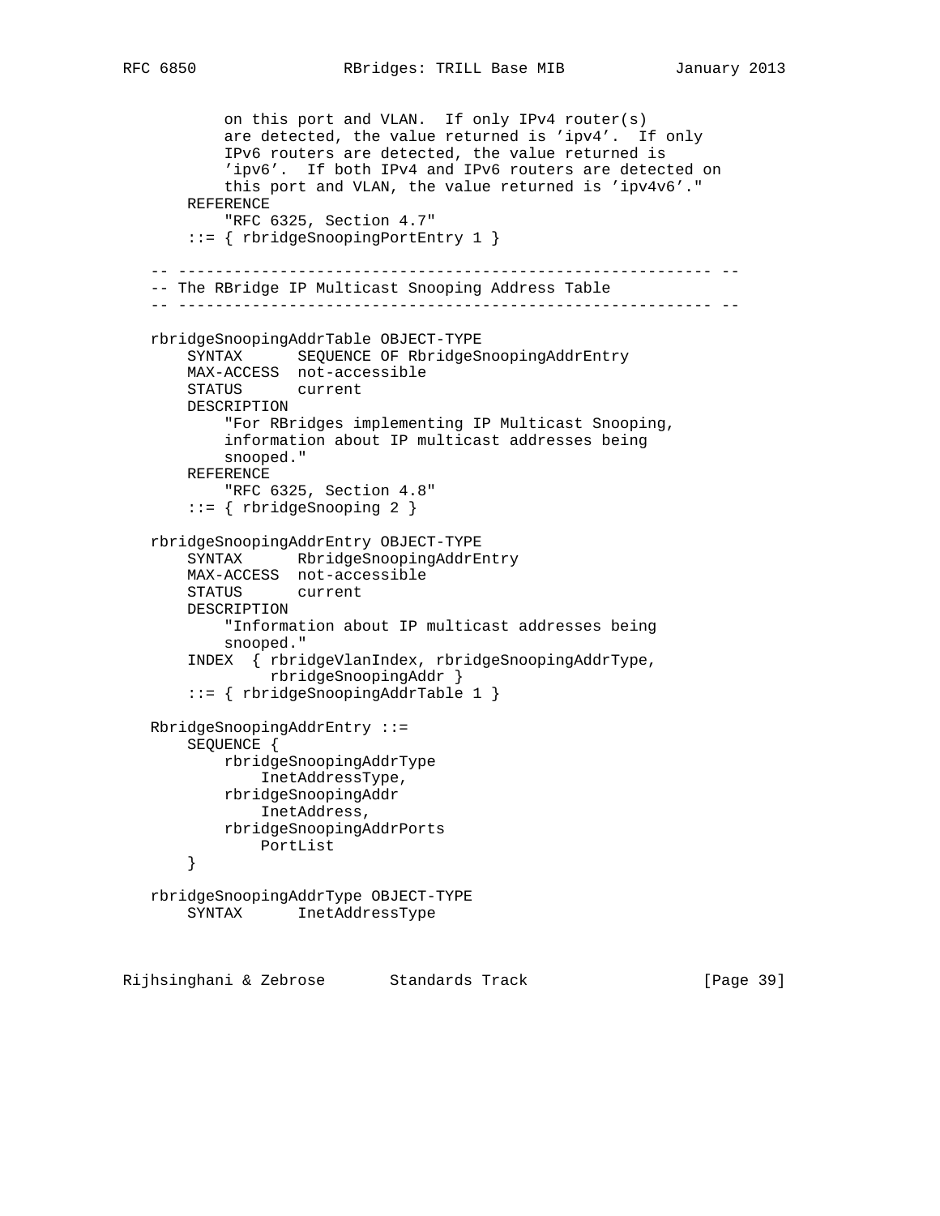```
           on this port and VLAN.  If only IPv4 router(s)
           are detected, the value returned is 'ipv4'.  If only
           IPv6 routers are detected, the value returned is
           'ipv6'.  If both IPv4 and IPv6 routers are detected on
           this port and VLAN, the value returned is 'ipv4v6'."
       REFERENCE
           "RFC 6325, Section 4.7"
       ::= { rbridgeSnoopingPortEntry 1 }

   -- ---------------------------------------------------------- --
   -- The RBridge IP Multicast Snooping Address Table
   -- ---------------------------------------------------------- --

   rbridgeSnoopingAddrTable OBJECT-TYPE
       SYNTAX      SEQUENCE OF RbridgeSnoopingAddrEntry
       MAX-ACCESS  not-accessible
       STATUS      current
       DESCRIPTION
           "For RBridges implementing IP Multicast Snooping,
           information about IP multicast addresses being
           snooped."
       REFERENCE
           "RFC 6325, Section 4.8"
       ::= { rbridgeSnooping 2 }

   rbridgeSnoopingAddrEntry OBJECT-TYPE
       SYNTAX      RbridgeSnoopingAddrEntry
       MAX-ACCESS  not-accessible
       STATUS      current
       DESCRIPTION
           "Information about IP multicast addresses being
           snooped."
       INDEX  { rbridgeVlanIndex, rbridgeSnoopingAddrType,
                rbridgeSnoopingAddr }
       ::= { rbridgeSnoopingAddrTable 1 }

   RbridgeSnoopingAddrEntry ::=
       SEQUENCE {
           rbridgeSnoopingAddrType
               InetAddressType,
           rbridgeSnoopingAddr
               InetAddress,
           rbridgeSnoopingAddrPorts
               PortList
       }

   rbridgeSnoopingAddrType OBJECT-TYPE
       SYNTAX      InetAddressType
```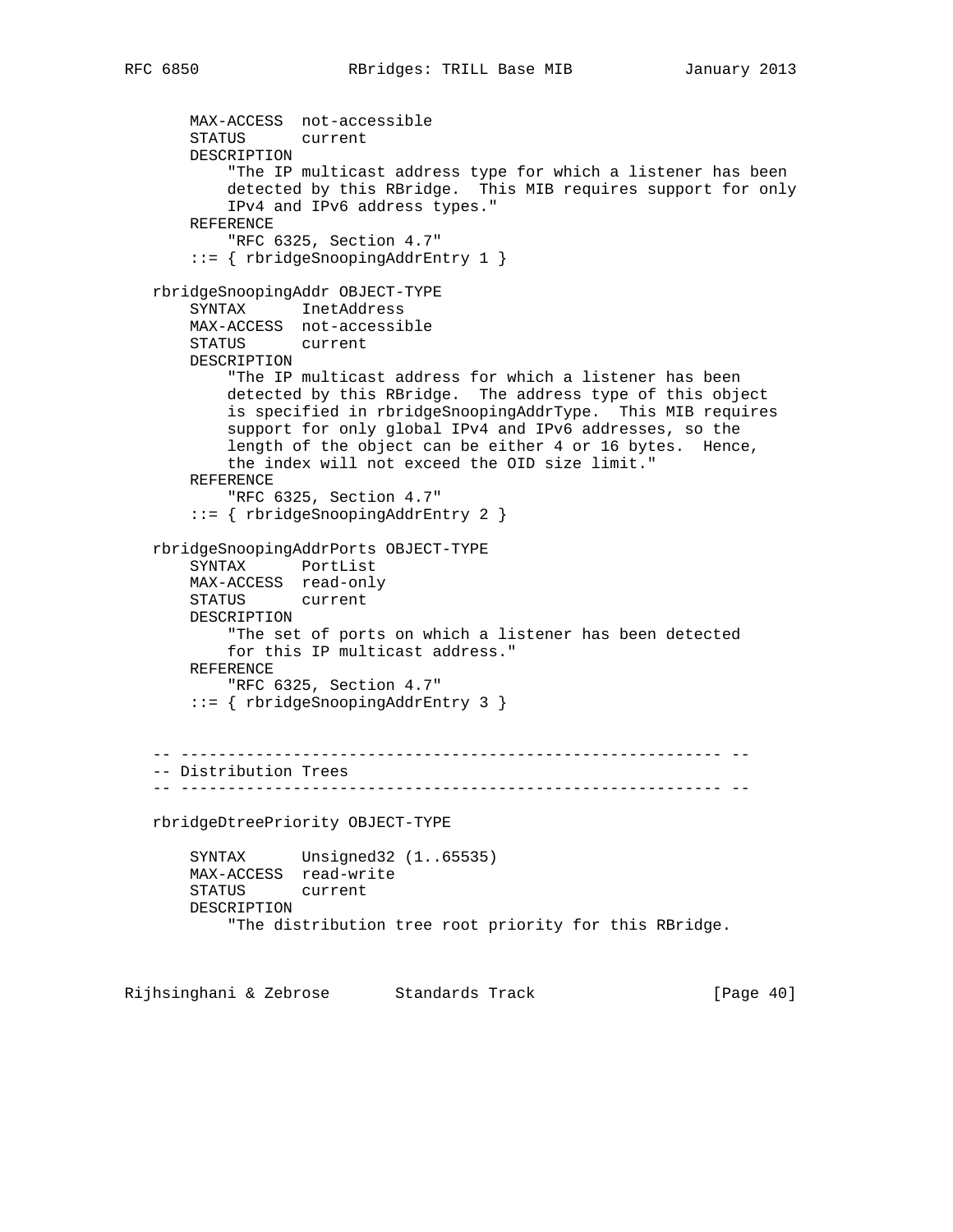```
       MAX-ACCESS  not-accessible
       STATUS      current
       DESCRIPTION
           "The IP multicast address type for which a listener has been
           detected by this RBridge.  This MIB requires support for only
           IPv4 and IPv6 address types."
       REFERENCE
           "RFC 6325, Section 4.7"
       ::= { rbridgeSnoopingAddrEntry 1 }

   rbridgeSnoopingAddr OBJECT-TYPE
       SYNTAX      InetAddress
       MAX-ACCESS  not-accessible
       STATUS      current
       DESCRIPTION
           "The IP multicast address for which a listener has been
           detected by this RBridge.  The address type of this object
           is specified in rbridgeSnoopingAddrType.  This MIB requires
           support for only global IPv4 and IPv6 addresses, so the
           length of the object can be either 4 or 16 bytes.  Hence,
           the index will not exceed the OID size limit."
       REFERENCE
           "RFC 6325, Section 4.7"
       ::= { rbridgeSnoopingAddrEntry 2 }

   rbridgeSnoopingAddrPorts OBJECT-TYPE
       SYNTAX      PortList
       MAX-ACCESS  read-only
       STATUS      current
       DESCRIPTION
           "The set of ports on which a listener has been detected
           for this IP multicast address."
       REFERENCE
           "RFC 6325, Section 4.7"
       ::= { rbridgeSnoopingAddrEntry 3 }


   -- ---------------------------------------------------------- --
   -- Distribution Trees
   -- ---------------------------------------------------------- --

   rbridgeDtreePriority OBJECT-TYPE

       SYNTAX      Unsigned32 (1..65535)
       MAX-ACCESS  read-write
       STATUS      current
       DESCRIPTION
           "The distribution tree root priority for this RBridge.
```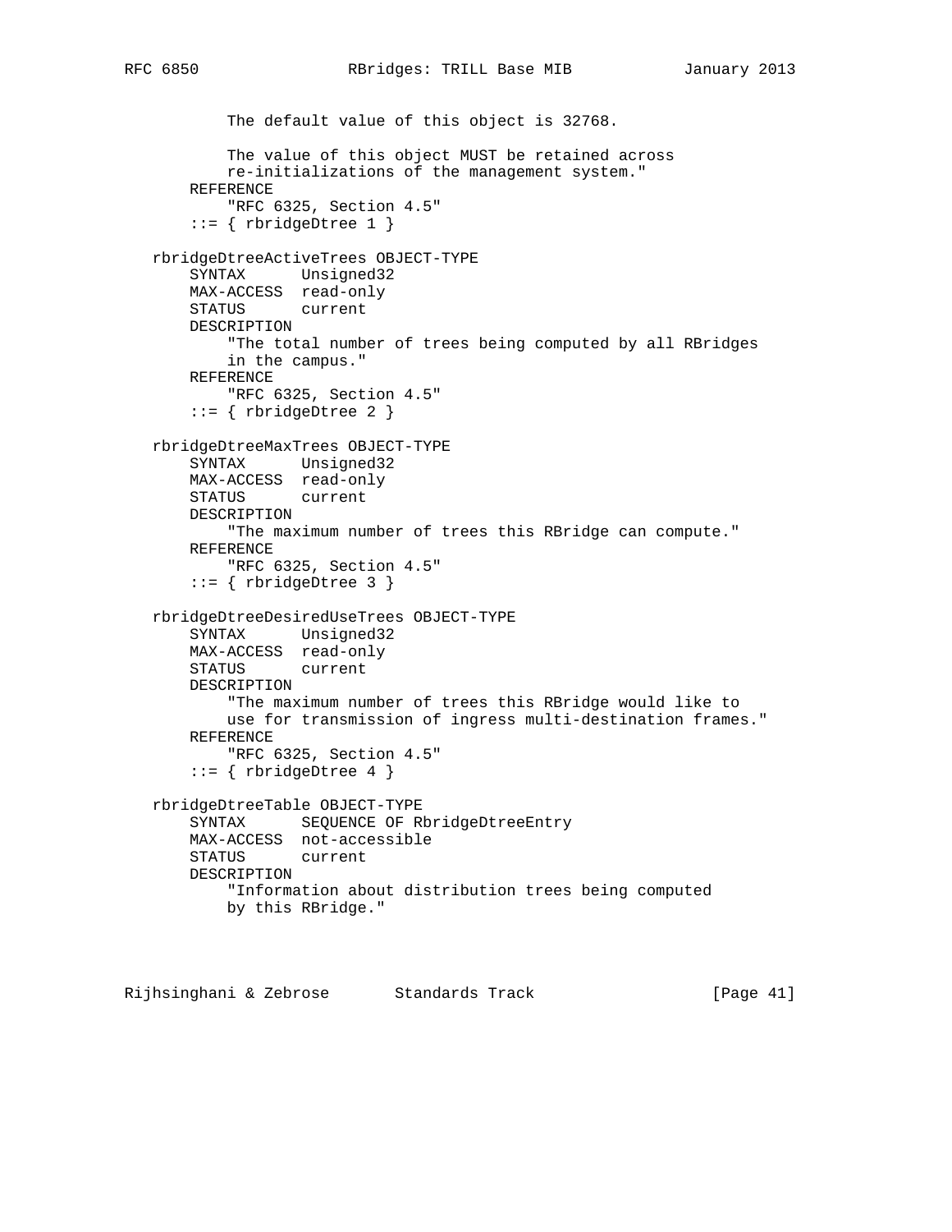```
           The default value of this object is 32768.

           The value of this object MUST be retained across
           re-initializations of the management system."
       REFERENCE
           "RFC 6325, Section 4.5"
       ::= { rbridgeDtree 1 }

   rbridgeDtreeActiveTrees OBJECT-TYPE
       SYNTAX      Unsigned32
       MAX-ACCESS  read-only
       STATUS      current
       DESCRIPTION
           "The total number of trees being computed by all RBridges
           in the campus."
       REFERENCE
           "RFC 6325, Section 4.5"
       ::= { rbridgeDtree 2 }

   rbridgeDtreeMaxTrees OBJECT-TYPE
       SYNTAX      Unsigned32
       MAX-ACCESS  read-only
       STATUS      current
       DESCRIPTION
           "The maximum number of trees this RBridge can compute."
       REFERENCE
           "RFC 6325, Section 4.5"
       ::= { rbridgeDtree 3 }

   rbridgeDtreeDesiredUseTrees OBJECT-TYPE
       SYNTAX      Unsigned32
       MAX-ACCESS  read-only
       STATUS      current
       DESCRIPTION
           "The maximum number of trees this RBridge would like to
           use for transmission of ingress multi-destination frames."
       REFERENCE
           "RFC 6325, Section 4.5"
       ::= { rbridgeDtree 4 }

   rbridgeDtreeTable OBJECT-TYPE
       SYNTAX      SEQUENCE OF RbridgeDtreeEntry
       MAX-ACCESS  not-accessible
       STATUS      current
       DESCRIPTION
           "Information about distribution trees being computed
           by this RBridge."
```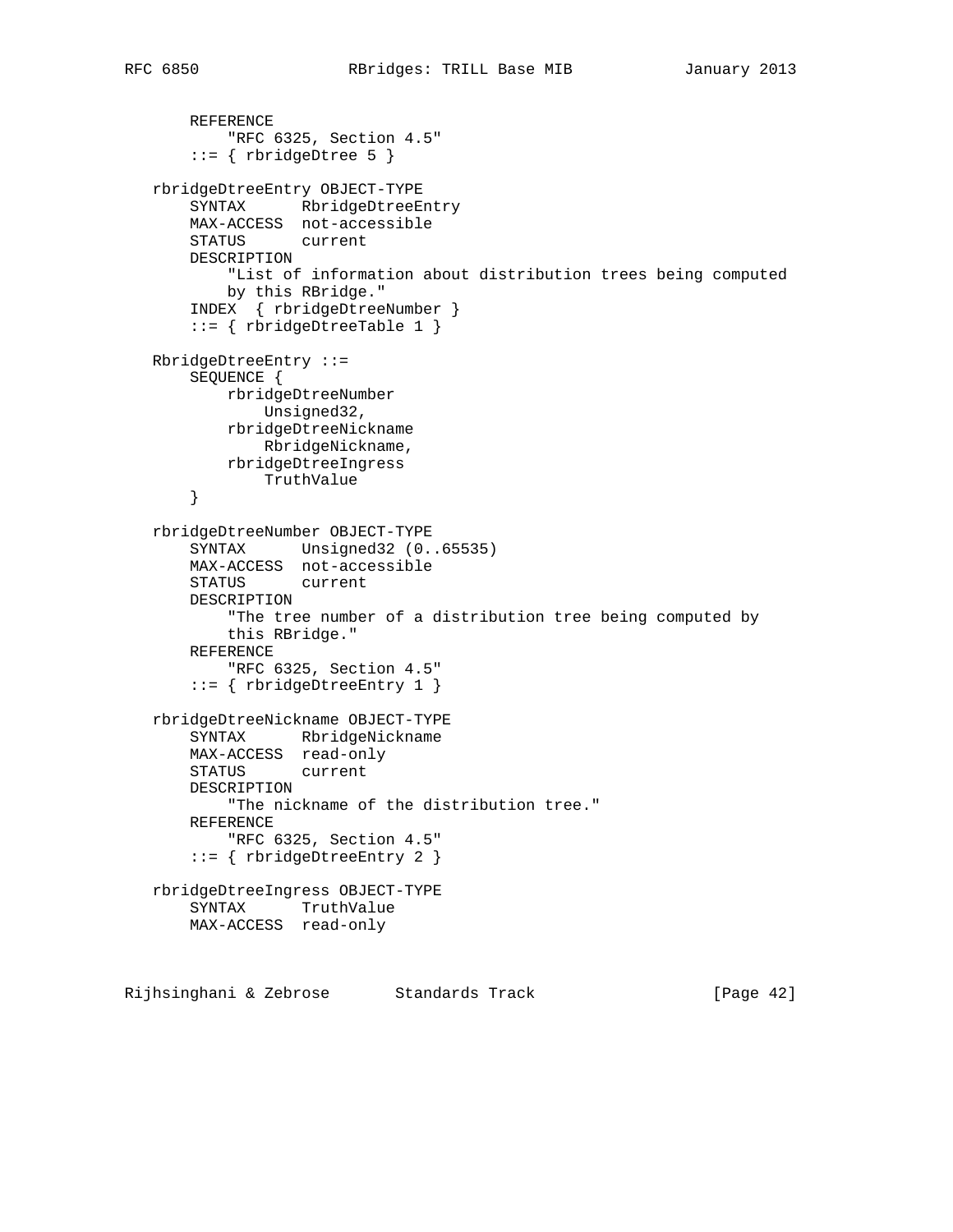```
        REFERENCE
            "RFC 6325, Section 4.5"
        ::= { rbridgeDtree 5 }

    rbridgeDtreeEntry OBJECT-TYPE
        SYNTAX      RbridgeDtreeEntry
        MAX-ACCESS  not-accessible
        STATUS      current
        DESCRIPTION
            "List of information about distribution trees being computed
            by this RBridge."
        INDEX  { rbridgeDtreeNumber }
        ::= { rbridgeDtreeTable 1 }

    RbridgeDtreeEntry ::=
        SEQUENCE {
            rbridgeDtreeNumber
                Unsigned32,
            rbridgeDtreeNickname
                RbridgeNickname,
            rbridgeDtreeIngress
                TruthValue
        }

    rbridgeDtreeNumber OBJECT-TYPE
        SYNTAX      Unsigned32 (0..65535)
        MAX-ACCESS  not-accessible
        STATUS      current
        DESCRIPTION
            "The tree number of a distribution tree being computed by
            this RBridge."
        REFERENCE
            "RFC 6325, Section 4.5"
        ::= { rbridgeDtreeEntry 1 }

    rbridgeDtreeNickname OBJECT-TYPE
        SYNTAX      RbridgeNickname
        MAX-ACCESS  read-only
        STATUS      current
        DESCRIPTION
            "The nickname of the distribution tree."
        REFERENCE
            "RFC 6325, Section 4.5"
        ::= { rbridgeDtreeEntry 2 }

    rbridgeDtreeIngress OBJECT-TYPE
        SYNTAX      TruthValue
        MAX-ACCESS  read-only
```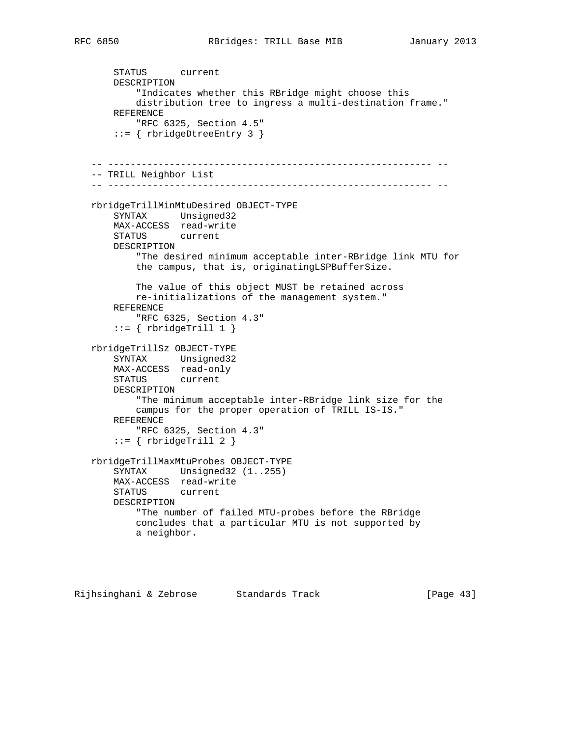```
       STATUS      current
       DESCRIPTION
           "Indicates whether this RBridge might choose this
           distribution tree to ingress a multi-destination frame."
       REFERENCE
           "RFC 6325, Section 4.5"
       ::= { rbridgeDtreeEntry 3 }


   -- ---------------------------------------------------------- --
   -- TRILL Neighbor List
   -- ---------------------------------------------------------- --

   rbridgeTrillMinMtuDesired OBJECT-TYPE
       SYNTAX      Unsigned32
       MAX-ACCESS  read-write
       STATUS      current
       DESCRIPTION
           "The desired minimum acceptable inter-RBridge link MTU for
           the campus, that is, originatingLSPBufferSize.

           The value of this object MUST be retained across
           re-initializations of the management system."
       REFERENCE
           "RFC 6325, Section 4.3"
       ::= { rbridgeTrill 1 }

   rbridgeTrillSz OBJECT-TYPE
       SYNTAX      Unsigned32
       MAX-ACCESS  read-only
       STATUS      current
       DESCRIPTION
           "The minimum acceptable inter-RBridge link size for the
           campus for the proper operation of TRILL IS-IS."
       REFERENCE
           "RFC 6325, Section 4.3"
       ::= { rbridgeTrill 2 }

   rbridgeTrillMaxMtuProbes OBJECT-TYPE
       SYNTAX      Unsigned32 (1..255)
       MAX-ACCESS  read-write
       STATUS      current
       DESCRIPTION
           "The number of failed MTU-probes before the RBridge
           concludes that a particular MTU is not supported by
           a neighbor.
```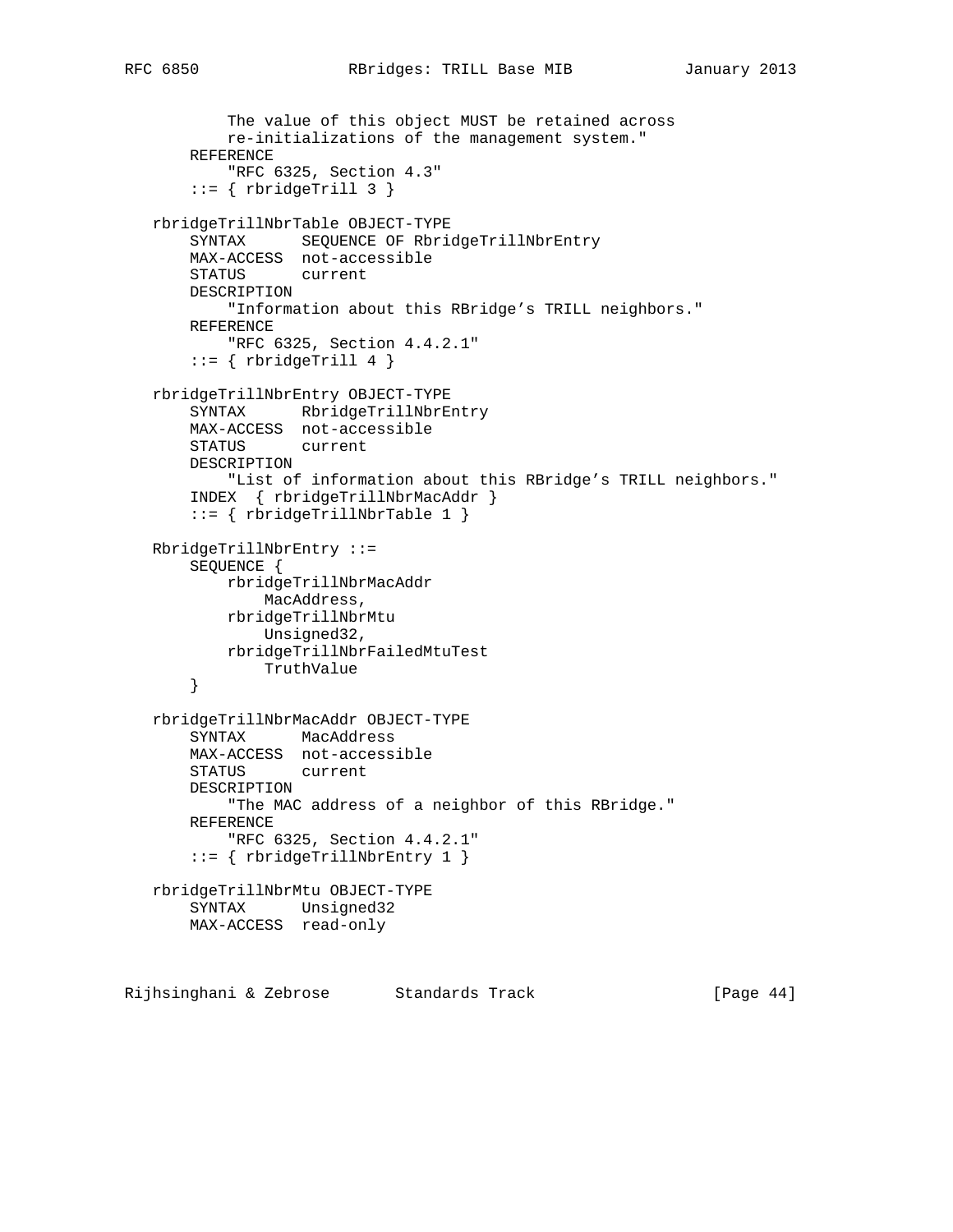```
           The value of this object MUST be retained across
           re-initializations of the management system."
       REFERENCE
           "RFC 6325, Section 4.3"
       ::= { rbridgeTrill 3 }

   rbridgeTrillNbrTable OBJECT-TYPE
       SYNTAX      SEQUENCE OF RbridgeTrillNbrEntry
       MAX-ACCESS  not-accessible
       STATUS      current
       DESCRIPTION
           "Information about this RBridge's TRILL neighbors."
       REFERENCE
           "RFC 6325, Section 4.4.2.1"
       ::= { rbridgeTrill 4 }

   rbridgeTrillNbrEntry OBJECT-TYPE
       SYNTAX      RbridgeTrillNbrEntry
       MAX-ACCESS  not-accessible
       STATUS      current
       DESCRIPTION
           "List of information about this RBridge's TRILL neighbors."
       INDEX  { rbridgeTrillNbrMacAddr }
       ::= { rbridgeTrillNbrTable 1 }

   RbridgeTrillNbrEntry ::=
       SEQUENCE {
           rbridgeTrillNbrMacAddr
               MacAddress,
           rbridgeTrillNbrMtu
               Unsigned32,
           rbridgeTrillNbrFailedMtuTest
               TruthValue
       }

   rbridgeTrillNbrMacAddr OBJECT-TYPE
       SYNTAX      MacAddress
       MAX-ACCESS  not-accessible
       STATUS      current
       DESCRIPTION
           "The MAC address of a neighbor of this RBridge."
       REFERENCE
           "RFC 6325, Section 4.4.2.1"
       ::= { rbridgeTrillNbrEntry 1 }

   rbridgeTrillNbrMtu OBJECT-TYPE
       SYNTAX      Unsigned32
       MAX-ACCESS  read-only
```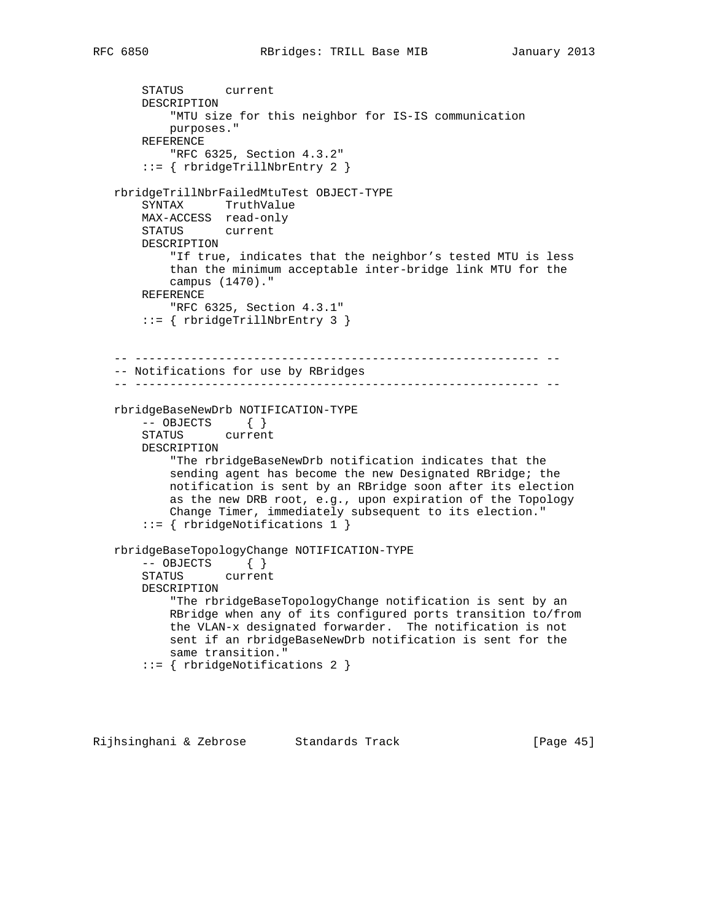```
       STATUS      current
       DESCRIPTION
           "MTU size for this neighbor for IS-IS communication
           purposes."
       REFERENCE
           "RFC 6325, Section 4.3.2"
       ::= { rbridgeTrillNbrEntry 2 }

   rbridgeTrillNbrFailedMtuTest OBJECT-TYPE
       SYNTAX      TruthValue
       MAX-ACCESS  read-only
       STATUS      current
       DESCRIPTION
           "If true, indicates that the neighbor's tested MTU is less
           than the minimum acceptable inter-bridge link MTU for the
           campus (1470)."
       REFERENCE
           "RFC 6325, Section 4.3.1"
       ::= { rbridgeTrillNbrEntry 3 }


   -- ---------------------------------------------------------- --
   -- Notifications for use by RBridges
   -- ---------------------------------------------------------- --

   rbridgeBaseNewDrb NOTIFICATION-TYPE
       -- OBJECTS     { }
       STATUS      current
       DESCRIPTION
           "The rbridgeBaseNewDrb notification indicates that the
           sending agent has become the new Designated RBridge; the
           notification is sent by an RBridge soon after its election
           as the new DRB root, e.g., upon expiration of the Topology
           Change Timer, immediately subsequent to its election."
       ::= { rbridgeNotifications 1 }

   rbridgeBaseTopologyChange NOTIFICATION-TYPE
       -- OBJECTS     { }
       STATUS      current
       DESCRIPTION
           "The rbridgeBaseTopologyChange notification is sent by an
           RBridge when any of its configured ports transition to/from
           the VLAN-x designated forwarder.  The notification is not
           sent if an rbridgeBaseNewDrb notification is sent for the
           same transition."
       ::= { rbridgeNotifications 2 }
```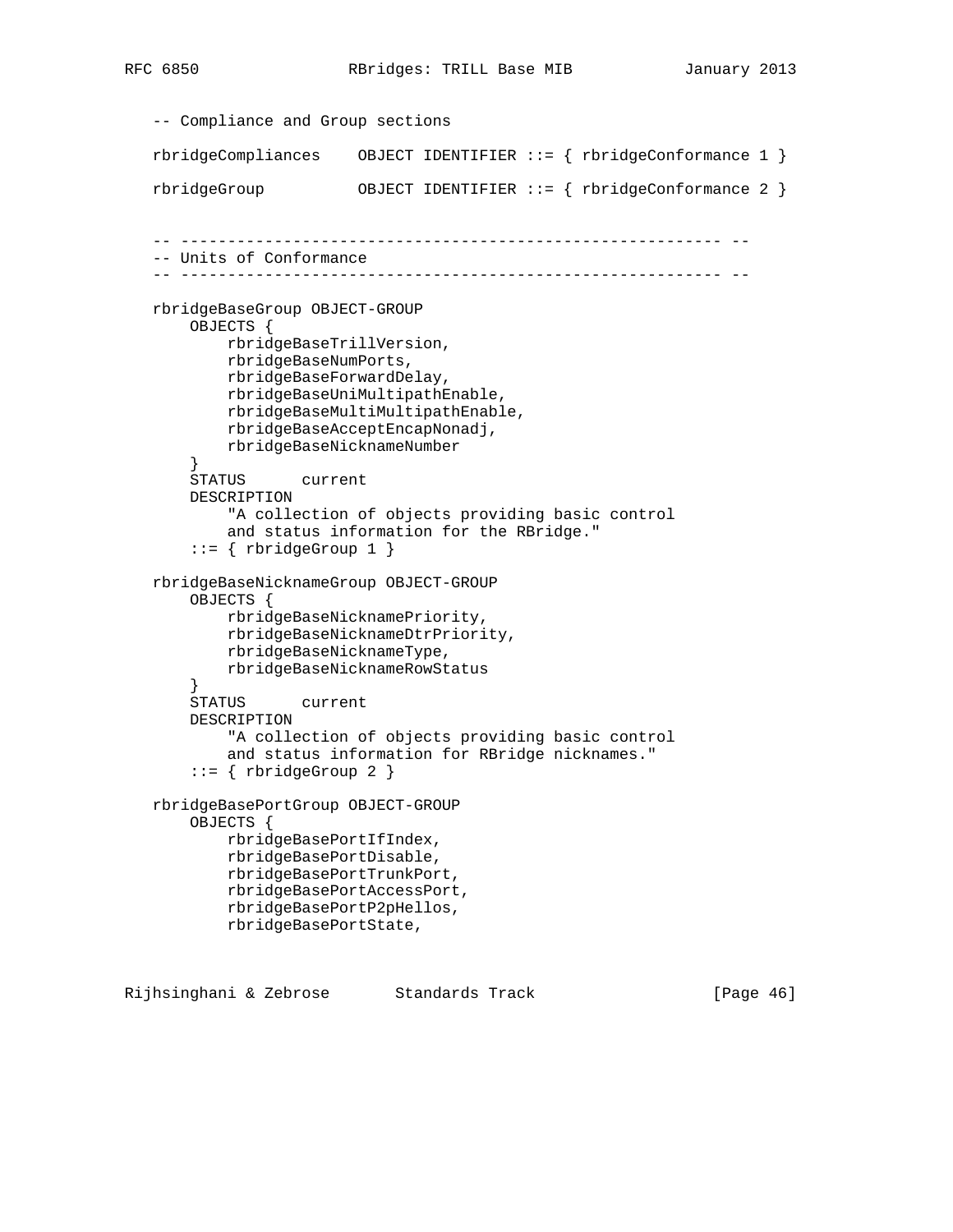```
   -- Compliance and Group sections

   rbridgeCompliances    OBJECT IDENTIFIER ::= { rbridgeConformance 1 }

   rbridgeGroup          OBJECT IDENTIFIER ::= { rbridgeConformance 2 }


   -- ---------------------------------------------------------- --
   -- Units of Conformance
   -- ---------------------------------------------------------- --

   rbridgeBaseGroup OBJECT-GROUP
       OBJECTS {
           rbridgeBaseTrillVersion,
           rbridgeBaseNumPorts,
           rbridgeBaseForwardDelay,
           rbridgeBaseUniMultipathEnable,
           rbridgeBaseMultiMultipathEnable,
           rbridgeBaseAcceptEncapNonadj,
           rbridgeBaseNicknameNumber
       }
       STATUS      current
       DESCRIPTION
           "A collection of objects providing basic control
           and status information for the RBridge."
       ::= { rbridgeGroup 1 }

   rbridgeBaseNicknameGroup OBJECT-GROUP
       OBJECTS {
           rbridgeBaseNicknamePriority,
           rbridgeBaseNicknameDtrPriority,
           rbridgeBaseNicknameType,
           rbridgeBaseNicknameRowStatus
       }
       STATUS      current
       DESCRIPTION
           "A collection of objects providing basic control
           and status information for RBridge nicknames."
       ::= { rbridgeGroup 2 }

   rbridgeBasePortGroup OBJECT-GROUP
       OBJECTS {
           rbridgeBasePortIfIndex,
           rbridgeBasePortDisable,
           rbridgeBasePortTrunkPort,
           rbridgeBasePortAccessPort,
           rbridgeBasePortP2pHellos,
           rbridgeBasePortState,
```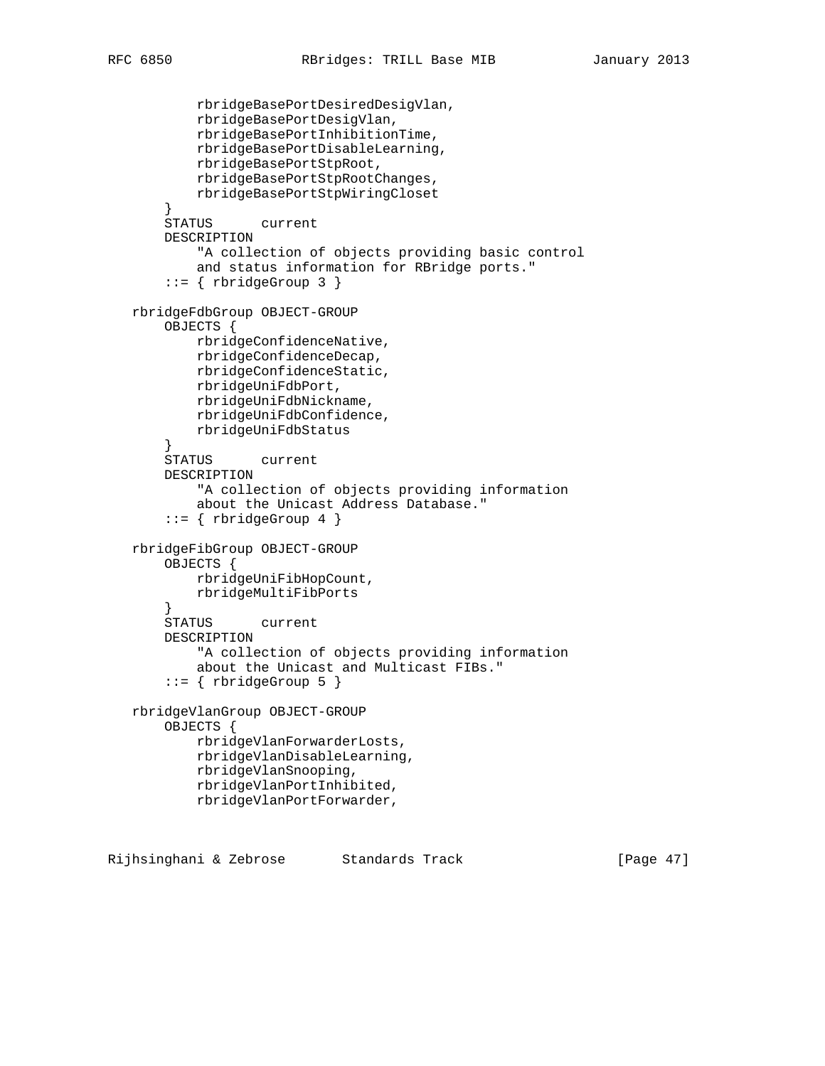```
          rbridgeBasePortDesiredDesigVlan,
          rbridgeBasePortDesigVlan,
          rbridgeBasePortInhibitionTime,
          rbridgeBasePortDisableLearning,
          rbridgeBasePortStpRoot,
          rbridgeBasePortStpRootChanges,
          rbridgeBasePortStpWiringCloset
      }
      STATUS      current
      DESCRIPTION
          "A collection of objects providing basic control
          and status information for RBridge ports."
      ::= { rbridgeGroup 3 }

  rbridgeFdbGroup OBJECT-GROUP
      OBJECTS {
          rbridgeConfidenceNative,
          rbridgeConfidenceDecap,
          rbridgeConfidenceStatic,
          rbridgeUniFdbPort,
          rbridgeUniFdbNickname,
          rbridgeUniFdbConfidence,
          rbridgeUniFdbStatus
      }
      STATUS      current
      DESCRIPTION
          "A collection of objects providing information
          about the Unicast Address Database."
      ::= { rbridgeGroup 4 }

  rbridgeFibGroup OBJECT-GROUP
      OBJECTS {
          rbridgeUniFibHopCount,
          rbridgeMultiFibPorts
      }
      STATUS      current
      DESCRIPTION
          "A collection of objects providing information
          about the Unicast and Multicast FIBs."
      ::= { rbridgeGroup 5 }

  rbridgeVlanGroup OBJECT-GROUP
      OBJECTS {
          rbridgeVlanForwarderLosts,
          rbridgeVlanDisableLearning,
          rbridgeVlanSnooping,
          rbridgeVlanPortInhibited,
          rbridgeVlanPortForwarder,
```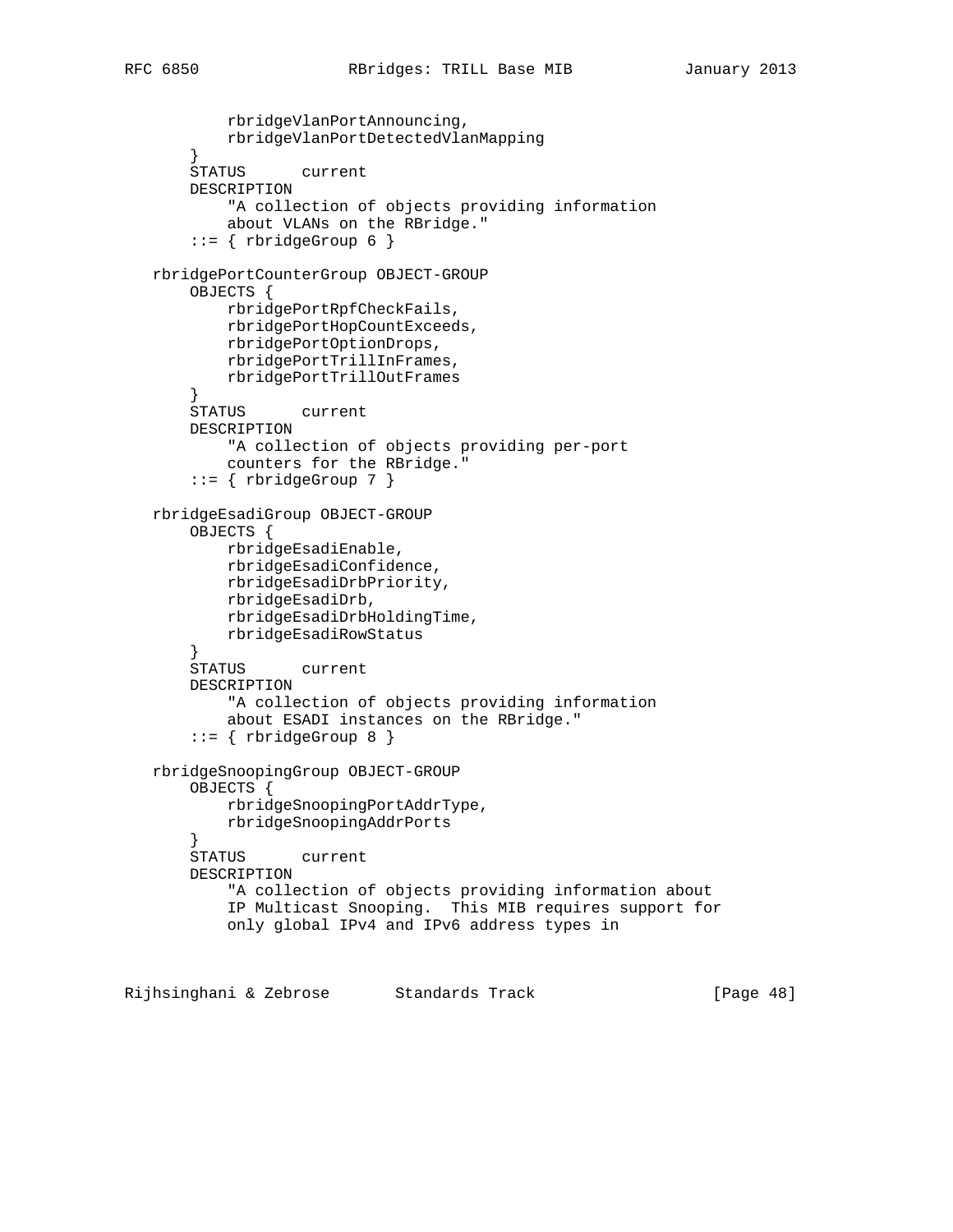```
          rbridgeVlanPortAnnouncing,
          rbridgeVlanPortDetectedVlanMapping
      }
      STATUS      current
      DESCRIPTION
          "A collection of objects providing information
          about VLANs on the RBridge."
      ::= { rbridgeGroup 6 }

  rbridgePortCounterGroup OBJECT-GROUP
      OBJECTS {
          rbridgePortRpfCheckFails,
          rbridgePortHopCountExceeds,
          rbridgePortOptionDrops,
          rbridgePortTrillInFrames,
          rbridgePortTrillOutFrames
      }
      STATUS      current
      DESCRIPTION
          "A collection of objects providing per-port
          counters for the RBridge."
      ::= { rbridgeGroup 7 }

  rbridgeEsadiGroup OBJECT-GROUP
      OBJECTS {
          rbridgeEsadiEnable,
          rbridgeEsadiConfidence,
          rbridgeEsadiDrbPriority,
          rbridgeEsadiDrb,
          rbridgeEsadiDrbHoldingTime,
          rbridgeEsadiRowStatus
      }
      STATUS      current
      DESCRIPTION
          "A collection of objects providing information
          about ESADI instances on the RBridge."
      ::= { rbridgeGroup 8 }

  rbridgeSnoopingGroup OBJECT-GROUP
      OBJECTS {
          rbridgeSnoopingPortAddrType,
          rbridgeSnoopingAddrPorts
      }
      STATUS      current
      DESCRIPTION
          "A collection of objects providing information about
          IP Multicast Snooping.  This MIB requires support for
          only global IPv4 and IPv6 address types in
```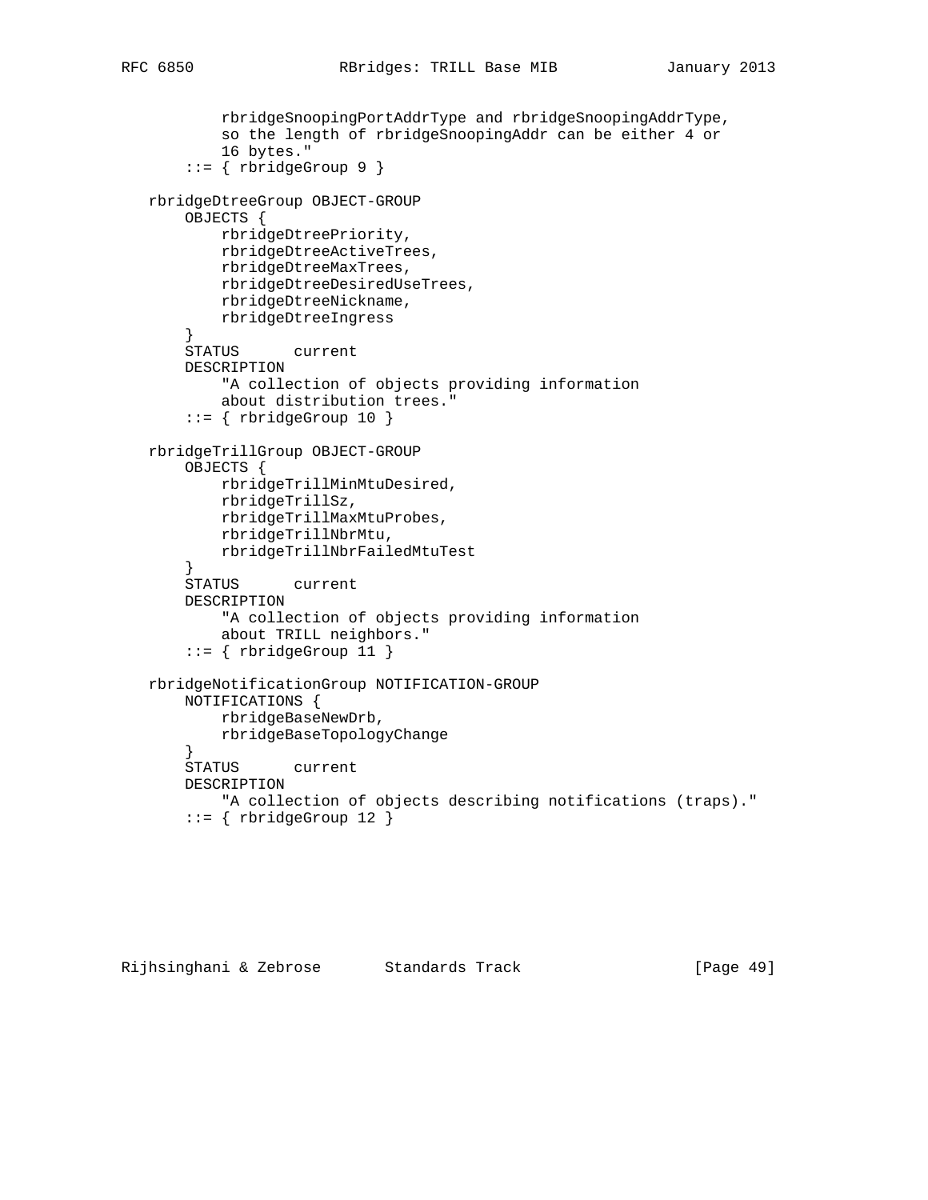```
          rbridgeSnoopingPortAddrType and rbridgeSnoopingAddrType,
          so the length of rbridgeSnoopingAddr can be either 4 or
          16 bytes."
      ::= { rbridgeGroup 9 }

  rbridgeDtreeGroup OBJECT-GROUP
      OBJECTS {
          rbridgeDtreePriority,
          rbridgeDtreeActiveTrees,
          rbridgeDtreeMaxTrees,
          rbridgeDtreeDesiredUseTrees,
          rbridgeDtreeNickname,
          rbridgeDtreeIngress
      }
      STATUS      current
      DESCRIPTION
          "A collection of objects providing information
          about distribution trees."
      ::= { rbridgeGroup 10 }

  rbridgeTrillGroup OBJECT-GROUP
      OBJECTS {
          rbridgeTrillMinMtuDesired,
          rbridgeTrillSz,
          rbridgeTrillMaxMtuProbes,
          rbridgeTrillNbrMtu,
          rbridgeTrillNbrFailedMtuTest
      }
      STATUS      current
      DESCRIPTION
          "A collection of objects providing information
          about TRILL neighbors."
      ::= { rbridgeGroup 11 }

  rbridgeNotificationGroup NOTIFICATION-GROUP
      NOTIFICATIONS {
          rbridgeBaseNewDrb,
          rbridgeBaseTopologyChange
      }
      STATUS      current
      DESCRIPTION
          "A collection of objects describing notifications (traps)."
      ::= { rbridgeGroup 12 }
```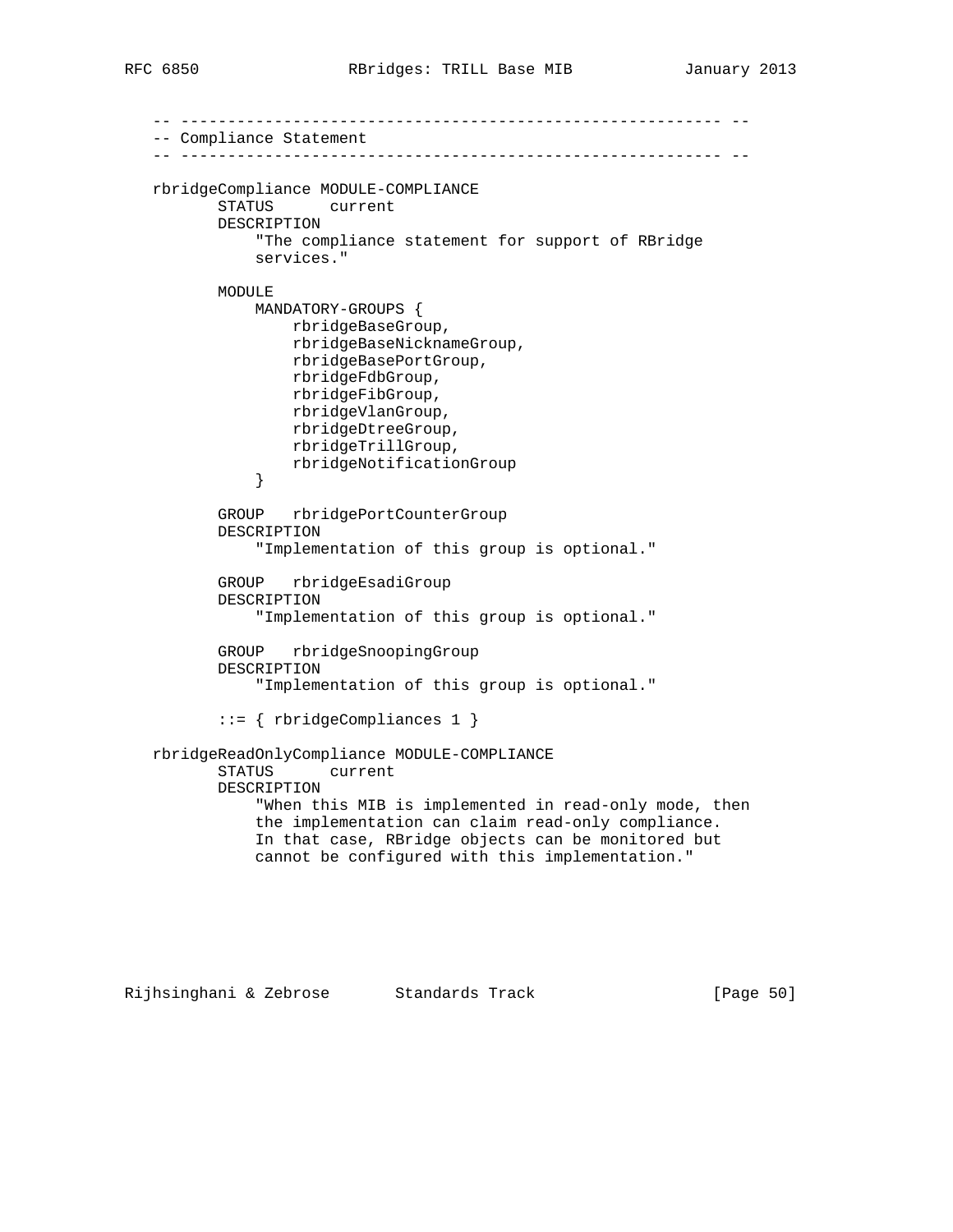```
-- ------------------------------------------------------------ --
-- Compliance Statement
-- ------------------------------------------------------------ --

rbridgeCompliance MODULE-COMPLIANCE
       STATUS      current
       DESCRIPTION
           "The compliance statement for support of RBridge
           services."

       MODULE
           MANDATORY-GROUPS {
               rbridgeBaseGroup,
               rbridgeBaseNicknameGroup,
               rbridgeBasePortGroup,
               rbridgeFdbGroup,
               rbridgeFibGroup,
               rbridgeVlanGroup,
               rbridgeDtreeGroup,
               rbridgeTrillGroup,
               rbridgeNotificationGroup
           }

       GROUP   rbridgePortCounterGroup
       DESCRIPTION
           "Implementation of this group is optional."

       GROUP   rbridgeEsadiGroup
       DESCRIPTION
           "Implementation of this group is optional."

       GROUP   rbridgeSnoopingGroup
       DESCRIPTION
           "Implementation of this group is optional."

       ::= { rbridgeCompliances 1 }

rbridgeReadOnlyCompliance MODULE-COMPLIANCE
       STATUS      current
       DESCRIPTION
           "When this MIB is implemented in read-only mode, then
           the implementation can claim read-only compliance.
           In that case, RBridge objects can be monitored but
           cannot be configured with this implementation."
```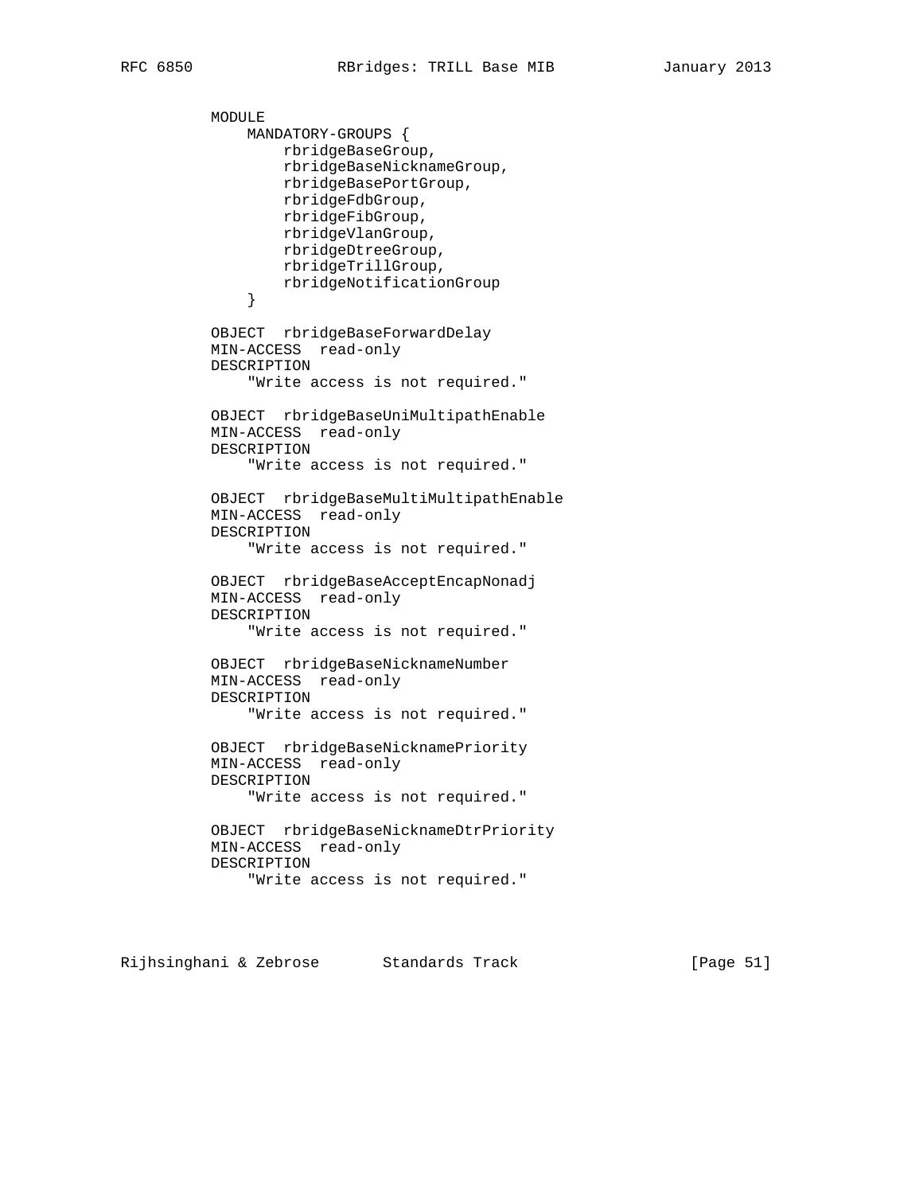```
      MODULE
          MANDATORY-GROUPS {
              rbridgeBaseGroup,
              rbridgeBaseNicknameGroup,
              rbridgeBasePortGroup,
              rbridgeFdbGroup,
              rbridgeFibGroup,
              rbridgeVlanGroup,
              rbridgeDtreeGroup,
              rbridgeTrillGroup,
              rbridgeNotificationGroup
          }

      OBJECT  rbridgeBaseForwardDelay
      MIN-ACCESS  read-only
      DESCRIPTION
          "Write access is not required."

      OBJECT  rbridgeBaseUniMultipathEnable
      MIN-ACCESS  read-only
      DESCRIPTION
          "Write access is not required."

      OBJECT  rbridgeBaseMultiMultipathEnable
      MIN-ACCESS  read-only
      DESCRIPTION
          "Write access is not required."

      OBJECT  rbridgeBaseAcceptEncapNonadj
      MIN-ACCESS  read-only
      DESCRIPTION
          "Write access is not required."

      OBJECT  rbridgeBaseNicknameNumber
      MIN-ACCESS  read-only
      DESCRIPTION
          "Write access is not required."

      OBJECT  rbridgeBaseNicknamePriority
      MIN-ACCESS  read-only
      DESCRIPTION
          "Write access is not required."

      OBJECT  rbridgeBaseNicknameDtrPriority
      MIN-ACCESS  read-only
      DESCRIPTION
          "Write access is not required."
```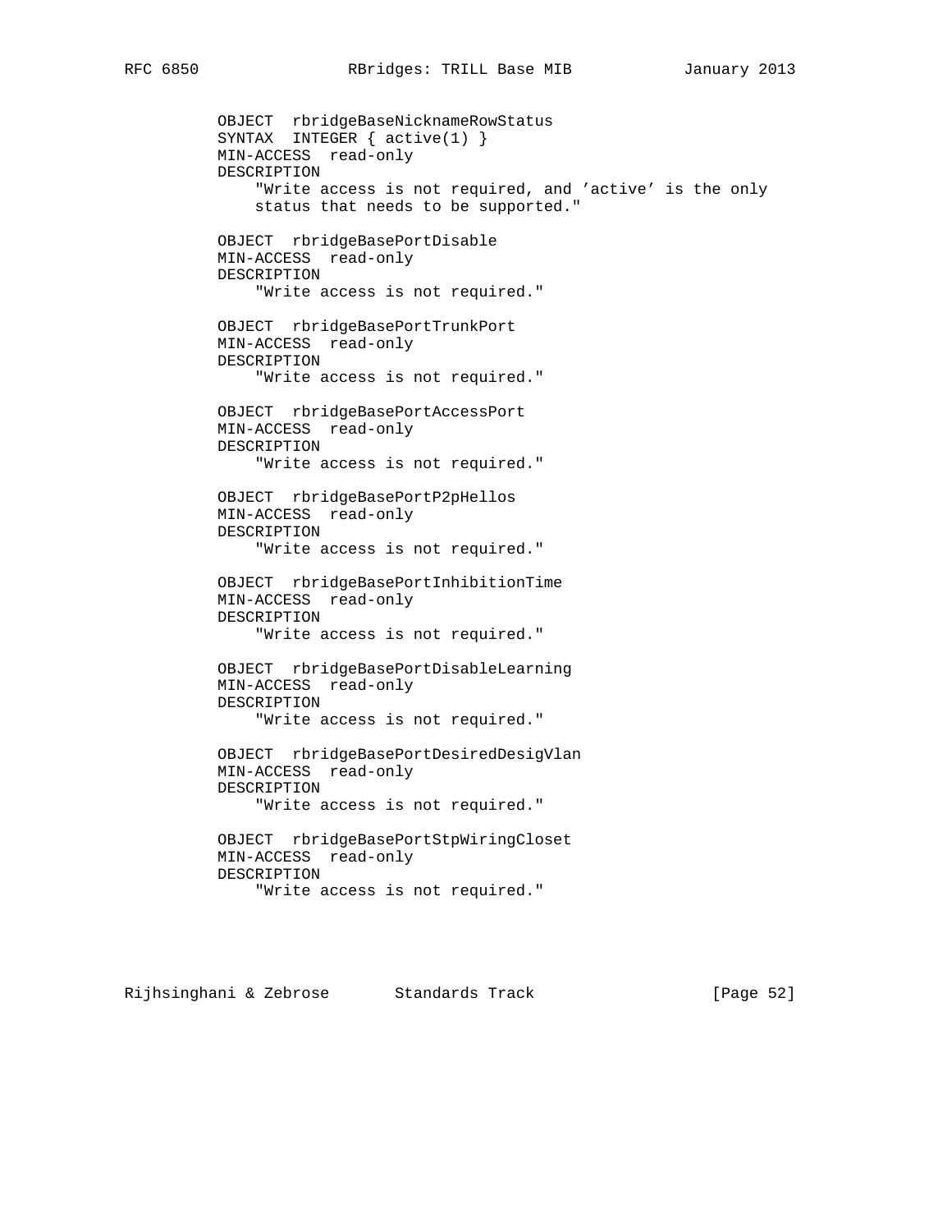```
         OBJECT  rbridgeBaseNicknameRowStatus
         SYNTAX  INTEGER { active(1) }
         MIN-ACCESS  read-only
         DESCRIPTION
             "Write access is not required, and 'active' is the only
             status that needs to be supported."

         OBJECT  rbridgeBasePortDisable
         MIN-ACCESS  read-only
         DESCRIPTION
             "Write access is not required."

         OBJECT  rbridgeBasePortTrunkPort
         MIN-ACCESS  read-only
         DESCRIPTION
             "Write access is not required."

         OBJECT  rbridgeBasePortAccessPort
         MIN-ACCESS  read-only
         DESCRIPTION
             "Write access is not required."

         OBJECT  rbridgeBasePortP2pHellos
         MIN-ACCESS  read-only
         DESCRIPTION
             "Write access is not required."

         OBJECT  rbridgeBasePortInhibitionTime
         MIN-ACCESS  read-only
         DESCRIPTION
             "Write access is not required."

         OBJECT  rbridgeBasePortDisableLearning
         MIN-ACCESS  read-only
         DESCRIPTION
             "Write access is not required."

         OBJECT  rbridgeBasePortDesiredDesigVlan
         MIN-ACCESS  read-only
         DESCRIPTION
             "Write access is not required."

         OBJECT  rbridgeBasePortStpWiringCloset
         MIN-ACCESS  read-only
         DESCRIPTION
             "Write access is not required."
```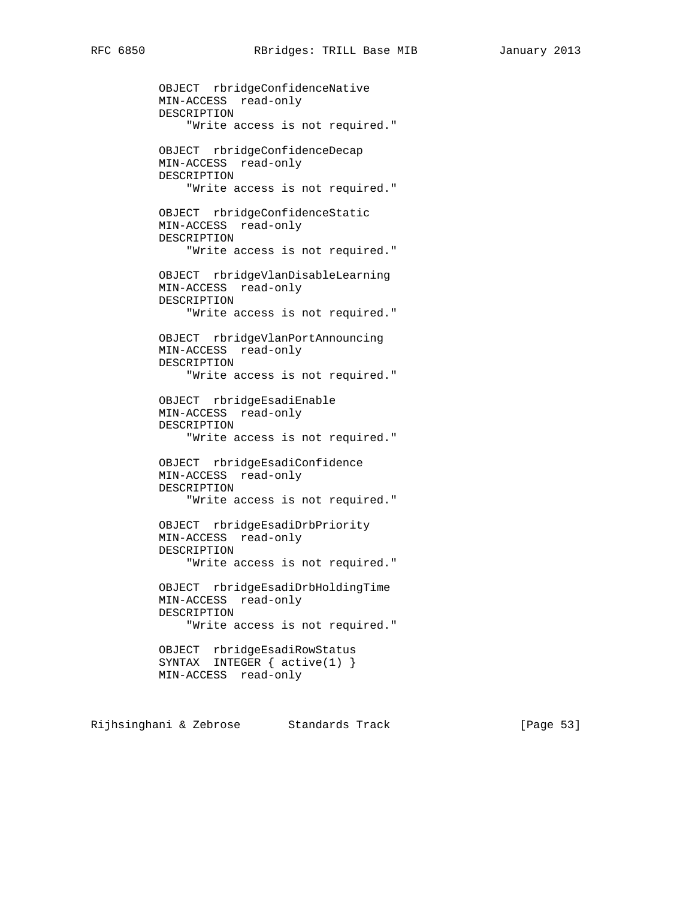```
        OBJECT  rbridgeConfidenceNative
        MIN-ACCESS  read-only
        DESCRIPTION
            "Write access is not required."

        OBJECT  rbridgeConfidenceDecap
        MIN-ACCESS  read-only
        DESCRIPTION
            "Write access is not required."

        OBJECT  rbridgeConfidenceStatic
        MIN-ACCESS  read-only
        DESCRIPTION
            "Write access is not required."

        OBJECT  rbridgeVlanDisableLearning
        MIN-ACCESS  read-only
        DESCRIPTION
            "Write access is not required."

        OBJECT  rbridgeVlanPortAnnouncing
        MIN-ACCESS  read-only
        DESCRIPTION
            "Write access is not required."

        OBJECT  rbridgeEsadiEnable
        MIN-ACCESS  read-only
        DESCRIPTION
            "Write access is not required."

        OBJECT  rbridgeEsadiConfidence
        MIN-ACCESS  read-only
        DESCRIPTION
            "Write access is not required."

        OBJECT  rbridgeEsadiDrbPriority
        MIN-ACCESS  read-only
        DESCRIPTION
            "Write access is not required."

        OBJECT  rbridgeEsadiDrbHoldingTime
        MIN-ACCESS  read-only
        DESCRIPTION
            "Write access is not required."

        OBJECT  rbridgeEsadiRowStatus
        SYNTAX  INTEGER { active(1) }
        MIN-ACCESS  read-only
```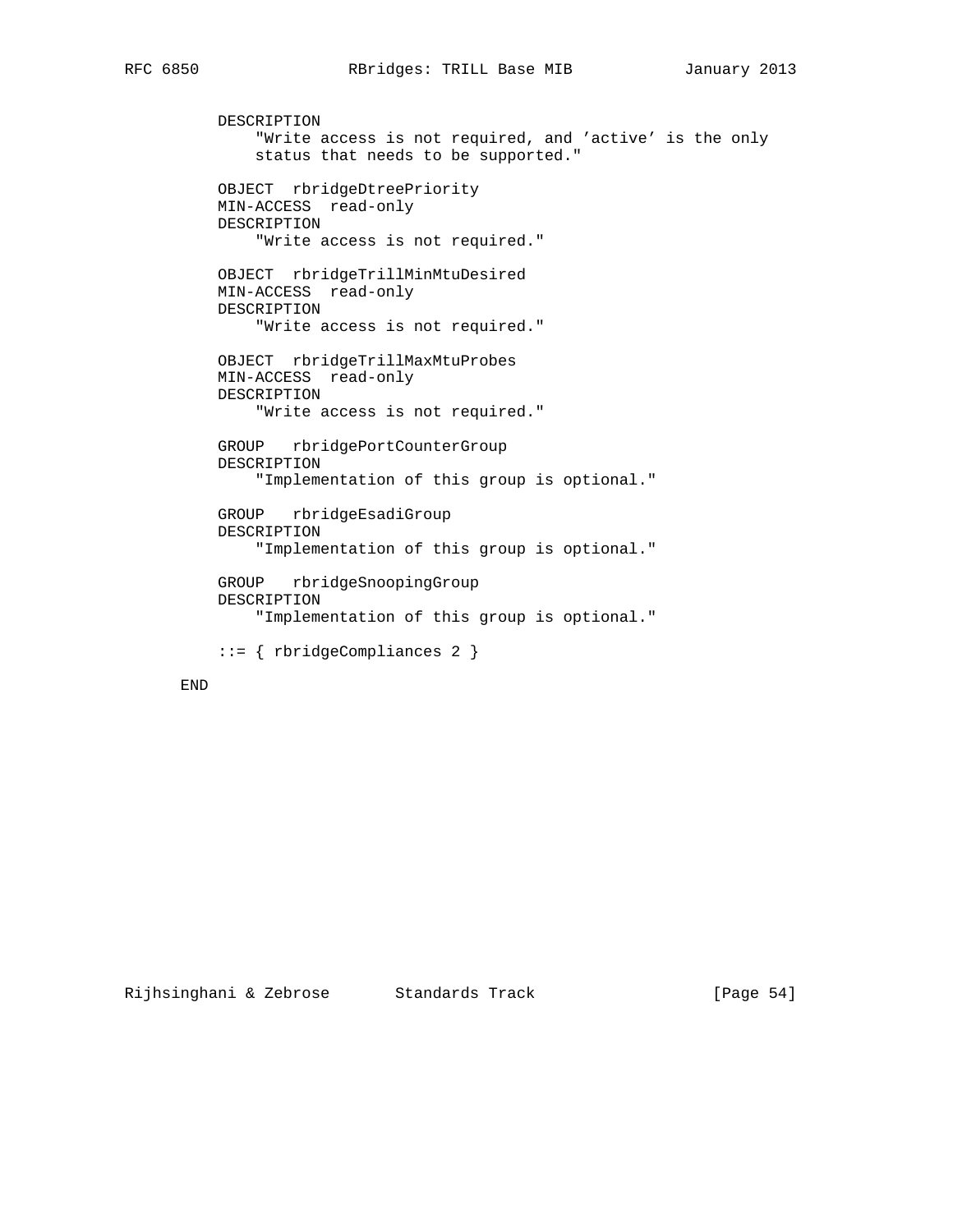```
    DESCRIPTION
        "Write access is not required, and 'active' is the only
        status that needs to be supported."

    OBJECT  rbridgeDtreePriority
    MIN-ACCESS  read-only
    DESCRIPTION
        "Write access is not required."

    OBJECT  rbridgeTrillMinMtuDesired
    MIN-ACCESS  read-only
    DESCRIPTION
        "Write access is not required."

    OBJECT  rbridgeTrillMaxMtuProbes
    MIN-ACCESS  read-only
    DESCRIPTION
        "Write access is not required."

    GROUP   rbridgePortCounterGroup
    DESCRIPTION
        "Implementation of this group is optional."

    GROUP   rbridgeEsadiGroup
    DESCRIPTION
        "Implementation of this group is optional."

    GROUP   rbridgeSnoopingGroup
    DESCRIPTION
        "Implementation of this group is optional."

    ::= { rbridgeCompliances 2 }

END
```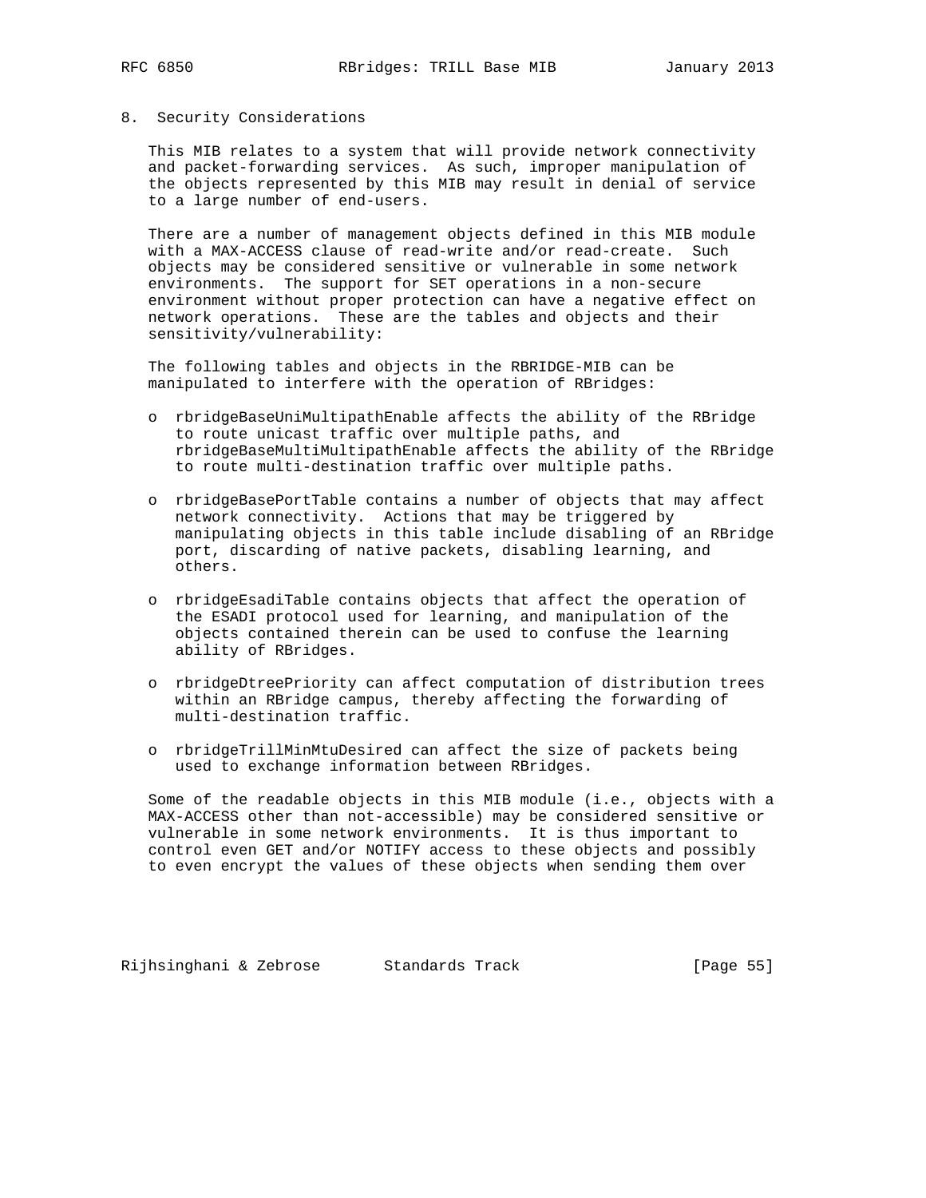## 8. Security Considerations

This MIB relates to a system that will provide network connectivity and packet-forwarding services. As such, improper manipulation of the objects represented by this MIB may result in denial of service to a large number of end-users.

There are a number of management objects defined in this MIB module with a MAX-ACCESS clause of read-write and/or read-create. Such objects may be considered sensitive or vulnerable in some network environments. The support for SET operations in a non-secure environment without proper protection can have a negative effect on network operations. These are the tables and objects and their sensitivity/vulnerability:

The following tables and objects in the RBRIDGE-MIB can be manipulated to interfere with the operation of RBridges:

- rbridgeBaseUniMultipathEnable affects the ability of the RBridge to route unicast traffic over multiple paths, and rbridgeBaseMultiMultipathEnable affects the ability of the RBridge to route multi-destination traffic over multiple paths.

- rbridgeBasePortTable contains a number of objects that may affect network connectivity. Actions that may be triggered by manipulating objects in this table include disabling of an RBridge port, discarding of native packets, disabling learning, and others.

- rbridgeEsadiTable contains objects that affect the operation of the ESADI protocol used for learning, and manipulation of the objects contained therein can be used to confuse the learning ability of RBridges.

- rbridgeDtreePriority can affect computation of distribution trees within an RBridge campus, thereby affecting the forwarding of multi-destination traffic.

- rbridgeTrillMinMtuDesired can affect the size of packets being used to exchange information between RBridges.

Some of the readable objects in this MIB module (i.e., objects with a MAX-ACCESS other than not-accessible) may be considered sensitive or vulnerable in some network environments. It is thus important to control even GET and/or NOTIFY access to these objects and possibly to even encrypt the values of these objects when sending them over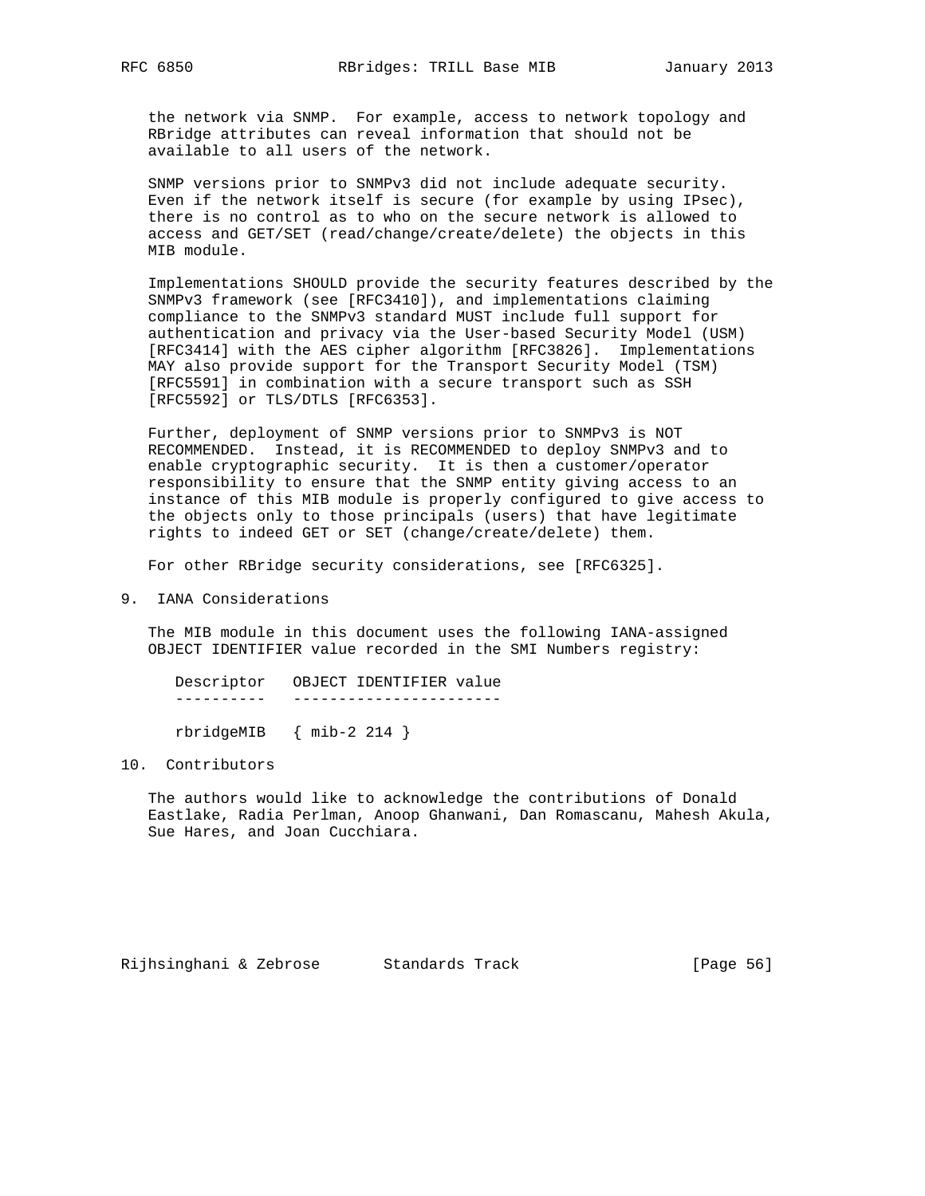the network via SNMP. For example, access to network topology and RBridge attributes can reveal information that should not be available to all users of the network.

SNMP versions prior to SNMPv3 did not include adequate security. Even if the network itself is secure (for example by using IPsec), there is no control as to who on the secure network is allowed to access and GET/SET (read/change/create/delete) the objects in this MIB module.

Implementations SHOULD provide the security features described by the SNMPv3 framework (see [RFC3410]), and implementations claiming compliance to the SNMPv3 standard MUST include full support for authentication and privacy via the User-based Security Model (USM) [RFC3414] with the AES cipher algorithm [RFC3826]. Implementations MAY also provide support for the Transport Security Model (TSM) [RFC5591] in combination with a secure transport such as SSH [RFC5592] or TLS/DTLS [RFC6353].

Further, deployment of SNMP versions prior to SNMPv3 is NOT RECOMMENDED. Instead, it is RECOMMENDED to deploy SNMPv3 and to enable cryptographic security. It is then a customer/operator responsibility to ensure that the SNMP entity giving access to an instance of this MIB module is properly configured to give access to the objects only to those principals (users) that have legitimate rights to indeed GET or SET (change/create/delete) them.

For other RBridge security considerations, see [RFC6325].

## 9. IANA Considerations

The MIB module in this document uses the following IANA-assigned OBJECT IDENTIFIER value recorded in the SMI Numbers registry:

```
   Descriptor   OBJECT IDENTIFIER value
   ----------   -----------------------

   rbridgeMIB   { mib-2 214 }
```

## 10. Contributors

The authors would like to acknowledge the contributions of Donald Eastlake, Radia Perlman, Anoop Ghanwani, Dan Romascanu, Mahesh Akula, Sue Hares, and Joan Cucchiara.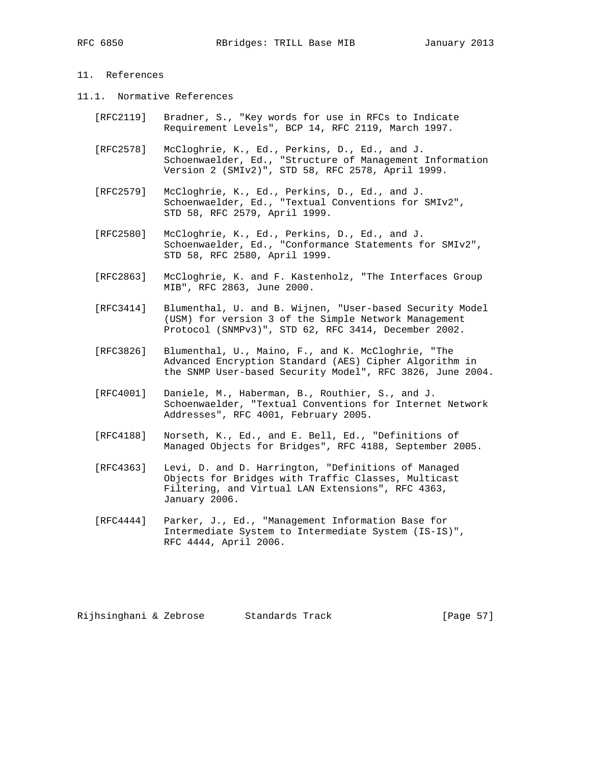## 11. References

### 11.1. Normative References

[RFC2119] Bradner, S., "Key words for use in RFCs to Indicate Requirement Levels", BCP 14, RFC 2119, March 1997.

[RFC2578] McCloghrie, K., Ed., Perkins, D., Ed., and J. Schoenwaelder, Ed., "Structure of Management Information Version 2 (SMIv2)", STD 58, RFC 2578, April 1999.

[RFC2579] McCloghrie, K., Ed., Perkins, D., Ed., and J. Schoenwaelder, Ed., "Textual Conventions for SMIv2", STD 58, RFC 2579, April 1999.

[RFC2580] McCloghrie, K., Ed., Perkins, D., Ed., and J. Schoenwaelder, Ed., "Conformance Statements for SMIv2", STD 58, RFC 2580, April 1999.

[RFC2863] McCloghrie, K. and F. Kastenholz, "The Interfaces Group MIB", RFC 2863, June 2000.

[RFC3414] Blumenthal, U. and B. Wijnen, "User-based Security Model (USM) for version 3 of the Simple Network Management Protocol (SNMPv3)", STD 62, RFC 3414, December 2002.

[RFC3826] Blumenthal, U., Maino, F., and K. McCloghrie, "The Advanced Encryption Standard (AES) Cipher Algorithm in the SNMP User-based Security Model", RFC 3826, June 2004.

[RFC4001] Daniele, M., Haberman, B., Routhier, S., and J. Schoenwaelder, "Textual Conventions for Internet Network Addresses", RFC 4001, February 2005.

[RFC4188] Norseth, K., Ed., and E. Bell, Ed., "Definitions of Managed Objects for Bridges", RFC 4188, September 2005.

[RFC4363] Levi, D. and D. Harrington, "Definitions of Managed Objects for Bridges with Traffic Classes, Multicast Filtering, and Virtual LAN Extensions", RFC 4363, January 2006.

[RFC4444] Parker, J., Ed., "Management Information Base for Intermediate System to Intermediate System (IS-IS)", RFC 4444, April 2006.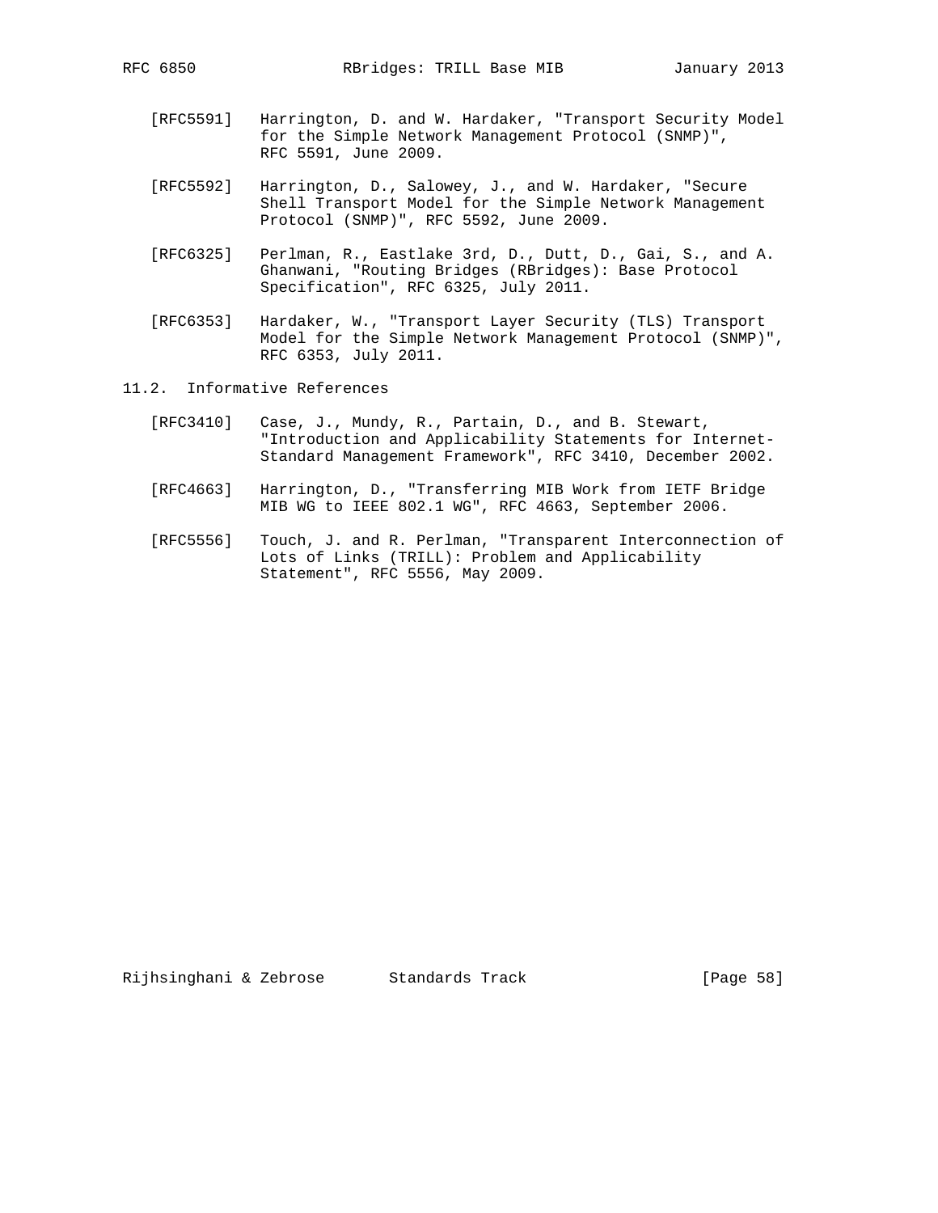[RFC5591] Harrington, D. and W. Hardaker, "Transport Security Model for the Simple Network Management Protocol (SNMP)", RFC 5591, June 2009.

[RFC5592] Harrington, D., Salowey, J., and W. Hardaker, "Secure Shell Transport Model for the Simple Network Management Protocol (SNMP)", RFC 5592, June 2009.

[RFC6325] Perlman, R., Eastlake 3rd, D., Dutt, D., Gai, S., and A. Ghanwani, "Routing Bridges (RBridges): Base Protocol Specification", RFC 6325, July 2011.

[RFC6353] Hardaker, W., "Transport Layer Security (TLS) Transport Model for the Simple Network Management Protocol (SNMP)", RFC 6353, July 2011.

## 11.2. Informative References

[RFC3410] Case, J., Mundy, R., Partain, D., and B. Stewart, "Introduction and Applicability Statements for Internet-Standard Management Framework", RFC 3410, December 2002.

[RFC4663] Harrington, D., "Transferring MIB Work from IETF Bridge MIB WG to IEEE 802.1 WG", RFC 4663, September 2006.

[RFC5556] Touch, J. and R. Perlman, "Transparent Interconnection of Lots of Links (TRILL): Problem and Applicability Statement", RFC 5556, May 2009.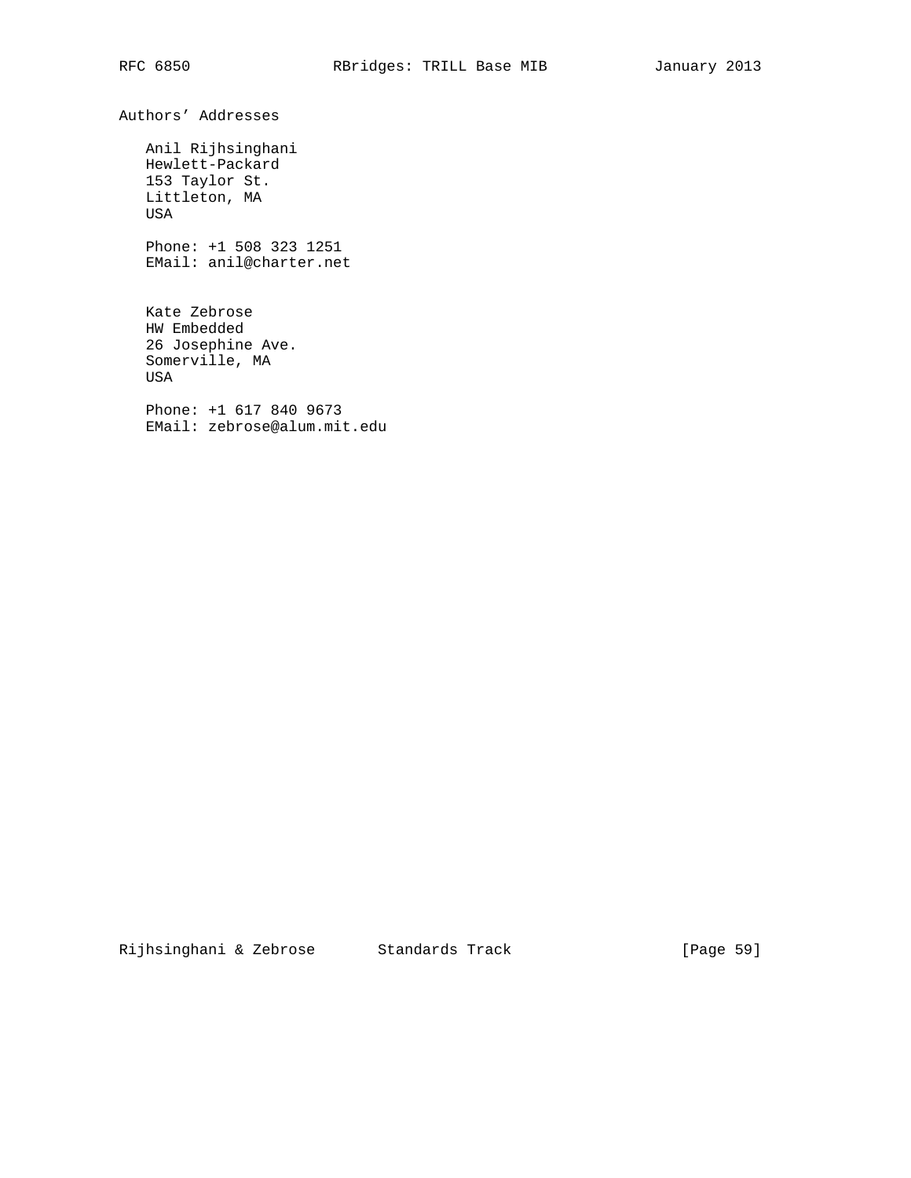## Authors' Addresses

Anil Rijhsinghani
Hewlett-Packard
153 Taylor St.
Littleton, MA
USA

Phone: +1 508 323 1251
EMail: anil@charter.net

Kate Zebrose
HW Embedded
26 Josephine Ave.
Somerville, MA
USA

Phone: +1 617 840 9673
EMail: zebrose@alum.mit.edu